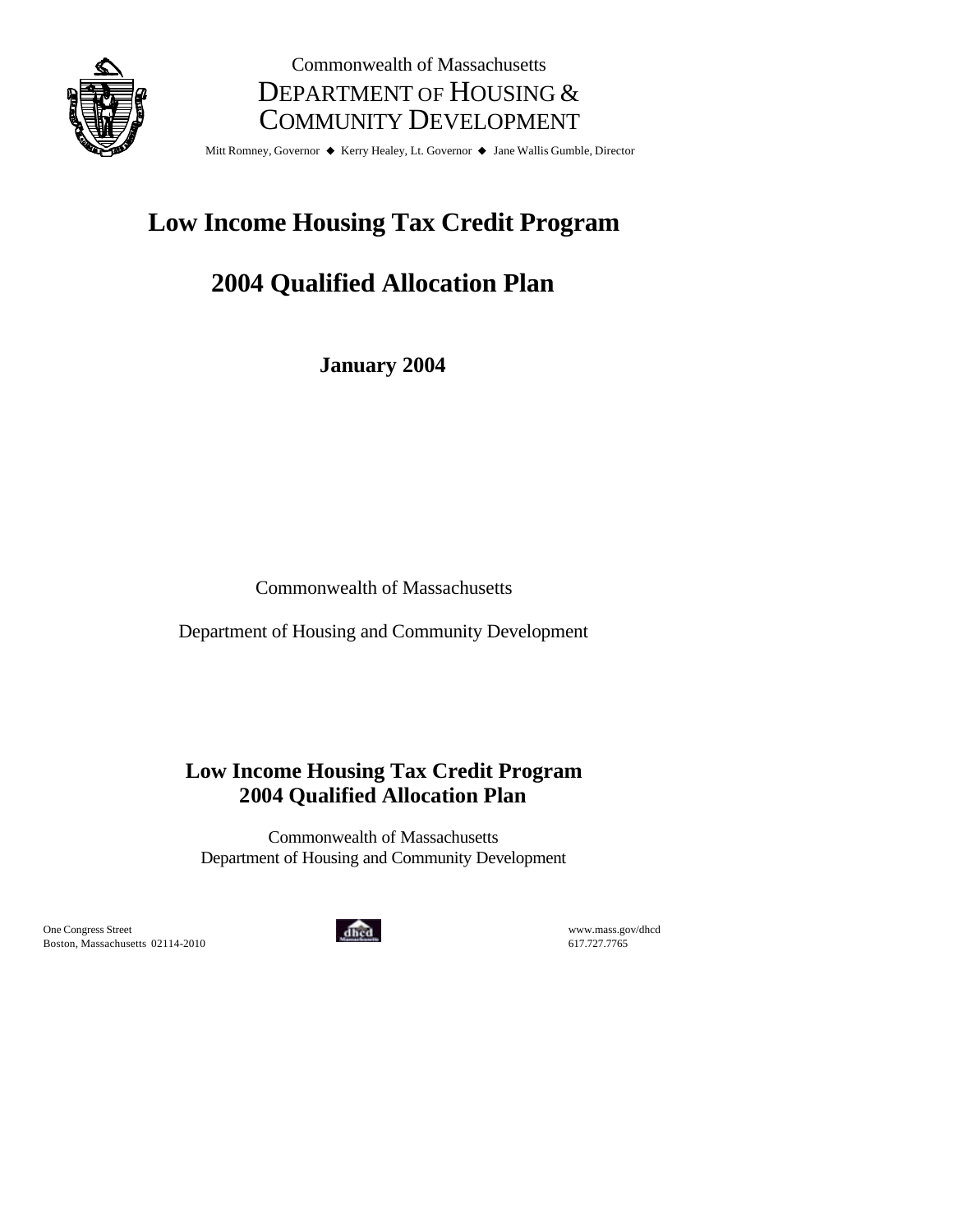Commonwealth of Massachusetts

DEPARTMENT OF HOUSING & COMMUNITY DEVELOPMENT

Mitt Romney, Governor ◆ Kerry Healey, Lt. Governor ◆ Jane Wallis Gumble, Director

# Low Income Housing Tax Credit Program

# 2004 Qualified Allocation Plan

**January 2004**

Commonwealth of Massachusetts

Department of Housing and Community Development

**Low Income Housing Tax Credit Program**
**2004 Qualified Allocation Plan**

Commonwealth of Massachusetts
Department of Housing and Community Development

One Congress Street
Boston, Massachusetts 02114-2010

www.mass.gov/dhcd
617.727.7765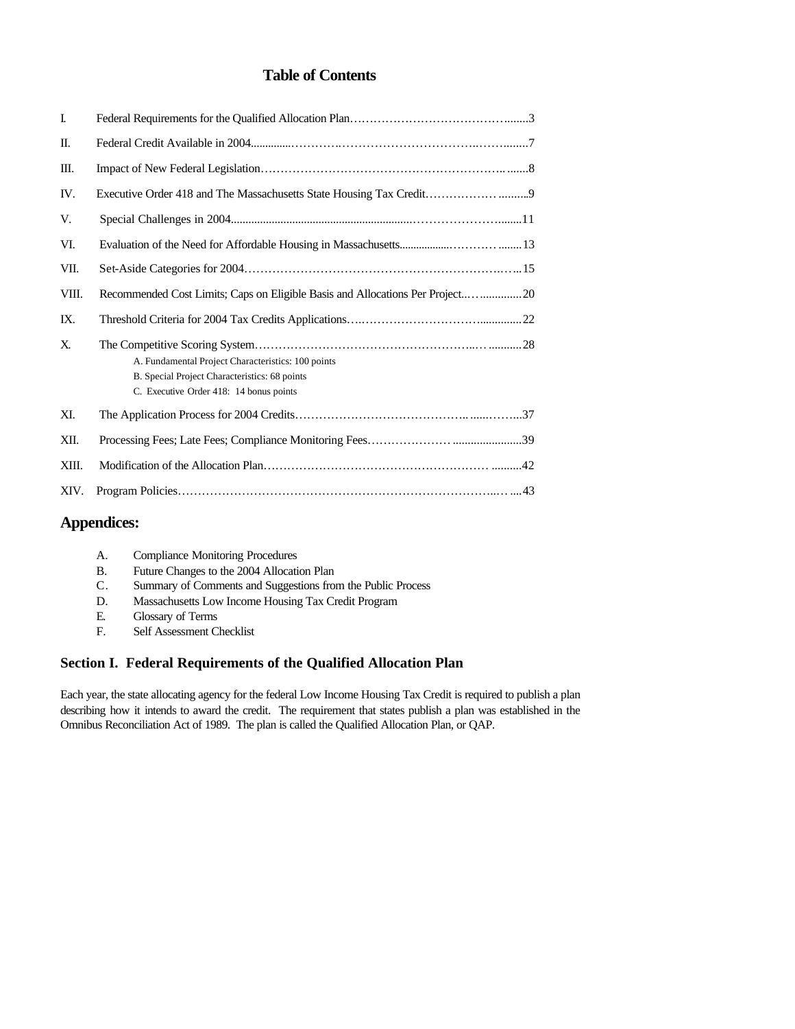# Table of Contents

| | | |
|---|---|---|
| I. | Federal Requirements for the Qualified Allocation Plan | 3 |
| II. | Federal Credit Available in 2004 | 7 |
| III. | Impact of New Federal Legislation | 8 |
| IV. | Executive Order 418 and The Massachusetts State Housing Tax Credit | 9 |
| V. | Special Challenges in 2004 | 11 |
| VI. | Evaluation of the Need for Affordable Housing in Massachusetts | 13 |
| VII. | Set-Aside Categories for 2004 | 15 |
| VIII. | Recommended Cost Limits; Caps on Eligible Basis and Allocations Per Project | 20 |
| IX. | Threshold Criteria for 2004 Tax Credits Applications | 22 |
| X. | The Competitive Scoring System<br>A. Fundamental Project Characteristics: 100 points<br>B. Special Project Characteristics: 68 points<br>C. Executive Order 418: 14 bonus points | 28 |
| XI. | The Application Process for 2004 Credits | 37 |
| XII. | Processing Fees; Late Fees; Compliance Monitoring Fees | 39 |
| XIII. | Modification of the Allocation Plan | 42 |
| XIV. | Program Policies | 43 |

## Appendices:

A. Compliance Monitoring Procedures
B. Future Changes to the 2004 Allocation Plan
C. Summary of Comments and Suggestions from the Public Process
D. Massachusetts Low Income Housing Tax Credit Program
E. Glossary of Terms
F. Self Assessment Checklist

## Section I. Federal Requirements of the Qualified Allocation Plan

Each year, the state allocating agency for the federal Low Income Housing Tax Credit is required to publish a plan describing how it intends to award the credit. The requirement that states publish a plan was established in the Omnibus Reconciliation Act of 1989. The plan is called the Qualified Allocation Plan, or QAP.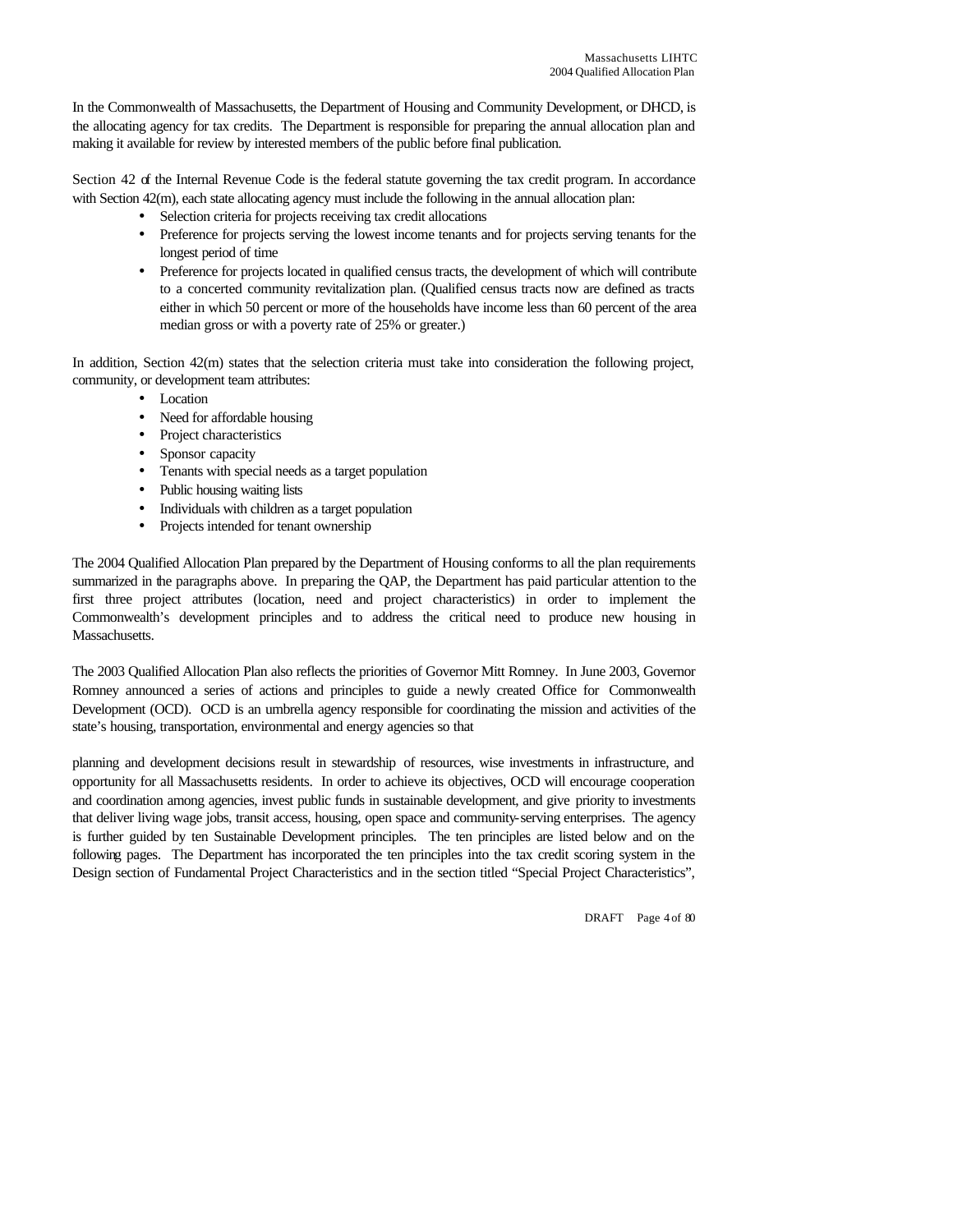In the Commonwealth of Massachusetts, the Department of Housing and Community Development, or DHCD, is the allocating agency for tax credits. The Department is responsible for preparing the annual allocation plan and making it available for review by interested members of the public before final publication.

Section 42 of the Internal Revenue Code is the federal statute governing the tax credit program. In accordance with Section 42(m), each state allocating agency must include the following in the annual allocation plan:

- Selection criteria for projects receiving tax credit allocations
- Preference for projects serving the lowest income tenants and for projects serving tenants for the longest period of time
- Preference for projects located in qualified census tracts, the development of which will contribute to a concerted community revitalization plan. (Qualified census tracts now are defined as tracts either in which 50 percent or more of the households have income less than 60 percent of the area median gross or with a poverty rate of 25% or greater.)

In addition, Section 42(m) states that the selection criteria must take into consideration the following project, community, or development team attributes:

- Location
- Need for affordable housing
- Project characteristics
- Sponsor capacity
- Tenants with special needs as a target population
- Public housing waiting lists
- Individuals with children as a target population
- Projects intended for tenant ownership

The 2004 Qualified Allocation Plan prepared by the Department of Housing conforms to all the plan requirements summarized in the paragraphs above. In preparing the QAP, the Department has paid particular attention to the first three project attributes (location, need and project characteristics) in order to implement the Commonwealth's development principles and to address the critical need to produce new housing in Massachusetts.

The 2003 Qualified Allocation Plan also reflects the priorities of Governor Mitt Romney. In June 2003, Governor Romney announced a series of actions and principles to guide a newly created Office for Commonwealth Development (OCD). OCD is an umbrella agency responsible for coordinating the mission and activities of the state's housing, transportation, environmental and energy agencies so that

planning and development decisions result in stewardship of resources, wise investments in infrastructure, and opportunity for all Massachusetts residents. In order to achieve its objectives, OCD will encourage cooperation and coordination among agencies, invest public funds in sustainable development, and give priority to investments that deliver living wage jobs, transit access, housing, open space and community-serving enterprises. The agency is further guided by ten Sustainable Development principles. The ten principles are listed below and on the following pages. The Department has incorporated the ten principles into the tax credit scoring system in the Design section of Fundamental Project Characteristics and in the section titled "Special Project Characteristics",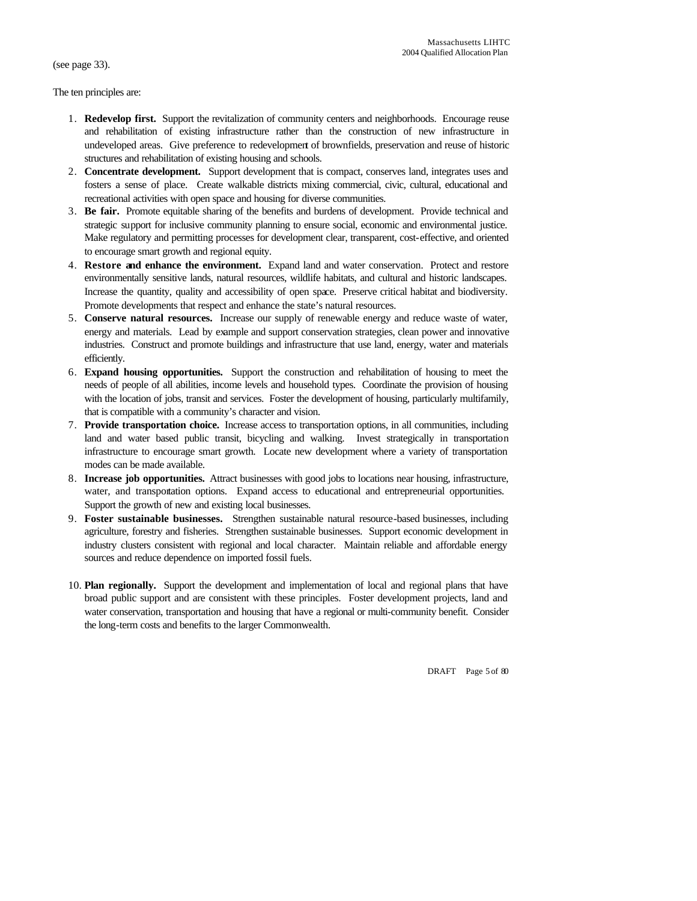(see page 33).

The ten principles are:

1. **Redevelop first.** Support the revitalization of community centers and neighborhoods. Encourage reuse and rehabilitation of existing infrastructure rather than the construction of new infrastructure in undeveloped areas. Give preference to redevelopment of brownfields, preservation and reuse of historic structures and rehabilitation of existing housing and schools.
2. **Concentrate development.** Support development that is compact, conserves land, integrates uses and fosters a sense of place. Create walkable districts mixing commercial, civic, cultural, educational and recreational activities with open space and housing for diverse communities.
3. **Be fair.** Promote equitable sharing of the benefits and burdens of development. Provide technical and strategic support for inclusive community planning to ensure social, economic and environmental justice. Make regulatory and permitting processes for development clear, transparent, cost-effective, and oriented to encourage smart growth and regional equity.
4. **Restore and enhance the environment.** Expand land and water conservation. Protect and restore environmentally sensitive lands, natural resources, wildlife habitats, and cultural and historic landscapes. Increase the quantity, quality and accessibility of open space. Preserve critical habitat and biodiversity. Promote developments that respect and enhance the state's natural resources.
5. **Conserve natural resources.** Increase our supply of renewable energy and reduce waste of water, energy and materials. Lead by example and support conservation strategies, clean power and innovative industries. Construct and promote buildings and infrastructure that use land, energy, water and materials efficiently.
6. **Expand housing opportunities.** Support the construction and rehabilitation of housing to meet the needs of people of all abilities, income levels and household types. Coordinate the provision of housing with the location of jobs, transit and services. Foster the development of housing, particularly multifamily, that is compatible with a community's character and vision.
7. **Provide transportation choice.** Increase access to transportation options, in all communities, including land and water based public transit, bicycling and walking. Invest strategically in transportation infrastructure to encourage smart growth. Locate new development where a variety of transportation modes can be made available.
8. **Increase job opportunities.** Attract businesses with good jobs to locations near housing, infrastructure, water, and transportation options. Expand access to educational and entrepreneurial opportunities. Support the growth of new and existing local businesses.
9. **Foster sustainable businesses.** Strengthen sustainable natural resource-based businesses, including agriculture, forestry and fisheries. Strengthen sustainable businesses. Support economic development in industry clusters consistent with regional and local character. Maintain reliable and affordable energy sources and reduce dependence on imported fossil fuels.
10. **Plan regionally.** Support the development and implementation of local and regional plans that have broad public support and are consistent with these principles. Foster development projects, land and water conservation, transportation and housing that have a regional or multi-community benefit. Consider the long-term costs and benefits to the larger Commonwealth.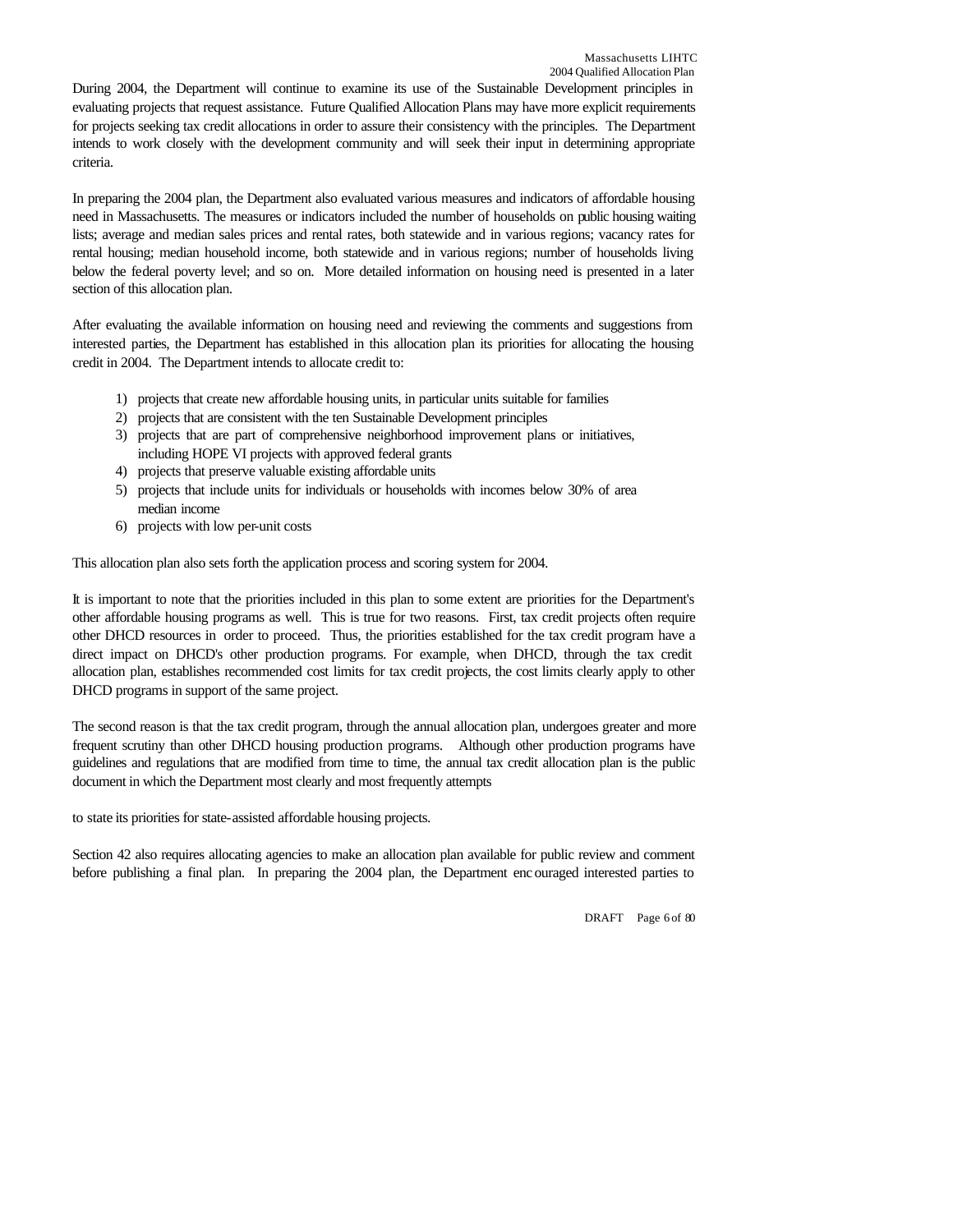During 2004, the Department will continue to examine its use of the Sustainable Development principles in evaluating projects that request assistance. Future Qualified Allocation Plans may have more explicit requirements for projects seeking tax credit allocations in order to assure their consistency with the principles. The Department intends to work closely with the development community and will seek their input in determining appropriate criteria.

In preparing the 2004 plan, the Department also evaluated various measures and indicators of affordable housing need in Massachusetts. The measures or indicators included the number of households on public housing waiting lists; average and median sales prices and rental rates, both statewide and in various regions; vacancy rates for rental housing; median household income, both statewide and in various regions; number of households living below the federal poverty level; and so on. More detailed information on housing need is presented in a later section of this allocation plan.

After evaluating the available information on housing need and reviewing the comments and suggestions from interested parties, the Department has established in this allocation plan its priorities for allocating the housing credit in 2004. The Department intends to allocate credit to:

1) projects that create new affordable housing units, in particular units suitable for families
2) projects that are consistent with the ten Sustainable Development principles
3) projects that are part of comprehensive neighborhood improvement plans or initiatives, including HOPE VI projects with approved federal grants
4) projects that preserve valuable existing affordable units
5) projects that include units for individuals or households with incomes below 30% of area median income
6) projects with low per-unit costs

This allocation plan also sets forth the application process and scoring system for 2004.

It is important to note that the priorities included in this plan to some extent are priorities for the Department's other affordable housing programs as well. This is true for two reasons. First, tax credit projects often require other DHCD resources in order to proceed. Thus, the priorities established for the tax credit program have a direct impact on DHCD's other production programs. For example, when DHCD, through the tax credit allocation plan, establishes recommended cost limits for tax credit projects, the cost limits clearly apply to other DHCD programs in support of the same project.

The second reason is that the tax credit program, through the annual allocation plan, undergoes greater and more frequent scrutiny than other DHCD housing production programs. Although other production programs have guidelines and regulations that are modified from time to time, the annual tax credit allocation plan is the public document in which the Department most clearly and most frequently attempts to state its priorities for state-assisted affordable housing projects.

Section 42 also requires allocating agencies to make an allocation plan available for public review and comment before publishing a final plan. In preparing the 2004 plan, the Department encouraged interested parties to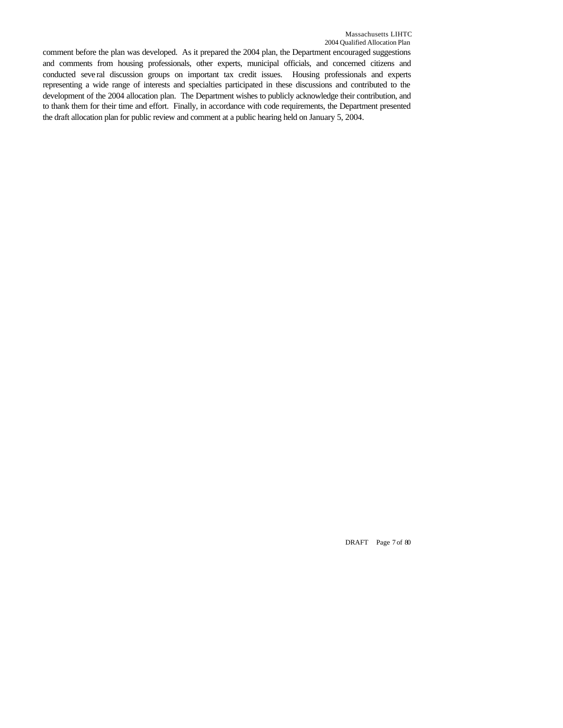comment before the plan was developed. As it prepared the 2004 plan, the Department encouraged suggestions and comments from housing professionals, other experts, municipal officials, and concerned citizens and conducted several discussion groups on important tax credit issues. Housing professionals and experts representing a wide range of interests and specialties participated in these discussions and contributed to the development of the 2004 allocation plan. The Department wishes to publicly acknowledge their contribution, and to thank them for their time and effort. Finally, in accordance with code requirements, the Department presented the draft allocation plan for public review and comment at a public hearing held on January 5, 2004.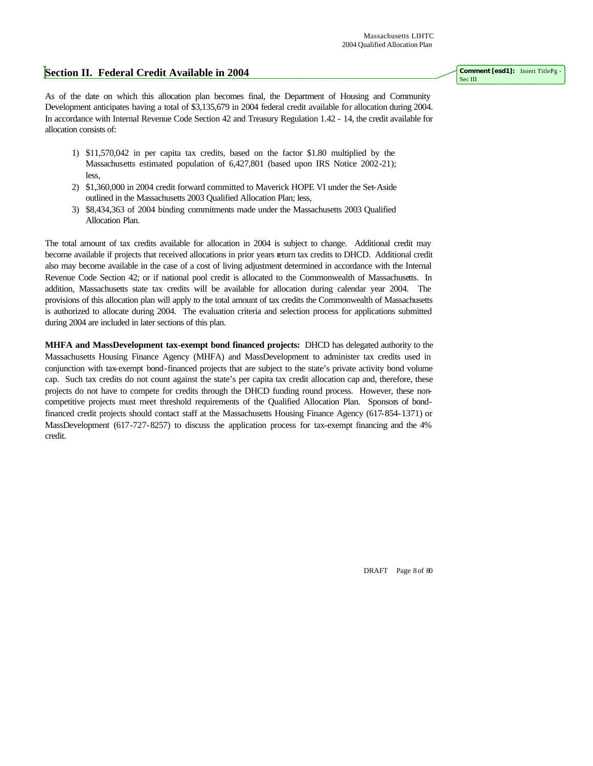## Section II. Federal Credit Available in 2004

As of the date on which this allocation plan becomes final, the Department of Housing and Community Development anticipates having a total of $3,135,679 in 2004 federal credit available for allocation during 2004. In accordance with Internal Revenue Code Section 42 and Treasury Regulation 1.42 - 14, the credit available for allocation consists of:

1) $11,570,042 in per capita tax credits, based on the factor $1.80 multiplied by the Massachusetts estimated population of 6,427,801 (based upon IRS Notice 2002-21); less,
2) $1,360,000 in 2004 credit forward committed to Maverick HOPE VI under the Set-Aside outlined in the Massachusetts 2003 Qualified Allocation Plan; less,
3) $8,434,363 of 2004 binding commitments made under the Massachusetts 2003 Qualified Allocation Plan.

The total amount of tax credits available for allocation in 2004 is subject to change. Additional credit may become available if projects that received allocations in prior years return tax credits to DHCD. Additional credit also may become available in the case of a cost of living adjustment determined in accordance with the Internal Revenue Code Section 42; or if national pool credit is allocated to the Commonwealth of Massachusetts. In addition, Massachusetts state tax credits will be available for allocation during calendar year 2004. The provisions of this allocation plan will apply to the total amount of tax credits the Commonwealth of Massachusetts is authorized to allocate during 2004. The evaluation criteria and selection process for applications submitted during 2004 are included in later sections of this plan.

**MHFA and MassDevelopment tax-exempt bond financed projects:** DHCD has delegated authority to the Massachusetts Housing Finance Agency (MHFA) and MassDevelopment to administer tax credits used in conjunction with tax-exempt bond-financed projects that are subject to the state's private activity bond volume cap. Such tax credits do not count against the state's per capita tax credit allocation cap and, therefore, these projects do not have to compete for credits through the DHCD funding round process. However, these non-competitive projects must meet threshold requirements of the Qualified Allocation Plan. Sponsors of bond-financed credit projects should contact staff at the Massachusetts Housing Finance Agency (617-854-1371) or MassDevelopment (617-727-8257) to discuss the application process for tax-exempt financing and the 4% credit.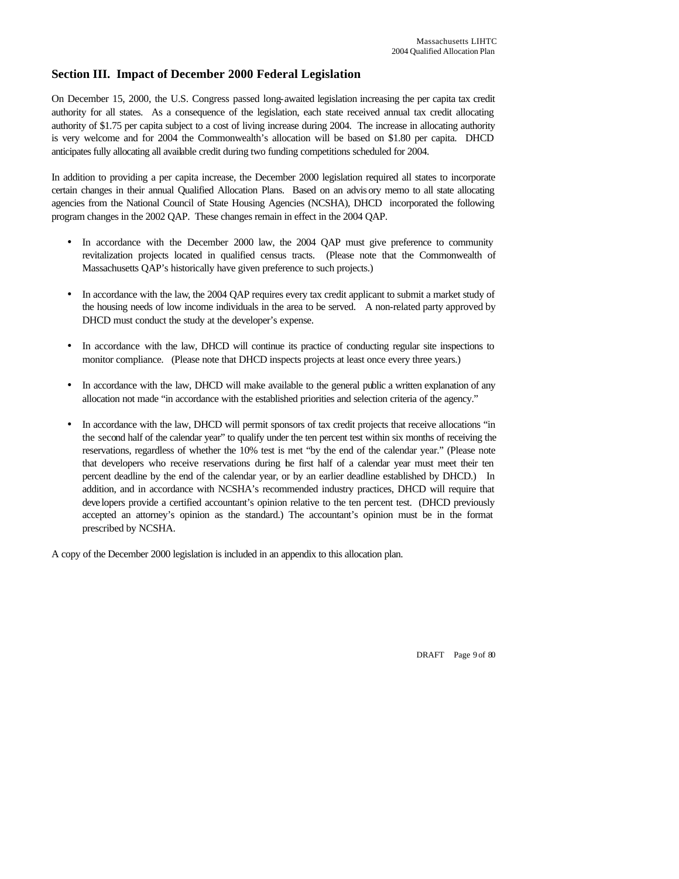## Section III. Impact of December 2000 Federal Legislation

On December 15, 2000, the U.S. Congress passed long-awaited legislation increasing the per capita tax credit authority for all states. As a consequence of the legislation, each state received annual tax credit allocating authority of $1.75 per capita subject to a cost of living increase during 2004. The increase in allocating authority is very welcome and for 2004 the Commonwealth's allocation will be based on $1.80 per capita. DHCD anticipates fully allocating all available credit during two funding competitions scheduled for 2004.

In addition to providing a per capita increase, the December 2000 legislation required all states to incorporate certain changes in their annual Qualified Allocation Plans. Based on an advisory memo to all state allocating agencies from the National Council of State Housing Agencies (NCSHA), DHCD incorporated the following program changes in the 2002 QAP. These changes remain in effect in the 2004 QAP.

- In accordance with the December 2000 law, the 2004 QAP must give preference to community revitalization projects located in qualified census tracts. (Please note that the Commonwealth of Massachusetts QAP's historically have given preference to such projects.)

- In accordance with the law, the 2004 QAP requires every tax credit applicant to submit a market study of the housing needs of low income individuals in the area to be served. A non-related party approved by DHCD must conduct the study at the developer's expense.

- In accordance with the law, DHCD will continue its practice of conducting regular site inspections to monitor compliance. (Please note that DHCD inspects projects at least once every three years.)

- In accordance with the law, DHCD will make available to the general public a written explanation of any allocation not made "in accordance with the established priorities and selection criteria of the agency."

- In accordance with the law, DHCD will permit sponsors of tax credit projects that receive allocations "in the second half of the calendar year" to qualify under the ten percent test within six months of receiving the reservations, regardless of whether the 10% test is met "by the end of the calendar year." (Please note that developers who receive reservations during the first half of a calendar year must meet their ten percent deadline by the end of the calendar year, or by an earlier deadline established by DHCD.) In addition, and in accordance with NCSHA's recommended industry practices, DHCD will require that developers provide a certified accountant's opinion relative to the ten percent test. (DHCD previously accepted an attorney's opinion as the standard.) The accountant's opinion must be in the format prescribed by NCSHA.

A copy of the December 2000 legislation is included in an appendix to this allocation plan.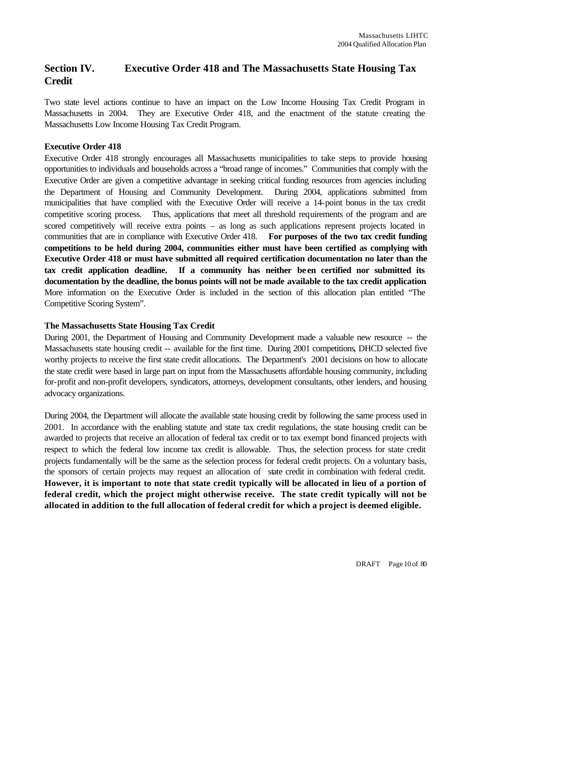## Section IV. Executive Order 418 and The Massachusetts State Housing Tax Credit

Two state level actions continue to have an impact on the Low Income Housing Tax Credit Program in Massachusetts in 2004. They are Executive Order 418, and the enactment of the statute creating the Massachusetts Low Income Housing Tax Credit Program.

### Executive Order 418

Executive Order 418 strongly encourages all Massachusetts municipalities to take steps to provide housing opportunities to individuals and households across a "broad range of incomes." Communities that comply with the Executive Order are given a competitive advantage in seeking critical funding resources from agencies including the Department of Housing and Community Development. During 2004, applications submitted from municipalities that have complied with the Executive Order will receive a 14-point bonus in the tax credit competitive scoring process. Thus, applications that meet all threshold requirements of the program and are scored competitively will receive extra points – as long as such applications represent projects located in communities that are in compliance with Executive Order 418. **For purposes of the two tax credit funding competitions to be held during 2004, communities either must have been certified as complying with Executive Order 418 or must have submitted all required certification documentation no later than the tax credit application deadline. If a community has neither been certified nor submitted its documentation by the deadline, the bonus points will not be made available to the tax credit application.** More information on the Executive Order is included in the section of this allocation plan entitled "The Competitive Scoring System".

### The Massachusetts State Housing Tax Credit

During 2001, the Department of Housing and Community Development made a valuable new resource -- the Massachusetts state housing credit -- available for the first time. During 2001 competitions, DHCD selected five worthy projects to receive the first state credit allocations. The Department's 2001 decisions on how to allocate the state credit were based in large part on input from the Massachusetts affordable housing community, including for-profit and non-profit developers, syndicators, attorneys, development consultants, other lenders, and housing advocacy organizations.

During 2004, the Department will allocate the available state housing credit by following the same process used in 2001. In accordance with the enabling statute and state tax credit regulations, the state housing credit can be awarded to projects that receive an allocation of federal tax credit or to tax exempt bond financed projects with respect to which the federal low income tax credit is allowable. Thus, the selection process for state credit projects fundamentally will be the same as the selection process for federal credit projects. On a voluntary basis, the sponsors of certain projects may request an allocation of state credit in combination with federal credit. **However, it is important to note that state credit typically will be allocated in lieu of a portion of federal credit, which the project might otherwise receive. The state credit typically will not be allocated in addition to the full allocation of federal credit for which a project is deemed eligible.**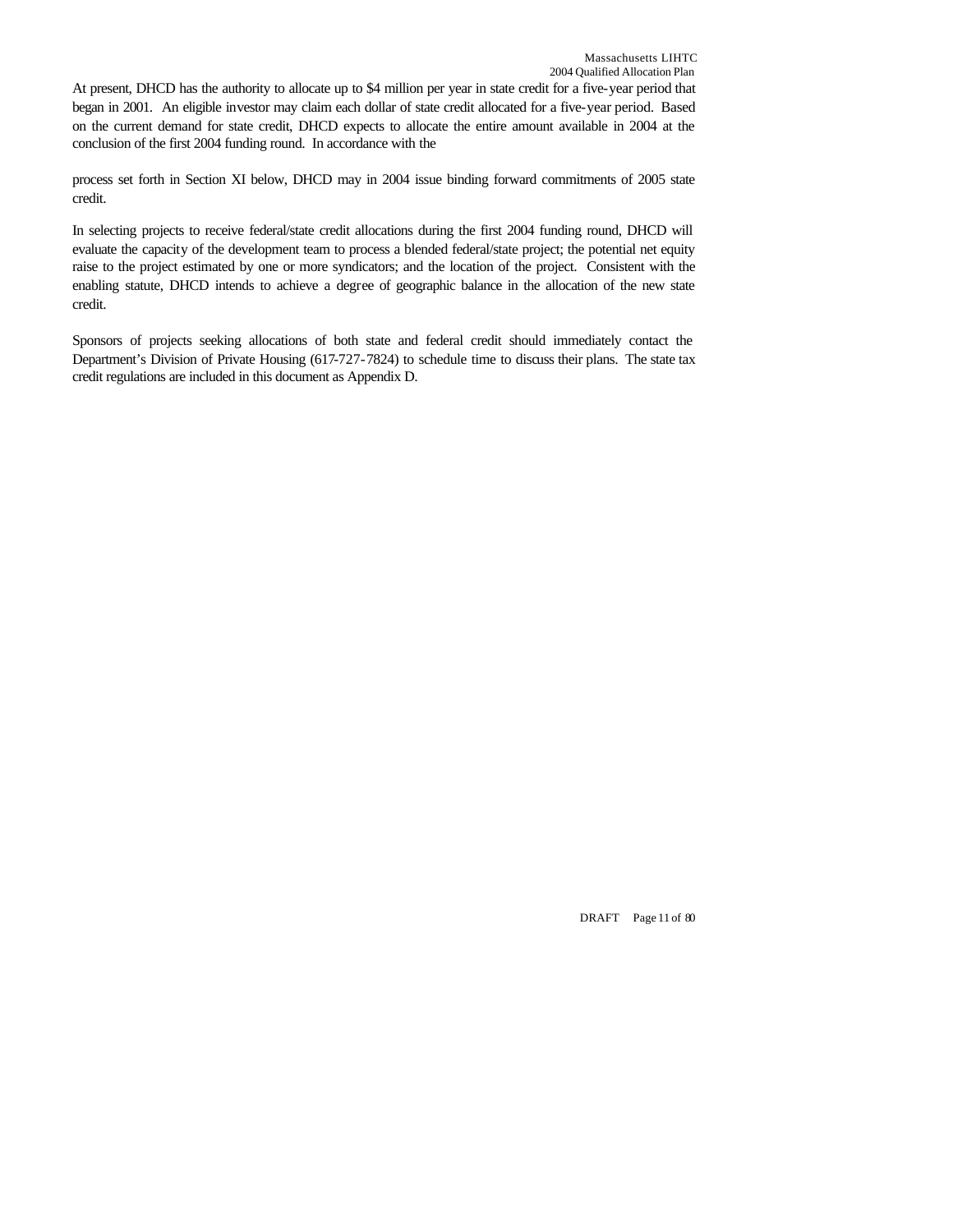At present, DHCD has the authority to allocate up to $4 million per year in state credit for a five-year period that began in 2001. An eligible investor may claim each dollar of state credit allocated for a five-year period. Based on the current demand for state credit, DHCD expects to allocate the entire amount available in 2004 at the conclusion of the first 2004 funding round. In accordance with the

process set forth in Section XI below, DHCD may in 2004 issue binding forward commitments of 2005 state credit.

In selecting projects to receive federal/state credit allocations during the first 2004 funding round, DHCD will evaluate the capacity of the development team to process a blended federal/state project; the potential net equity raise to the project estimated by one or more syndicators; and the location of the project. Consistent with the enabling statute, DHCD intends to achieve a degree of geographic balance in the allocation of the new state credit.

Sponsors of projects seeking allocations of both state and federal credit should immediately contact the Department's Division of Private Housing (617-727-7824) to schedule time to discuss their plans. The state tax credit regulations are included in this document as Appendix D.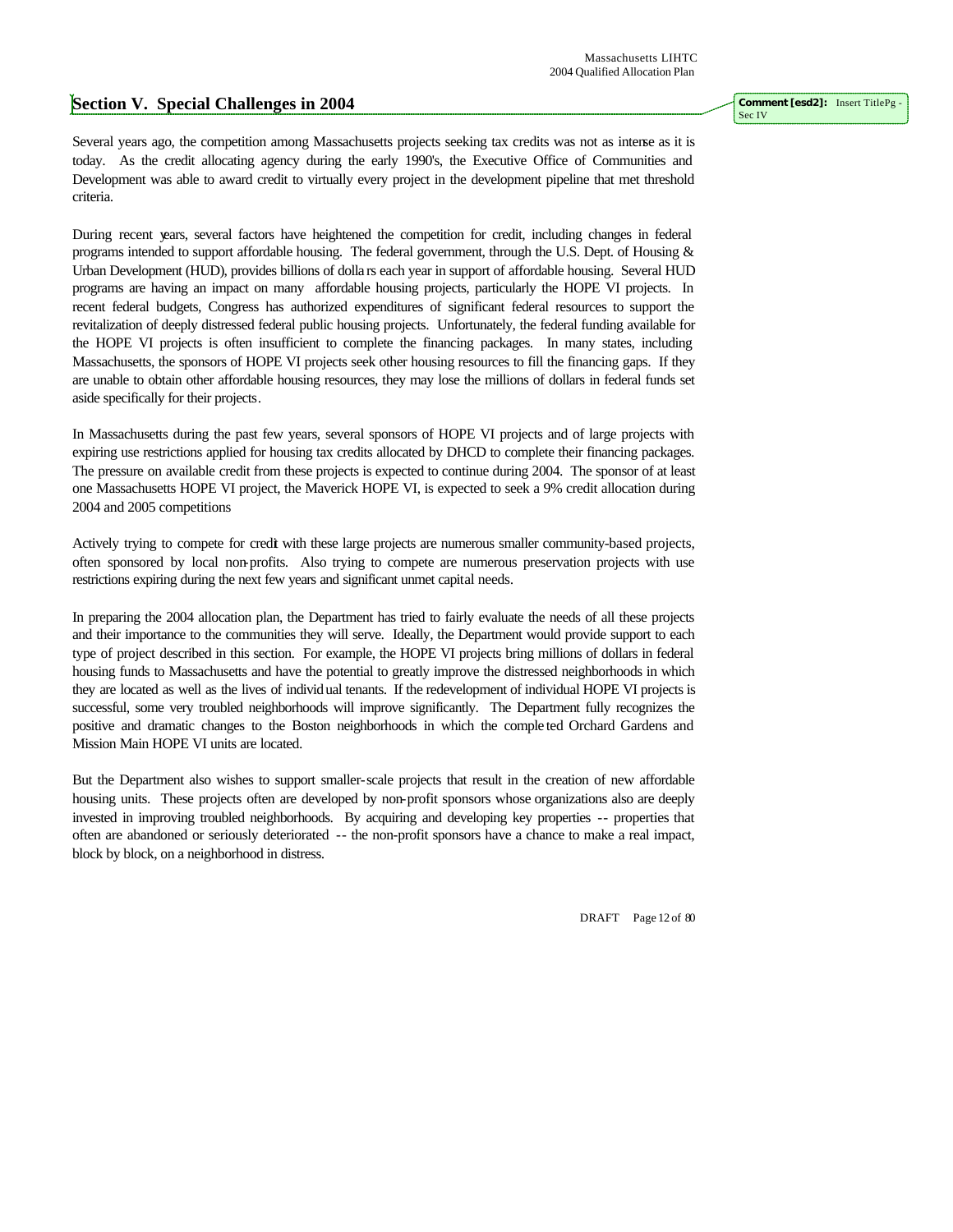## Section V. Special Challenges in 2004

Several years ago, the competition among Massachusetts projects seeking tax credits was not as intense as it is today. As the credit allocating agency during the early 1990's, the Executive Office of Communities and Development was able to award credit to virtually every project in the development pipeline that met threshold criteria.

During recent years, several factors have heightened the competition for credit, including changes in federal programs intended to support affordable housing. The federal government, through the U.S. Dept. of Housing & Urban Development (HUD), provides billions of dollars each year in support of affordable housing. Several HUD programs are having an impact on many affordable housing projects, particularly the HOPE VI projects. In recent federal budgets, Congress has authorized expenditures of significant federal resources to support the revitalization of deeply distressed federal public housing projects. Unfortunately, the federal funding available for the HOPE VI projects is often insufficient to complete the financing packages. In many states, including Massachusetts, the sponsors of HOPE VI projects seek other housing resources to fill the financing gaps. If they are unable to obtain other affordable housing resources, they may lose the millions of dollars in federal funds set aside specifically for their projects.

In Massachusetts during the past few years, several sponsors of HOPE VI projects and of large projects with expiring use restrictions applied for housing tax credits allocated by DHCD to complete their financing packages. The pressure on available credit from these projects is expected to continue during 2004. The sponsor of at least one Massachusetts HOPE VI project, the Maverick HOPE VI, is expected to seek a 9% credit allocation during 2004 and 2005 competitions

Actively trying to compete for credit with these large projects are numerous smaller community-based projects, often sponsored by local non-profits. Also trying to compete are numerous preservation projects with use restrictions expiring during the next few years and significant unmet capital needs.

In preparing the 2004 allocation plan, the Department has tried to fairly evaluate the needs of all these projects and their importance to the communities they will serve. Ideally, the Department would provide support to each type of project described in this section. For example, the HOPE VI projects bring millions of dollars in federal housing funds to Massachusetts and have the potential to greatly improve the distressed neighborhoods in which they are located as well as the lives of individual tenants. If the redevelopment of individual HOPE VI projects is successful, some very troubled neighborhoods will improve significantly. The Department fully recognizes the positive and dramatic changes to the Boston neighborhoods in which the completed Orchard Gardens and Mission Main HOPE VI units are located.

But the Department also wishes to support smaller-scale projects that result in the creation of new affordable housing units. These projects often are developed by non-profit sponsors whose organizations also are deeply invested in improving troubled neighborhoods. By acquiring and developing key properties -- properties that often are abandoned or seriously deteriorated -- the non-profit sponsors have a chance to make a real impact, block by block, on a neighborhood in distress.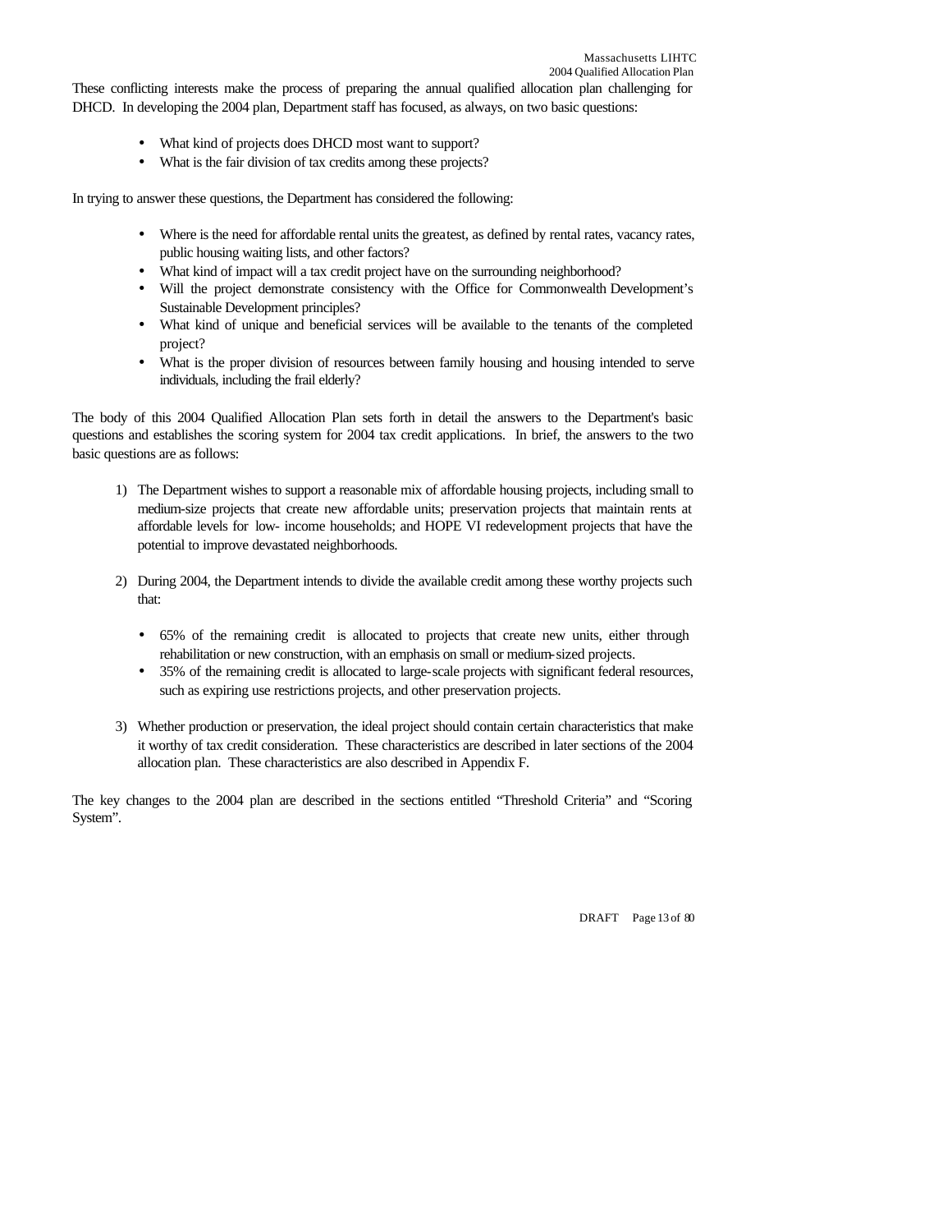These conflicting interests make the process of preparing the annual qualified allocation plan challenging for DHCD. In developing the 2004 plan, Department staff has focused, as always, on two basic questions:

- What kind of projects does DHCD most want to support?
- What is the fair division of tax credits among these projects?

In trying to answer these questions, the Department has considered the following:

- Where is the need for affordable rental units the greatest, as defined by rental rates, vacancy rates, public housing waiting lists, and other factors?
- What kind of impact will a tax credit project have on the surrounding neighborhood?
- Will the project demonstrate consistency with the Office for Commonwealth Development's Sustainable Development principles?
- What kind of unique and beneficial services will be available to the tenants of the completed project?
- What is the proper division of resources between family housing and housing intended to serve individuals, including the frail elderly?

The body of this 2004 Qualified Allocation Plan sets forth in detail the answers to the Department's basic questions and establishes the scoring system for 2004 tax credit applications. In brief, the answers to the two basic questions are as follows:

1) The Department wishes to support a reasonable mix of affordable housing projects, including small to medium-size projects that create new affordable units; preservation projects that maintain rents at affordable levels for low- income households; and HOPE VI redevelopment projects that have the potential to improve devastated neighborhoods.

2) During 2004, the Department intends to divide the available credit among these worthy projects such that:

   - 65% of the remaining credit is allocated to projects that create new units, either through rehabilitation or new construction, with an emphasis on small or medium-sized projects.
   - 35% of the remaining credit is allocated to large-scale projects with significant federal resources, such as expiring use restrictions projects, and other preservation projects.

3) Whether production or preservation, the ideal project should contain certain characteristics that make it worthy of tax credit consideration. These characteristics are described in later sections of the 2004 allocation plan. These characteristics are also described in Appendix F.

The key changes to the 2004 plan are described in the sections entitled "Threshold Criteria" and "Scoring System".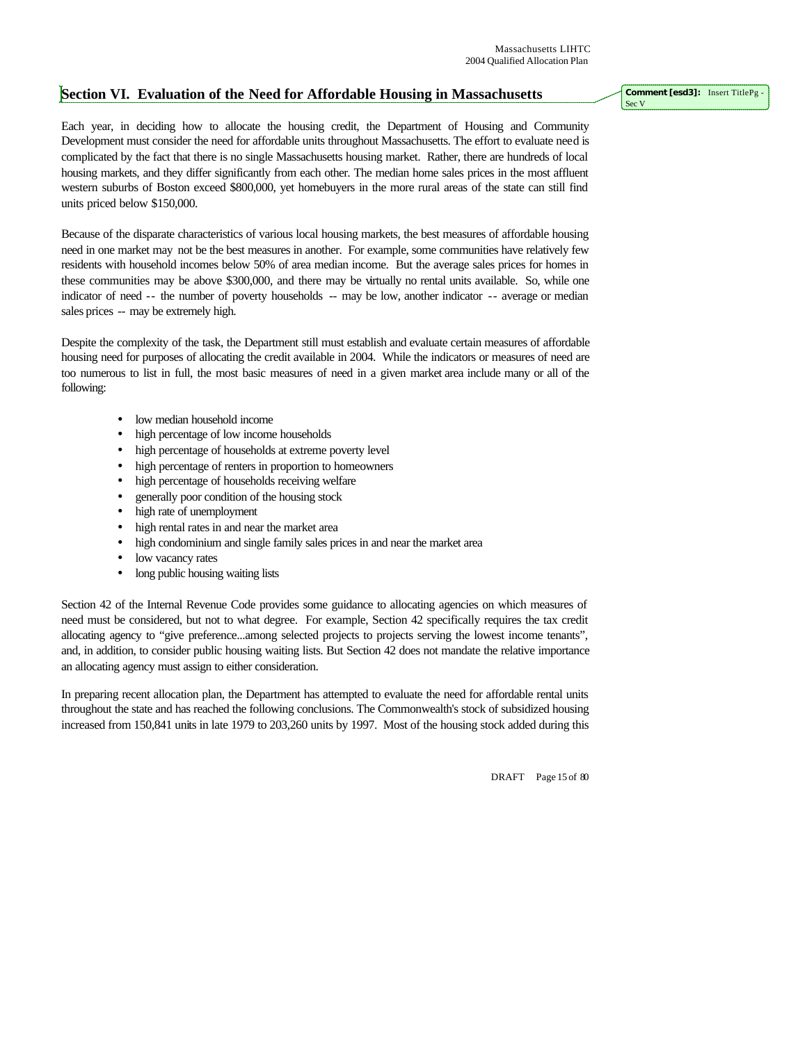# Section VI. Evaluation of the Need for Affordable Housing in Massachusetts

Each year, in deciding how to allocate the housing credit, the Department of Housing and Community Development must consider the need for affordable units throughout Massachusetts. The effort to evaluate need is complicated by the fact that there is no single Massachusetts housing market. Rather, there are hundreds of local housing markets, and they differ significantly from each other. The median home sales prices in the most affluent western suburbs of Boston exceed $800,000, yet homebuyers in the more rural areas of the state can still find units priced below $150,000.

Because of the disparate characteristics of various local housing markets, the best measures of affordable housing need in one market may not be the best measures in another. For example, some communities have relatively few residents with household incomes below 50% of area median income. But the average sales prices for homes in these communities may be above $300,000, and there may be virtually no rental units available. So, while one indicator of need -- the number of poverty households -- may be low, another indicator -- average or median sales prices -- may be extremely high.

Despite the complexity of the task, the Department still must establish and evaluate certain measures of affordable housing need for purposes of allocating the credit available in 2004. While the indicators or measures of need are too numerous to list in full, the most basic measures of need in a given market area include many or all of the following:

- low median household income
- high percentage of low income households
- high percentage of households at extreme poverty level
- high percentage of renters in proportion to homeowners
- high percentage of households receiving welfare
- generally poor condition of the housing stock
- high rate of unemployment
- high rental rates in and near the market area
- high condominium and single family sales prices in and near the market area
- low vacancy rates
- long public housing waiting lists

Section 42 of the Internal Revenue Code provides some guidance to allocating agencies on which measures of need must be considered, but not to what degree. For example, Section 42 specifically requires the tax credit allocating agency to "give preference...among selected projects to projects serving the lowest income tenants", and, in addition, to consider public housing waiting lists. But Section 42 does not mandate the relative importance an allocating agency must assign to either consideration.

In preparing recent allocation plan, the Department has attempted to evaluate the need for affordable rental units throughout the state and has reached the following conclusions. The Commonwealth's stock of subsidized housing increased from 150,841 units in late 1979 to 203,260 units by 1997. Most of the housing stock added during this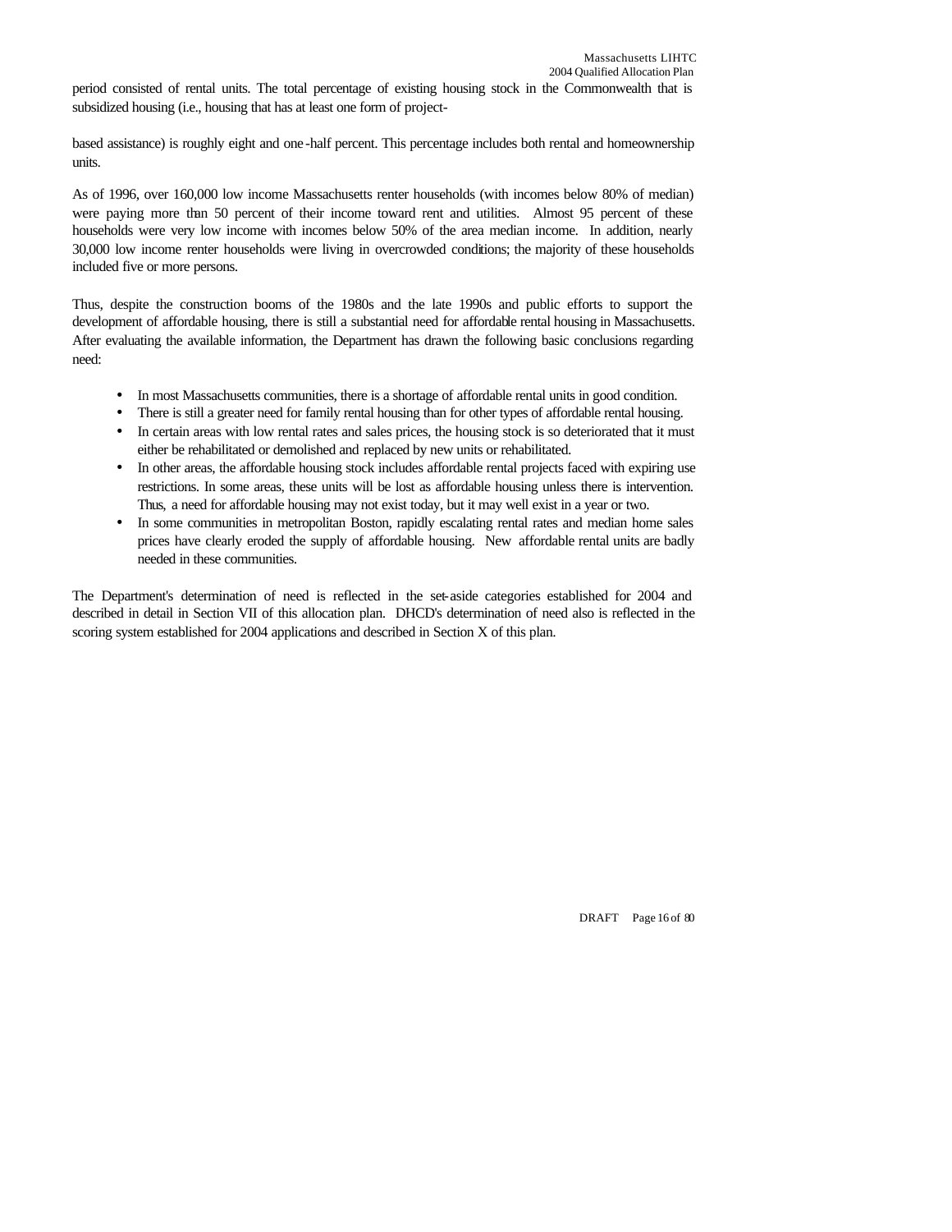period consisted of rental units. The total percentage of existing housing stock in the Commonwealth that is subsidized housing (i.e., housing that has at least one form of project-

based assistance) is roughly eight and one-half percent. This percentage includes both rental and homeownership units.

As of 1996, over 160,000 low income Massachusetts renter households (with incomes below 80% of median) were paying more than 50 percent of their income toward rent and utilities. Almost 95 percent of these households were very low income with incomes below 50% of the area median income. In addition, nearly 30,000 low income renter households were living in overcrowded conditions; the majority of these households included five or more persons.

Thus, despite the construction booms of the 1980s and the late 1990s and public efforts to support the development of affordable housing, there is still a substantial need for affordable rental housing in Massachusetts. After evaluating the available information, the Department has drawn the following basic conclusions regarding need:

- In most Massachusetts communities, there is a shortage of affordable rental units in good condition.
- There is still a greater need for family rental housing than for other types of affordable rental housing.
- In certain areas with low rental rates and sales prices, the housing stock is so deteriorated that it must either be rehabilitated or demolished and replaced by new units or rehabilitated.
- In other areas, the affordable housing stock includes affordable rental projects faced with expiring use restrictions. In some areas, these units will be lost as affordable housing unless there is intervention. Thus, a need for affordable housing may not exist today, but it may well exist in a year or two.
- In some communities in metropolitan Boston, rapidly escalating rental rates and median home sales prices have clearly eroded the supply of affordable housing. New affordable rental units are badly needed in these communities.

The Department's determination of need is reflected in the set-aside categories established for 2004 and described in detail in Section VII of this allocation plan. DHCD's determination of need also is reflected in the scoring system established for 2004 applications and described in Section X of this plan.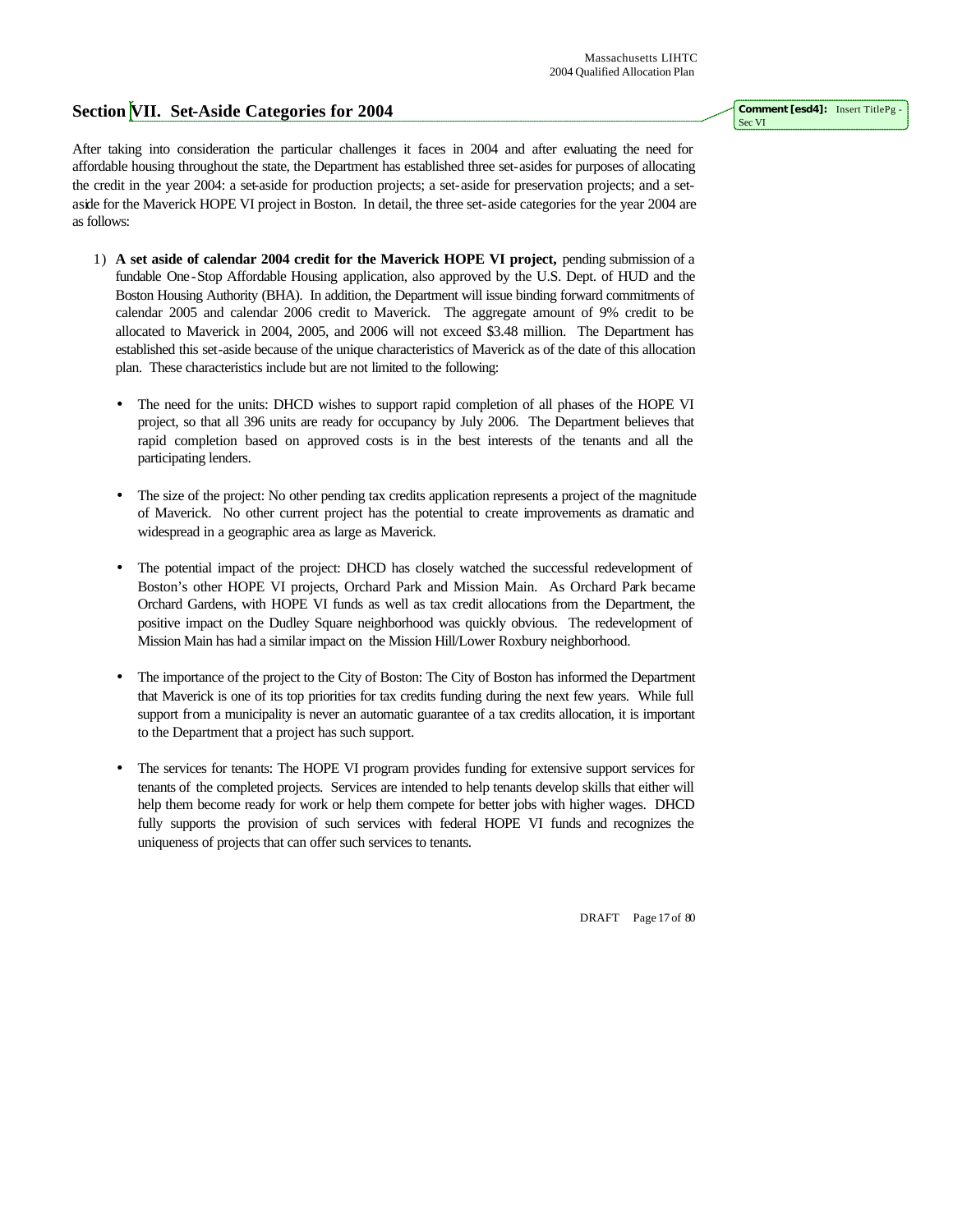## Section VII. Set-Aside Categories for 2004

After taking into consideration the particular challenges it faces in 2004 and after evaluating the need for affordable housing throughout the state, the Department has established three set-asides for purposes of allocating the credit in the year 2004: a set-aside for production projects; a set-aside for preservation projects; and a set-aside for the Maverick HOPE VI project in Boston. In detail, the three set-aside categories for the year 2004 are as follows:

1) **A set aside of calendar 2004 credit for the Maverick HOPE VI project,** pending submission of a fundable One-Stop Affordable Housing application, also approved by the U.S. Dept. of HUD and the Boston Housing Authority (BHA). In addition, the Department will issue binding forward commitments of calendar 2005 and calendar 2006 credit to Maverick. The aggregate amount of 9% credit to be allocated to Maverick in 2004, 2005, and 2006 will not exceed $3.48 million. The Department has established this set-aside because of the unique characteristics of Maverick as of the date of this allocation plan. These characteristics include but are not limited to the following:

   - The need for the units: DHCD wishes to support rapid completion of all phases of the HOPE VI project, so that all 396 units are ready for occupancy by July 2006. The Department believes that rapid completion based on approved costs is in the best interests of the tenants and all the participating lenders.

   - The size of the project: No other pending tax credits application represents a project of the magnitude of Maverick. No other current project has the potential to create improvements as dramatic and widespread in a geographic area as large as Maverick.

   - The potential impact of the project: DHCD has closely watched the successful redevelopment of Boston's other HOPE VI projects, Orchard Park and Mission Main. As Orchard Park became Orchard Gardens, with HOPE VI funds as well as tax credit allocations from the Department, the positive impact on the Dudley Square neighborhood was quickly obvious. The redevelopment of Mission Main has had a similar impact on the Mission Hill/Lower Roxbury neighborhood.

   - The importance of the project to the City of Boston: The City of Boston has informed the Department that Maverick is one of its top priorities for tax credits funding during the next few years. While full support from a municipality is never an automatic guarantee of a tax credits allocation, it is important to the Department that a project has such support.

   - The services for tenants: The HOPE VI program provides funding for extensive support services for tenants of the completed projects. Services are intended to help tenants develop skills that either will help them become ready for work or help them compete for better jobs with higher wages. DHCD fully supports the provision of such services with federal HOPE VI funds and recognizes the uniqueness of projects that can offer such services to tenants.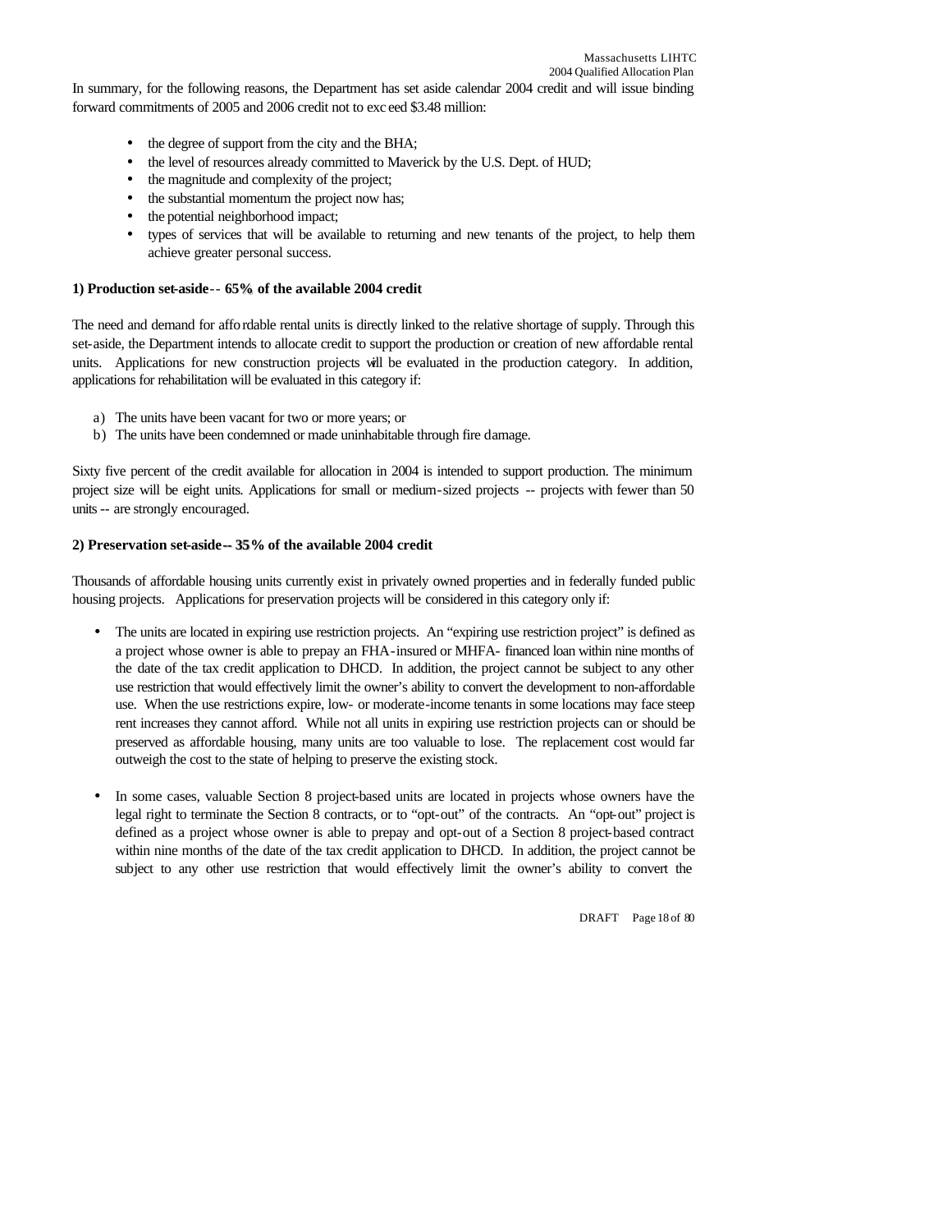In summary, for the following reasons, the Department has set aside calendar 2004 credit and will issue binding forward commitments of 2005 and 2006 credit not to exceed $3.48 million:

- the degree of support from the city and the BHA;
- the level of resources already committed to Maverick by the U.S. Dept. of HUD;
- the magnitude and complexity of the project;
- the substantial momentum the project now has;
- the potential neighborhood impact;
- types of services that will be available to returning and new tenants of the project, to help them achieve greater personal success.

**1) Production set-aside-- 65% of the available 2004 credit**

The need and demand for affordable rental units is directly linked to the relative shortage of supply. Through this set-aside, the Department intends to allocate credit to support the production or creation of new affordable rental units. Applications for new construction projects will be evaluated in the production category. In addition, applications for rehabilitation will be evaluated in this category if:

a) The units have been vacant for two or more years; or
b) The units have been condemned or made uninhabitable through fire damage.

Sixty five percent of the credit available for allocation in 2004 is intended to support production. The minimum project size will be eight units. Applications for small or medium-sized projects -- projects with fewer than 50 units -- are strongly encouraged.

**2) Preservation set-aside-- 35% of the available 2004 credit**

Thousands of affordable housing units currently exist in privately owned properties and in federally funded public housing projects. Applications for preservation projects will be considered in this category only if:

- The units are located in expiring use restriction projects. An "expiring use restriction project" is defined as a project whose owner is able to prepay an FHA-insured or MHFA- financed loan within nine months of the date of the tax credit application to DHCD. In addition, the project cannot be subject to any other use restriction that would effectively limit the owner's ability to convert the development to non-affordable use. When the use restrictions expire, low- or moderate-income tenants in some locations may face steep rent increases they cannot afford. While not all units in expiring use restriction projects can or should be preserved as affordable housing, many units are too valuable to lose. The replacement cost would far outweigh the cost to the state of helping to preserve the existing stock.

- In some cases, valuable Section 8 project-based units are located in projects whose owners have the legal right to terminate the Section 8 contracts, or to "opt-out" of the contracts. An "opt-out" project is defined as a project whose owner is able to prepay and opt-out of a Section 8 project-based contract within nine months of the date of the tax credit application to DHCD. In addition, the project cannot be subject to any other use restriction that would effectively limit the owner's ability to convert the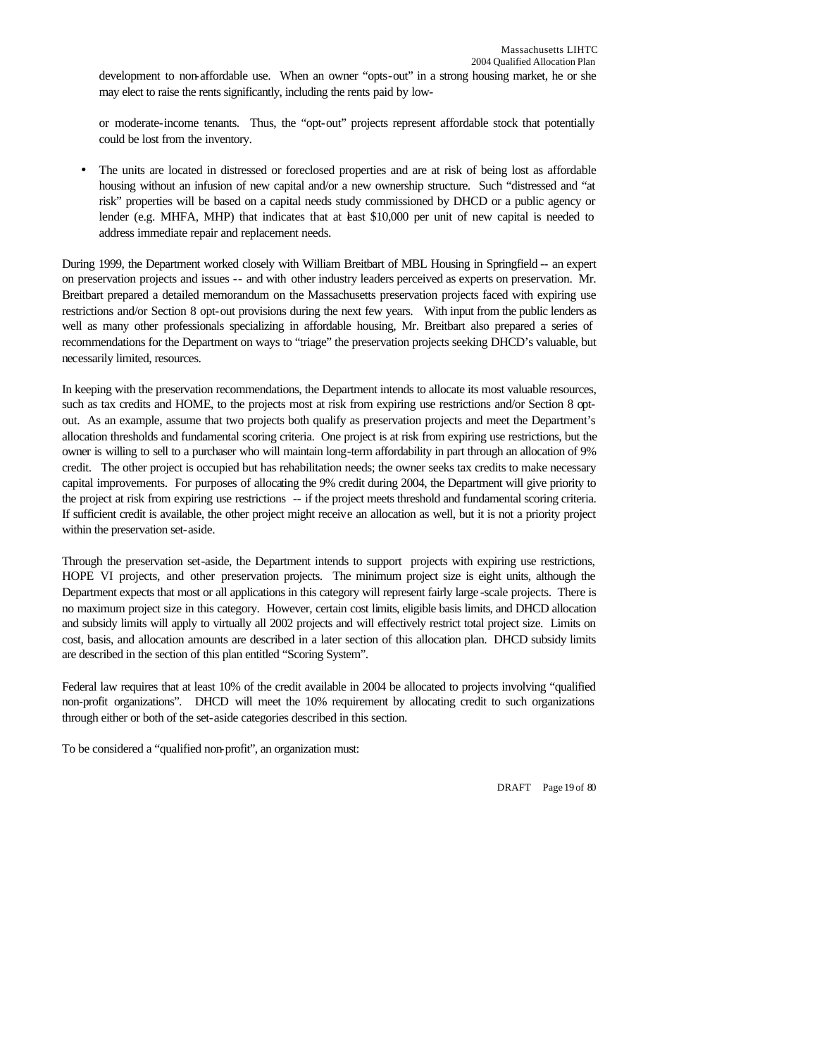development to non-affordable use. When an owner "opts-out" in a strong housing market, he or she may elect to raise the rents significantly, including the rents paid by low-

or moderate-income tenants. Thus, the "opt-out" projects represent affordable stock that potentially could be lost from the inventory.

- The units are located in distressed or foreclosed properties and are at risk of being lost as affordable housing without an infusion of new capital and/or a new ownership structure. Such "distressed and "at risk" properties will be based on a capital needs study commissioned by DHCD or a public agency or lender (e.g. MHFA, MHP) that indicates that at least $10,000 per unit of new capital is needed to address immediate repair and replacement needs.

During 1999, the Department worked closely with William Breitbart of MBL Housing in Springfield -- an expert on preservation projects and issues -- and with other industry leaders perceived as experts on preservation. Mr. Breitbart prepared a detailed memorandum on the Massachusetts preservation projects faced with expiring use restrictions and/or Section 8 opt-out provisions during the next few years. With input from the public lenders as well as many other professionals specializing in affordable housing, Mr. Breitbart also prepared a series of recommendations for the Department on ways to "triage" the preservation projects seeking DHCD's valuable, but necessarily limited, resources.

In keeping with the preservation recommendations, the Department intends to allocate its most valuable resources, such as tax credits and HOME, to the projects most at risk from expiring use restrictions and/or Section 8 opt-out. As an example, assume that two projects both qualify as preservation projects and meet the Department's allocation thresholds and fundamental scoring criteria. One project is at risk from expiring use restrictions, but the owner is willing to sell to a purchaser who will maintain long-term affordability in part through an allocation of 9% credit. The other project is occupied but has rehabilitation needs; the owner seeks tax credits to make necessary capital improvements. For purposes of allocating the 9% credit during 2004, the Department will give priority to the project at risk from expiring use restrictions -- if the project meets threshold and fundamental scoring criteria. If sufficient credit is available, the other project might receive an allocation as well, but it is not a priority project within the preservation set-aside.

Through the preservation set-aside, the Department intends to support projects with expiring use restrictions, HOPE VI projects, and other preservation projects. The minimum project size is eight units, although the Department expects that most or all applications in this category will represent fairly large-scale projects. There is no maximum project size in this category. However, certain cost limits, eligible basis limits, and DHCD allocation and subsidy limits will apply to virtually all 2002 projects and will effectively restrict total project size. Limits on cost, basis, and allocation amounts are described in a later section of this allocation plan. DHCD subsidy limits are described in the section of this plan entitled "Scoring System".

Federal law requires that at least 10% of the credit available in 2004 be allocated to projects involving "qualified non-profit organizations". DHCD will meet the 10% requirement by allocating credit to such organizations through either or both of the set-aside categories described in this section.

To be considered a "qualified non-profit", an organization must: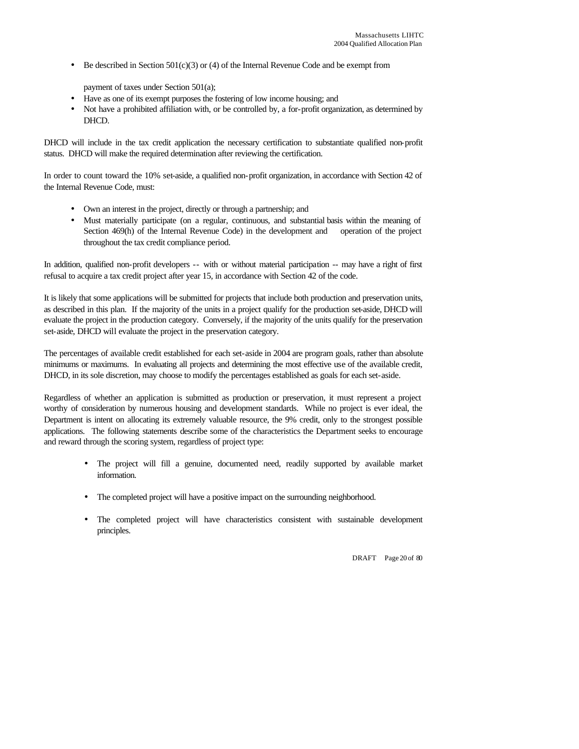- Be described in Section 501(c)(3) or (4) of the Internal Revenue Code and be exempt from payment of taxes under Section 501(a);
- Have as one of its exempt purposes the fostering of low income housing; and
- Not have a prohibited affiliation with, or be controlled by, a for-profit organization, as determined by DHCD.

DHCD will include in the tax credit application the necessary certification to substantiate qualified non-profit status. DHCD will make the required determination after reviewing the certification.

In order to count toward the 10% set-aside, a qualified non-profit organization, in accordance with Section 42 of the Internal Revenue Code, must:

- Own an interest in the project, directly or through a partnership; and
- Must materially participate (on a regular, continuous, and substantial basis within the meaning of Section 469(h) of the Internal Revenue Code) in the development and operation of the project throughout the tax credit compliance period.

In addition, qualified non-profit developers -- with or without material participation -- may have a right of first refusal to acquire a tax credit project after year 15, in accordance with Section 42 of the code.

It is likely that some applications will be submitted for projects that include both production and preservation units, as described in this plan. If the majority of the units in a project qualify for the production set-aside, DHCD will evaluate the project in the production category. Conversely, if the majority of the units qualify for the preservation set-aside, DHCD will evaluate the project in the preservation category.

The percentages of available credit established for each set-aside in 2004 are program goals, rather than absolute minimums or maximums. In evaluating all projects and determining the most effective use of the available credit, DHCD, in its sole discretion, may choose to modify the percentages established as goals for each set-aside.

Regardless of whether an application is submitted as production or preservation, it must represent a project worthy of consideration by numerous housing and development standards. While no project is ever ideal, the Department is intent on allocating its extremely valuable resource, the 9% credit, only to the strongest possible applications. The following statements describe some of the characteristics the Department seeks to encourage and reward through the scoring system, regardless of project type:

- The project will fill a genuine, documented need, readily supported by available market information.

- The completed project will have a positive impact on the surrounding neighborhood.

- The completed project will have characteristics consistent with sustainable development principles.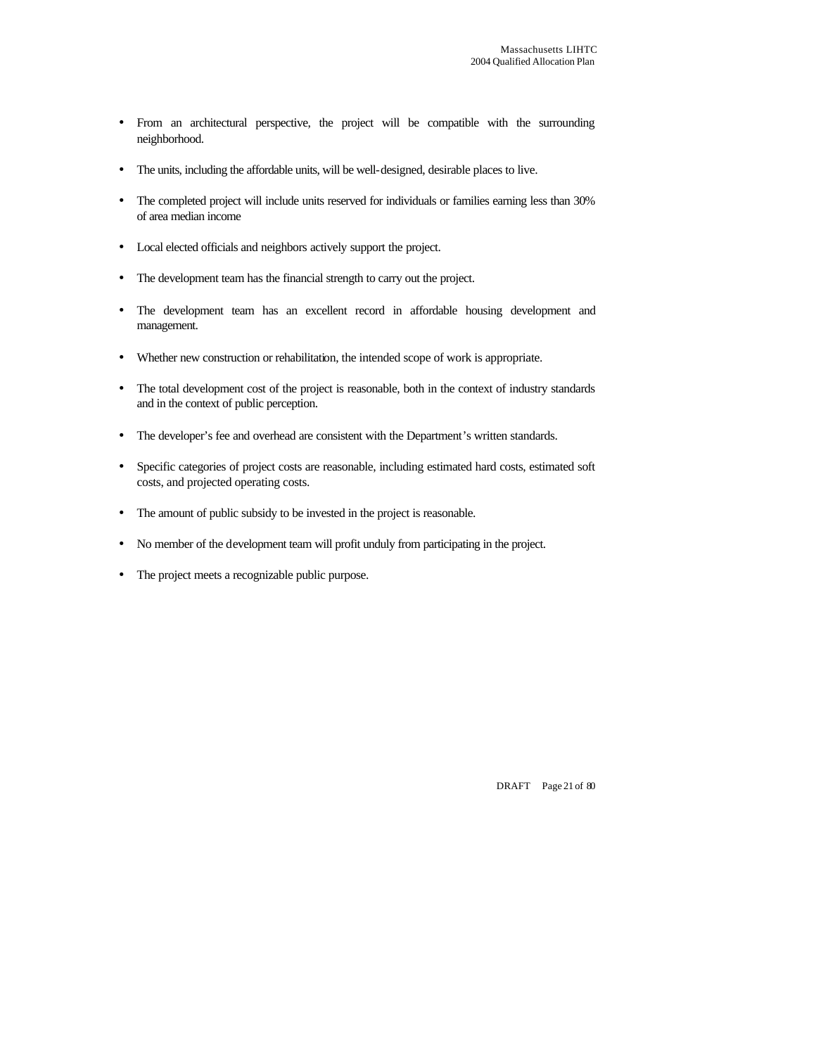- From an architectural perspective, the project will be compatible with the surrounding neighborhood.
- The units, including the affordable units, will be well-designed, desirable places to live.
- The completed project will include units reserved for individuals or families earning less than 30% of area median income
- Local elected officials and neighbors actively support the project.
- The development team has the financial strength to carry out the project.
- The development team has an excellent record in affordable housing development and management.
- Whether new construction or rehabilitation, the intended scope of work is appropriate.
- The total development cost of the project is reasonable, both in the context of industry standards and in the context of public perception.
- The developer's fee and overhead are consistent with the Department's written standards.
- Specific categories of project costs are reasonable, including estimated hard costs, estimated soft costs, and projected operating costs.
- The amount of public subsidy to be invested in the project is reasonable.
- No member of the development team will profit unduly from participating in the project.
- The project meets a recognizable public purpose.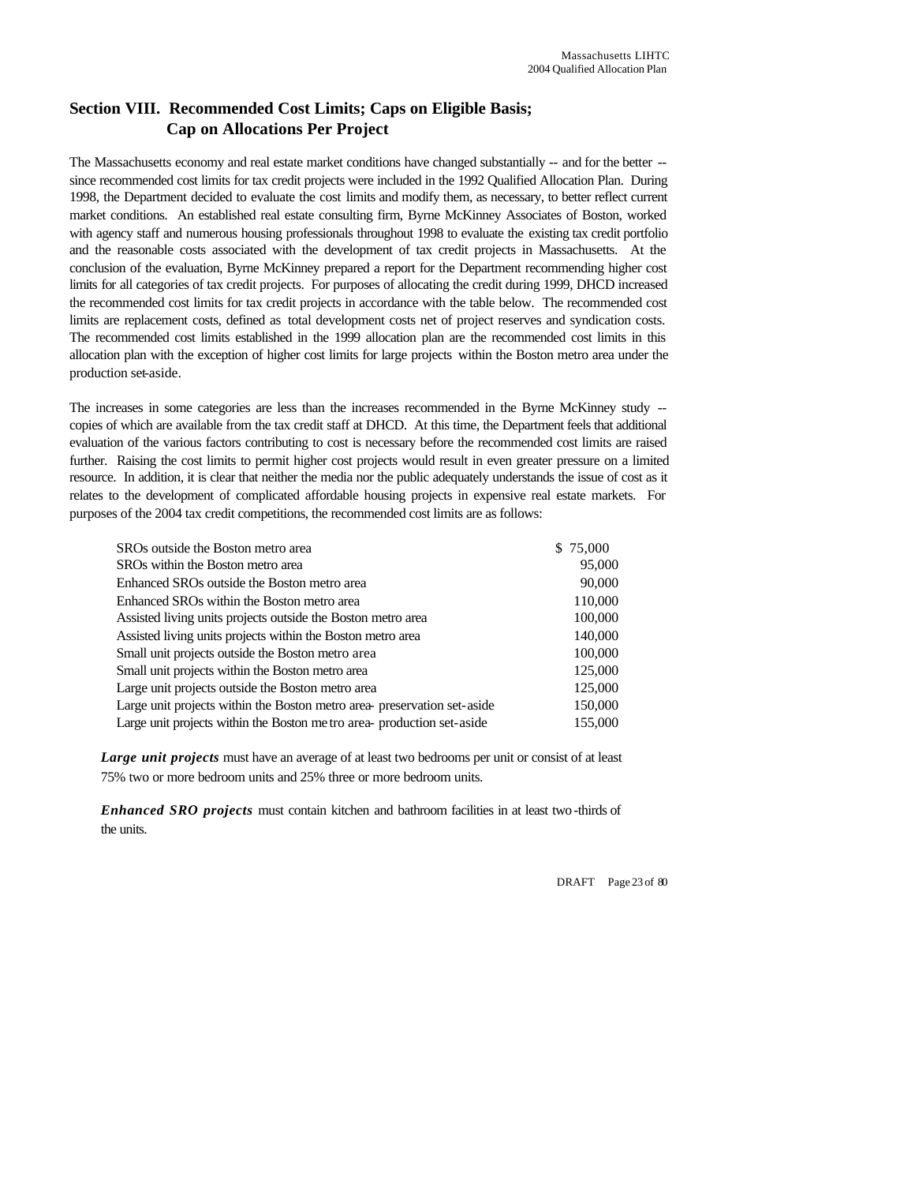## Section VIII. Recommended Cost Limits; Caps on Eligible Basis; Cap on Allocations Per Project

The Massachusetts economy and real estate market conditions have changed substantially -- and for the better -- since recommended cost limits for tax credit projects were included in the 1992 Qualified Allocation Plan. During 1998, the Department decided to evaluate the cost limits and modify them, as necessary, to better reflect current market conditions. An established real estate consulting firm, Byrne McKinney Associates of Boston, worked with agency staff and numerous housing professionals throughout 1998 to evaluate the existing tax credit portfolio and the reasonable costs associated with the development of tax credit projects in Massachusetts. At the conclusion of the evaluation, Byrne McKinney prepared a report for the Department recommending higher cost limits for all categories of tax credit projects. For purposes of allocating the credit during 1999, DHCD increased the recommended cost limits for tax credit projects in accordance with the table below. The recommended cost limits are replacement costs, defined as total development costs net of project reserves and syndication costs. The recommended cost limits established in the 1999 allocation plan are the recommended cost limits in this allocation plan with the exception of higher cost limits for large projects within the Boston metro area under the production set-aside.

The increases in some categories are less than the increases recommended in the Byrne McKinney study -- copies of which are available from the tax credit staff at DHCD. At this time, the Department feels that additional evaluation of the various factors contributing to cost is necessary before the recommended cost limits are raised further. Raising the cost limits to permit higher cost projects would result in even greater pressure on a limited resource. In addition, it is clear that neither the media nor the public adequately understands the issue of cost as it relates to the development of complicated affordable housing projects in expensive real estate markets. For purposes of the 2004 tax credit competitions, the recommended cost limits are as follows:

| | |
|---|---|
| SROs outside the Boston metro area | $ 75,000 |
| SROs within the Boston metro area | 95,000 |
| Enhanced SROs outside the Boston metro area | 90,000 |
| Enhanced SROs within the Boston metro area | 110,000 |
| Assisted living units projects outside the Boston metro area | 100,000 |
| Assisted living units projects within the Boston metro area | 140,000 |
| Small unit projects outside the Boston metro area | 100,000 |
| Small unit projects within the Boston metro area | 125,000 |
| Large unit projects outside the Boston metro area | 125,000 |
| Large unit projects within the Boston metro area- preservation set-aside | 150,000 |
| Large unit projects within the Boston metro area- production set-aside | 155,000 |

***Large unit projects*** must have an average of at least two bedrooms per unit or consist of at least 75% two or more bedroom units and 25% three or more bedroom units.

***Enhanced SRO projects*** must contain kitchen and bathroom facilities in at least two-thirds of the units.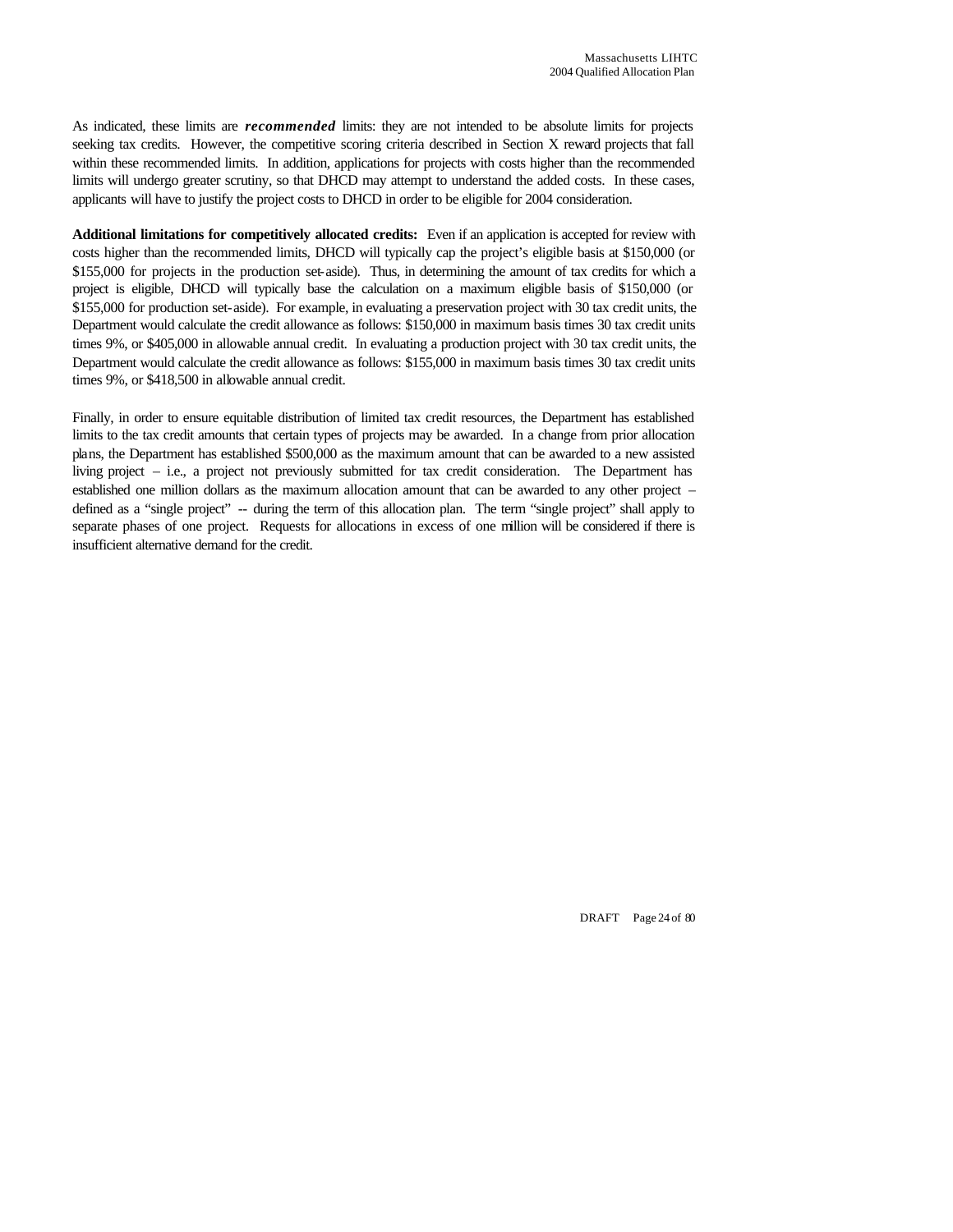As indicated, these limits are ***recommended*** limits: they are not intended to be absolute limits for projects seeking tax credits. However, the competitive scoring criteria described in Section X reward projects that fall within these recommended limits. In addition, applications for projects with costs higher than the recommended limits will undergo greater scrutiny, so that DHCD may attempt to understand the added costs. In these cases, applicants will have to justify the project costs to DHCD in order to be eligible for 2004 consideration.

**Additional limitations for competitively allocated credits:** Even if an application is accepted for review with costs higher than the recommended limits, DHCD will typically cap the project's eligible basis at $150,000 (or $155,000 for projects in the production set-aside). Thus, in determining the amount of tax credits for which a project is eligible, DHCD will typically base the calculation on a maximum eligible basis of $150,000 (or $155,000 for production set-aside). For example, in evaluating a preservation project with 30 tax credit units, the Department would calculate the credit allowance as follows: $150,000 in maximum basis times 30 tax credit units times 9%, or $405,000 in allowable annual credit. In evaluating a production project with 30 tax credit units, the Department would calculate the credit allowance as follows: $155,000 in maximum basis times 30 tax credit units times 9%, or $418,500 in allowable annual credit.

Finally, in order to ensure equitable distribution of limited tax credit resources, the Department has established limits to the tax credit amounts that certain types of projects may be awarded. In a change from prior allocation plans, the Department has established $500,000 as the maximum amount that can be awarded to a new assisted living project – i.e., a project not previously submitted for tax credit consideration. The Department has established one million dollars as the maximum allocation amount that can be awarded to any other project – defined as a "single project" -- during the term of this allocation plan. The term "single project" shall apply to separate phases of one project. Requests for allocations in excess of one million will be considered if there is insufficient alternative demand for the credit.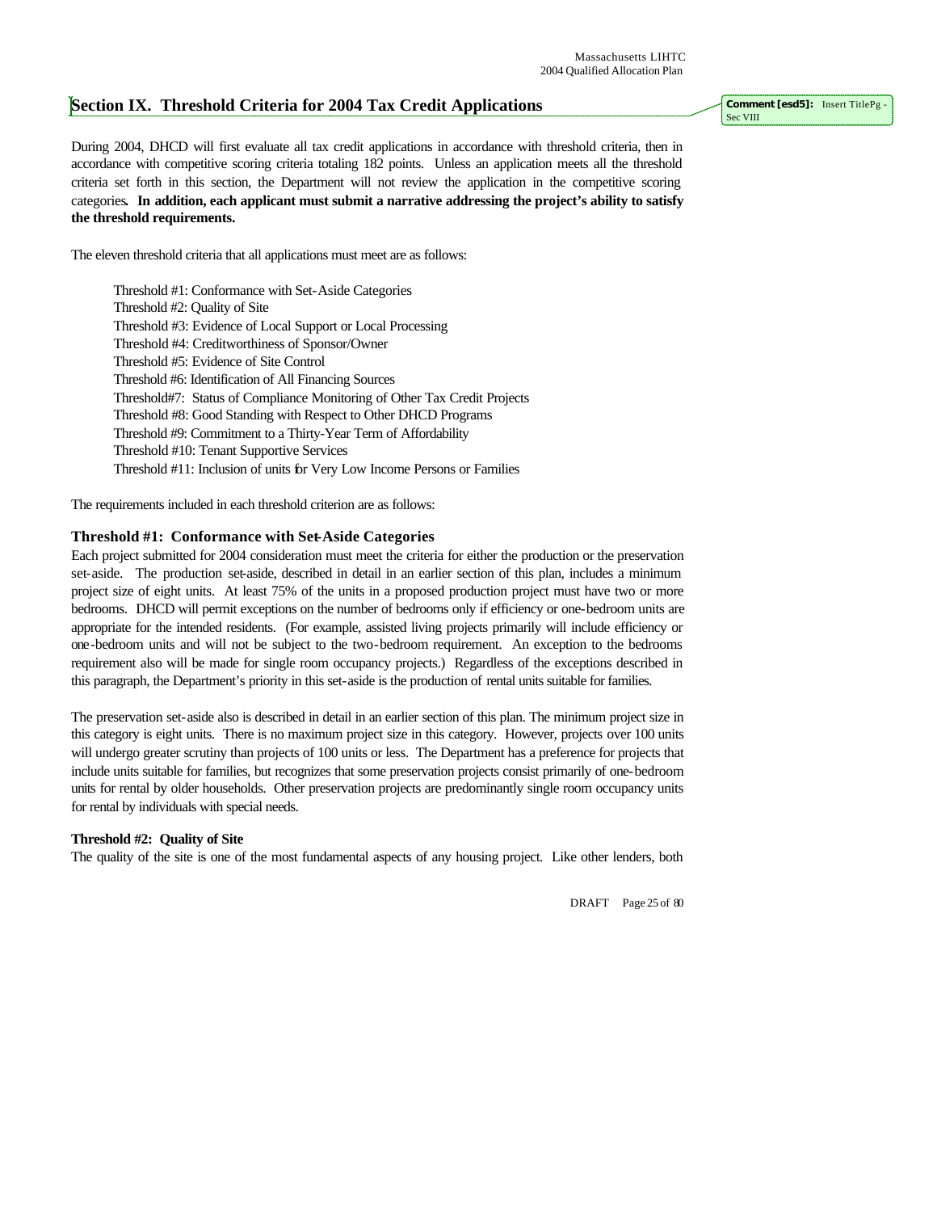## Section IX. Threshold Criteria for 2004 Tax Credit Applications

During 2004, DHCD will first evaluate all tax credit applications in accordance with threshold criteria, then in accordance with competitive scoring criteria totaling 182 points. Unless an application meets all the threshold criteria set forth in this section, the Department will not review the application in the competitive scoring categories**. In addition, each applicant must submit a narrative addressing the project's ability to satisfy the threshold requirements.**

The eleven threshold criteria that all applications must meet are as follows:

- Threshold #1: Conformance with Set-Aside Categories
- Threshold #2: Quality of Site
- Threshold #3: Evidence of Local Support or Local Processing
- Threshold #4: Creditworthiness of Sponsor/Owner
- Threshold #5: Evidence of Site Control
- Threshold #6: Identification of All Financing Sources
- Threshold#7: Status of Compliance Monitoring of Other Tax Credit Projects
- Threshold #8: Good Standing with Respect to Other DHCD Programs
- Threshold #9: Commitment to a Thirty-Year Term of Affordability
- Threshold #10: Tenant Supportive Services
- Threshold #11: Inclusion of units for Very Low Income Persons or Families

The requirements included in each threshold criterion are as follows:

### Threshold #1: Conformance with Set-Aside Categories

Each project submitted for 2004 consideration must meet the criteria for either the production or the preservation set-aside. The production set-aside, described in detail in an earlier section of this plan, includes a minimum project size of eight units. At least 75% of the units in a proposed production project must have two or more bedrooms. DHCD will permit exceptions on the number of bedrooms only if efficiency or one-bedroom units are appropriate for the intended residents. (For example, assisted living projects primarily will include efficiency or one-bedroom units and will not be subject to the two-bedroom requirement. An exception to the bedrooms requirement also will be made for single room occupancy projects.) Regardless of the exceptions described in this paragraph, the Department's priority in this set-aside is the production of rental units suitable for families.

The preservation set-aside also is described in detail in an earlier section of this plan. The minimum project size in this category is eight units. There is no maximum project size in this category. However, projects over 100 units will undergo greater scrutiny than projects of 100 units or less. The Department has a preference for projects that include units suitable for families, but recognizes that some preservation projects consist primarily of one-bedroom units for rental by older households. Other preservation projects are predominantly single room occupancy units for rental by individuals with special needs.

### Threshold #2: Quality of Site

The quality of the site is one of the most fundamental aspects of any housing project. Like other lenders, both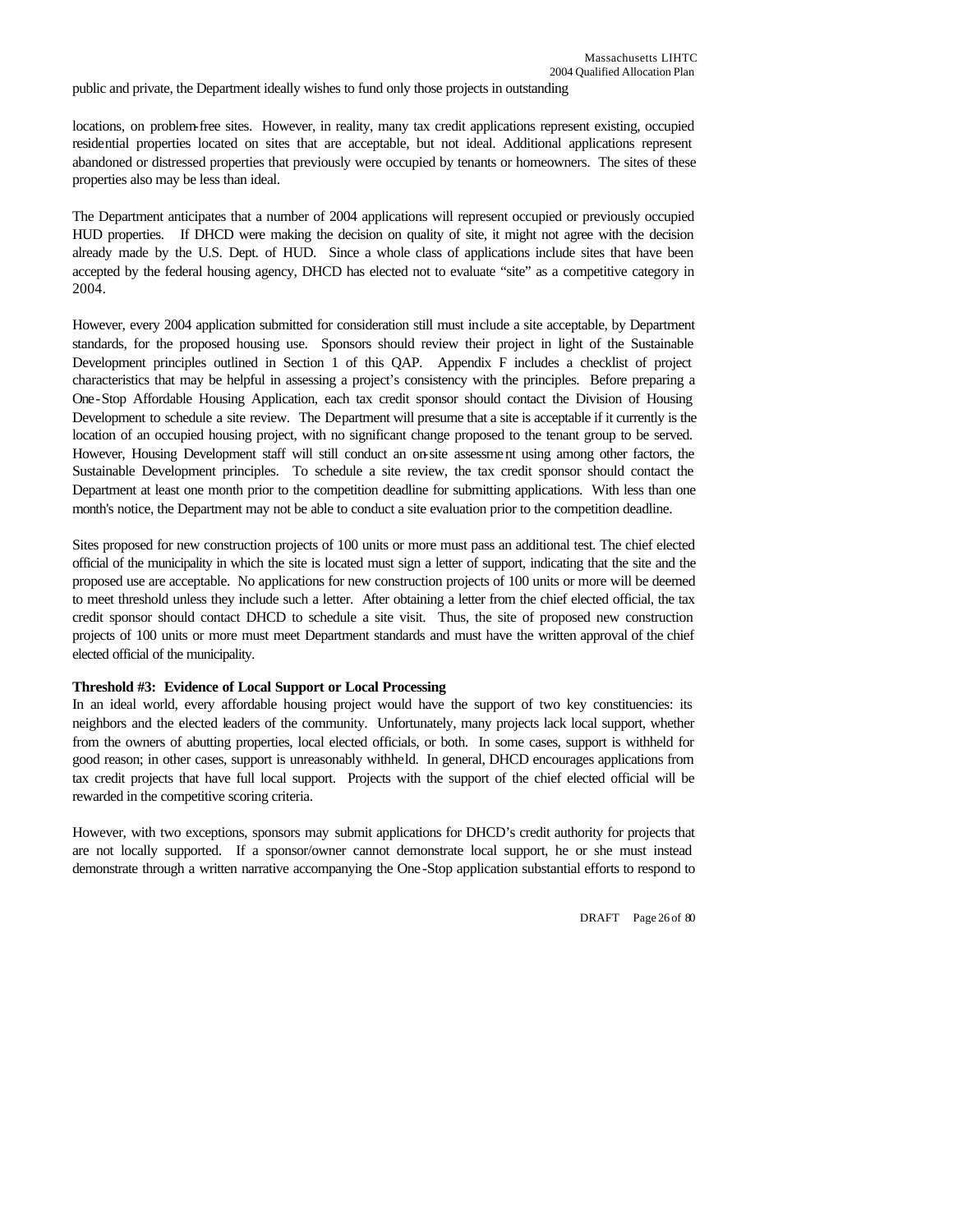public and private, the Department ideally wishes to fund only those projects in outstanding

locations, on problem-free sites. However, in reality, many tax credit applications represent existing, occupied residential properties located on sites that are acceptable, but not ideal. Additional applications represent abandoned or distressed properties that previously were occupied by tenants or homeowners. The sites of these properties also may be less than ideal.

The Department anticipates that a number of 2004 applications will represent occupied or previously occupied HUD properties. If DHCD were making the decision on quality of site, it might not agree with the decision already made by the U.S. Dept. of HUD. Since a whole class of applications include sites that have been accepted by the federal housing agency, DHCD has elected not to evaluate "site" as a competitive category in 2004.

However, every 2004 application submitted for consideration still must include a site acceptable, by Department standards, for the proposed housing use. Sponsors should review their project in light of the Sustainable Development principles outlined in Section 1 of this QAP. Appendix F includes a checklist of project characteristics that may be helpful in assessing a project's consistency with the principles. Before preparing a One-Stop Affordable Housing Application, each tax credit sponsor should contact the Division of Housing Development to schedule a site review. The Department will presume that a site is acceptable if it currently is the location of an occupied housing project, with no significant change proposed to the tenant group to be served. However, Housing Development staff will still conduct an on-site assessment using among other factors, the Sustainable Development principles. To schedule a site review, the tax credit sponsor should contact the Department at least one month prior to the competition deadline for submitting applications. With less than one month's notice, the Department may not be able to conduct a site evaluation prior to the competition deadline.

Sites proposed for new construction projects of 100 units or more must pass an additional test. The chief elected official of the municipality in which the site is located must sign a letter of support, indicating that the site and the proposed use are acceptable. No applications for new construction projects of 100 units or more will be deemed to meet threshold unless they include such a letter. After obtaining a letter from the chief elected official, the tax credit sponsor should contact DHCD to schedule a site visit. Thus, the site of proposed new construction projects of 100 units or more must meet Department standards and must have the written approval of the chief elected official of the municipality.

**Threshold #3: Evidence of Local Support or Local Processing**

In an ideal world, every affordable housing project would have the support of two key constituencies: its neighbors and the elected leaders of the community. Unfortunately, many projects lack local support, whether from the owners of abutting properties, local elected officials, or both. In some cases, support is withheld for good reason; in other cases, support is unreasonably withheld. In general, DHCD encourages applications from tax credit projects that have full local support. Projects with the support of the chief elected official will be rewarded in the competitive scoring criteria.

However, with two exceptions, sponsors may submit applications for DHCD's credit authority for projects that are not locally supported. If a sponsor/owner cannot demonstrate local support, he or she must instead demonstrate through a written narrative accompanying the One-Stop application substantial efforts to respond to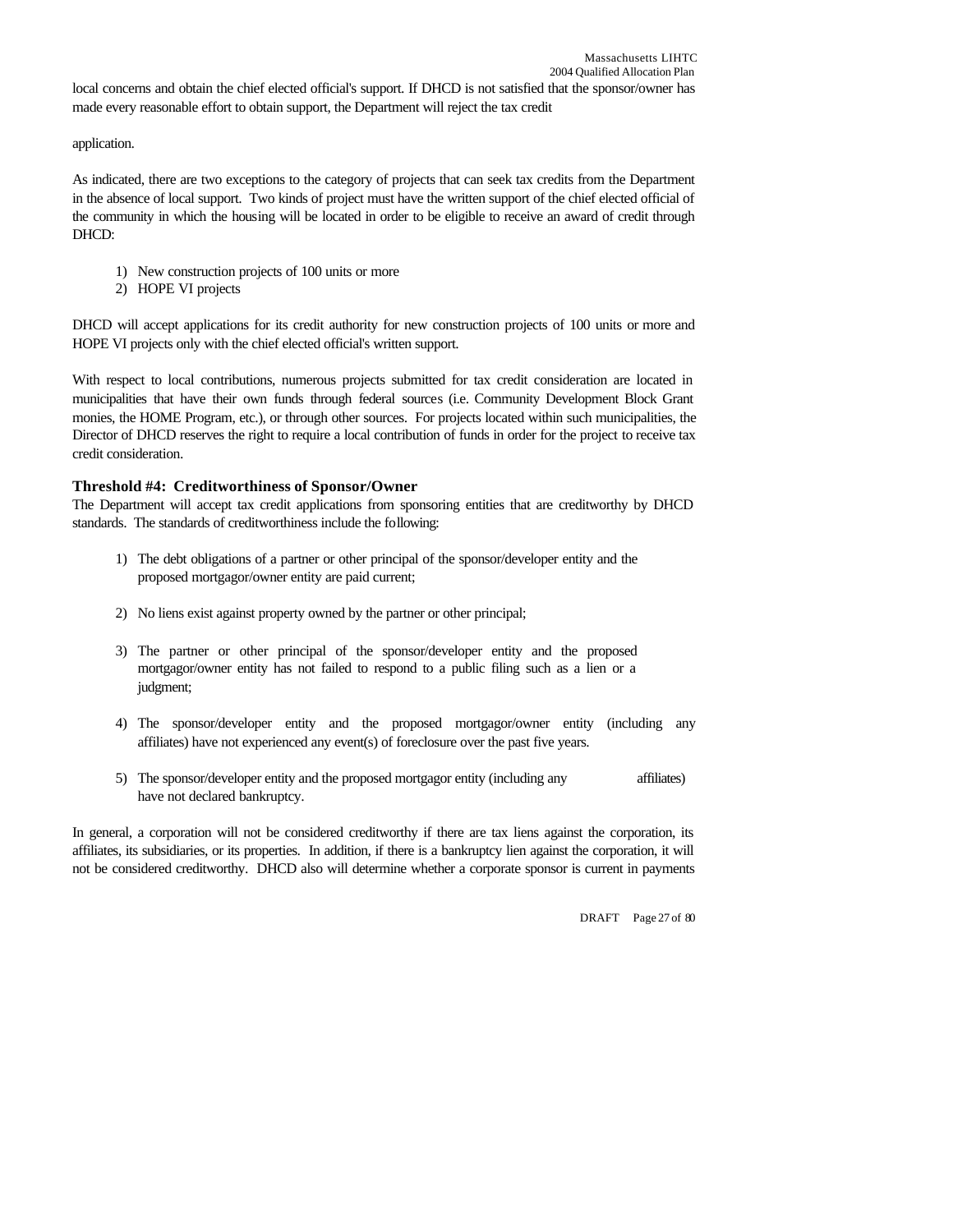local concerns and obtain the chief elected official's support. If DHCD is not satisfied that the sponsor/owner has made every reasonable effort to obtain support, the Department will reject the tax credit

application.

As indicated, there are two exceptions to the category of projects that can seek tax credits from the Department in the absence of local support. Two kinds of project must have the written support of the chief elected official of the community in which the housing will be located in order to be eligible to receive an award of credit through DHCD:

1) New construction projects of 100 units or more
2) HOPE VI projects

DHCD will accept applications for its credit authority for new construction projects of 100 units or more and HOPE VI projects only with the chief elected official's written support.

With respect to local contributions, numerous projects submitted for tax credit consideration are located in municipalities that have their own funds through federal sources (i.e. Community Development Block Grant monies, the HOME Program, etc.), or through other sources. For projects located within such municipalities, the Director of DHCD reserves the right to require a local contribution of funds in order for the project to receive tax credit consideration.

### Threshold #4: Creditworthiness of Sponsor/Owner

The Department will accept tax credit applications from sponsoring entities that are creditworthy by DHCD standards. The standards of creditworthiness include the following:

1) The debt obligations of a partner or other principal of the sponsor/developer entity and the proposed mortgagor/owner entity are paid current;

2) No liens exist against property owned by the partner or other principal;

3) The partner or other principal of the sponsor/developer entity and the proposed mortgagor/owner entity has not failed to respond to a public filing such as a lien or a judgment;

4) The sponsor/developer entity and the proposed mortgagor/owner entity (including any affiliates) have not experienced any event(s) of foreclosure over the past five years.

5) The sponsor/developer entity and the proposed mortgagor entity (including any affiliates) have not declared bankruptcy.

In general, a corporation will not be considered creditworthy if there are tax liens against the corporation, its affiliates, its subsidiaries, or its properties. In addition, if there is a bankruptcy lien against the corporation, it will not be considered creditworthy. DHCD also will determine whether a corporate sponsor is current in payments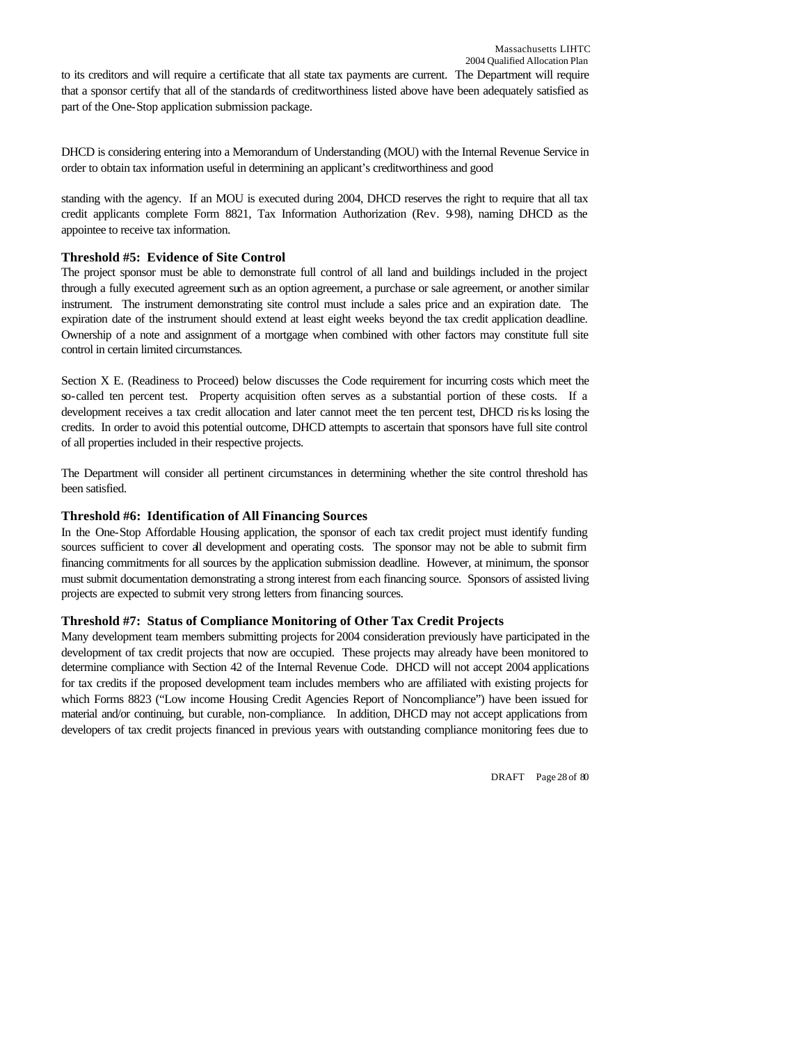to its creditors and will require a certificate that all state tax payments are current. The Department will require that a sponsor certify that all of the standards of creditworthiness listed above have been adequately satisfied as part of the One-Stop application submission package.

DHCD is considering entering into a Memorandum of Understanding (MOU) with the Internal Revenue Service in order to obtain tax information useful in determining an applicant's creditworthiness and good

standing with the agency. If an MOU is executed during 2004, DHCD reserves the right to require that all tax credit applicants complete Form 8821, Tax Information Authorization (Rev. 9-98), naming DHCD as the appointee to receive tax information.

### Threshold #5: Evidence of Site Control

The project sponsor must be able to demonstrate full control of all land and buildings included in the project through a fully executed agreement such as an option agreement, a purchase or sale agreement, or another similar instrument. The instrument demonstrating site control must include a sales price and an expiration date. The expiration date of the instrument should extend at least eight weeks beyond the tax credit application deadline. Ownership of a note and assignment of a mortgage when combined with other factors may constitute full site control in certain limited circumstances.

Section X E. (Readiness to Proceed) below discusses the Code requirement for incurring costs which meet the so-called ten percent test. Property acquisition often serves as a substantial portion of these costs. If a development receives a tax credit allocation and later cannot meet the ten percent test, DHCD risks losing the credits. In order to avoid this potential outcome, DHCD attempts to ascertain that sponsors have full site control of all properties included in their respective projects.

The Department will consider all pertinent circumstances in determining whether the site control threshold has been satisfied.

### Threshold #6: Identification of All Financing Sources

In the One-Stop Affordable Housing application, the sponsor of each tax credit project must identify funding sources sufficient to cover all development and operating costs. The sponsor may not be able to submit firm financing commitments for all sources by the application submission deadline. However, at minimum, the sponsor must submit documentation demonstrating a strong interest from each financing source. Sponsors of assisted living projects are expected to submit very strong letters from financing sources.

### Threshold #7: Status of Compliance Monitoring of Other Tax Credit Projects

Many development team members submitting projects for 2004 consideration previously have participated in the development of tax credit projects that now are occupied. These projects may already have been monitored to determine compliance with Section 42 of the Internal Revenue Code. DHCD will not accept 2004 applications for tax credits if the proposed development team includes members who are affiliated with existing projects for which Forms 8823 ("Low income Housing Credit Agencies Report of Noncompliance") have been issued for material and/or continuing, but curable, non-compliance. In addition, DHCD may not accept applications from developers of tax credit projects financed in previous years with outstanding compliance monitoring fees due to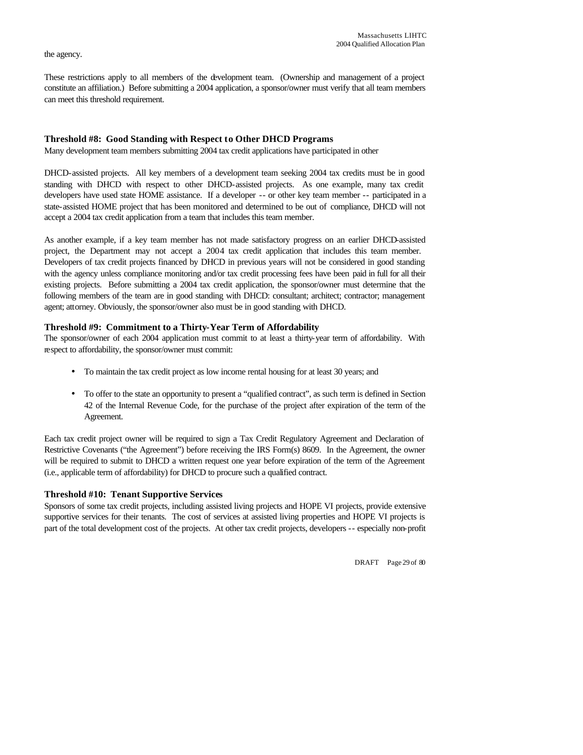the agency.

These restrictions apply to all members of the development team. (Ownership and management of a project constitute an affiliation.) Before submitting a 2004 application, a sponsor/owner must verify that all team members can meet this threshold requirement.

### Threshold #8: Good Standing with Respect to Other DHCD Programs

Many development team members submitting 2004 tax credit applications have participated in other

DHCD-assisted projects. All key members of a development team seeking 2004 tax credits must be in good standing with DHCD with respect to other DHCD-assisted projects. As one example, many tax credit developers have used state HOME assistance. If a developer -- or other key team member -- participated in a state-assisted HOME project that has been monitored and determined to be out of compliance, DHCD will not accept a 2004 tax credit application from a team that includes this team member.

As another example, if a key team member has not made satisfactory progress on an earlier DHCD-assisted project, the Department may not accept a 2004 tax credit application that includes this team member. Developers of tax credit projects financed by DHCD in previous years will not be considered in good standing with the agency unless compliance monitoring and/or tax credit processing fees have been paid in full for all their existing projects. Before submitting a 2004 tax credit application, the sponsor/owner must determine that the following members of the team are in good standing with DHCD: consultant; architect; contractor; management agent; attorney. Obviously, the sponsor/owner also must be in good standing with DHCD.

### Threshold #9: Commitment to a Thirty-Year Term of Affordability

The sponsor/owner of each 2004 application must commit to at least a thirty-year term of affordability. With respect to affordability, the sponsor/owner must commit:

- To maintain the tax credit project as low income rental housing for at least 30 years; and
- To offer to the state an opportunity to present a "qualified contract", as such term is defined in Section 42 of the Internal Revenue Code, for the purchase of the project after expiration of the term of the Agreement.

Each tax credit project owner will be required to sign a Tax Credit Regulatory Agreement and Declaration of Restrictive Covenants ("the Agreement") before receiving the IRS Form(s) 8609. In the Agreement, the owner will be required to submit to DHCD a written request one year before expiration of the term of the Agreement (i.e., applicable term of affordability) for DHCD to procure such a qualified contract.

### Threshold #10: Tenant Supportive Services

Sponsors of some tax credit projects, including assisted living projects and HOPE VI projects, provide extensive supportive services for their tenants. The cost of services at assisted living properties and HOPE VI projects is part of the total development cost of the projects. At other tax credit projects, developers -- especially non-profit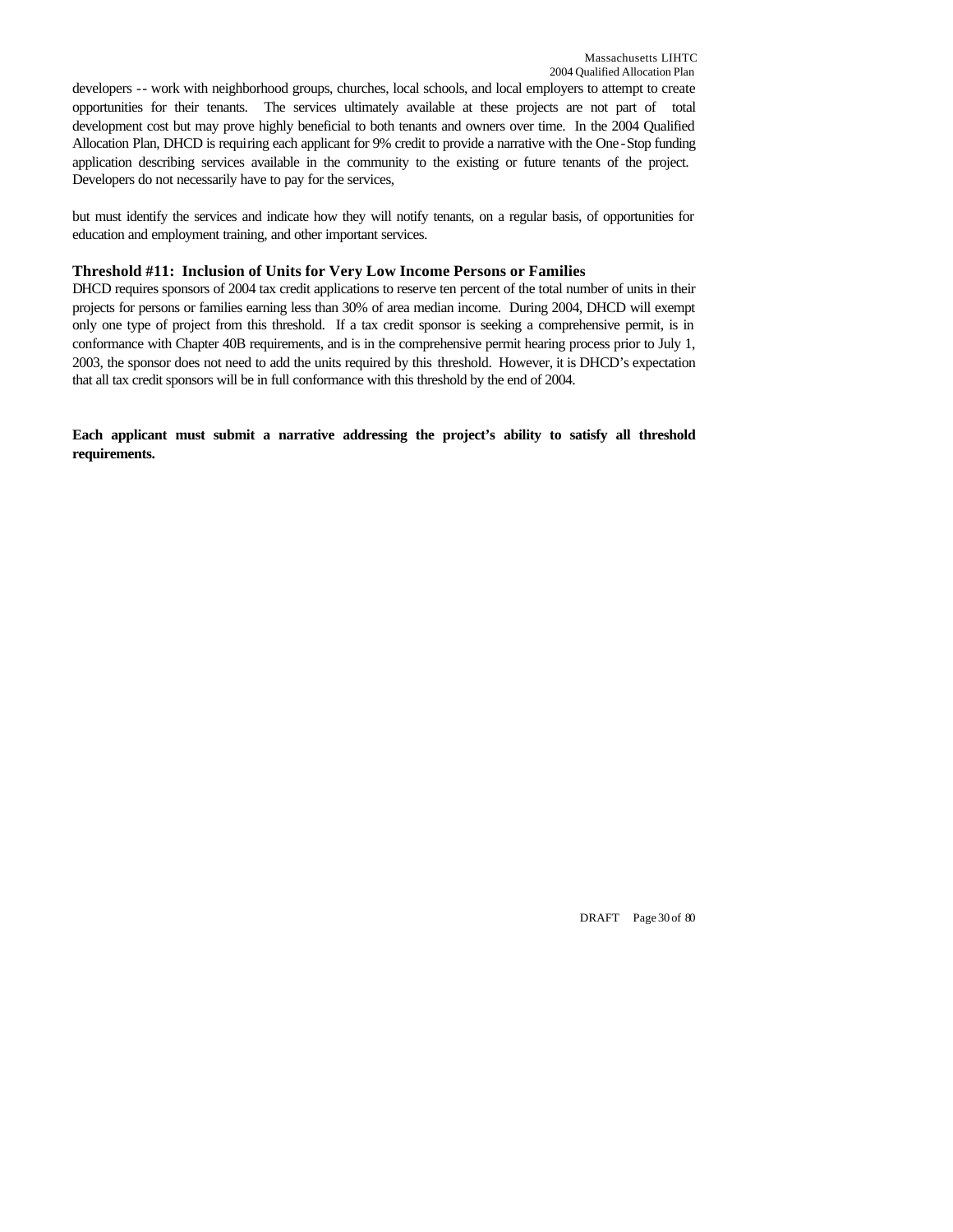developers -- work with neighborhood groups, churches, local schools, and local employers to attempt to create opportunities for their tenants. The services ultimately available at these projects are not part of total development cost but may prove highly beneficial to both tenants and owners over time. In the 2004 Qualified Allocation Plan, DHCD is requiring each applicant for 9% credit to provide a narrative with the One-Stop funding application describing services available in the community to the existing or future tenants of the project. Developers do not necessarily have to pay for the services,

but must identify the services and indicate how they will notify tenants, on a regular basis, of opportunities for education and employment training, and other important services.

### Threshold #11: Inclusion of Units for Very Low Income Persons or Families

DHCD requires sponsors of 2004 tax credit applications to reserve ten percent of the total number of units in their projects for persons or families earning less than 30% of area median income. During 2004, DHCD will exempt only one type of project from this threshold. If a tax credit sponsor is seeking a comprehensive permit, is in conformance with Chapter 40B requirements, and is in the comprehensive permit hearing process prior to July 1, 2003, the sponsor does not need to add the units required by this threshold. However, it is DHCD's expectation that all tax credit sponsors will be in full conformance with this threshold by the end of 2004.

**Each applicant must submit a narrative addressing the project's ability to satisfy all threshold requirements.**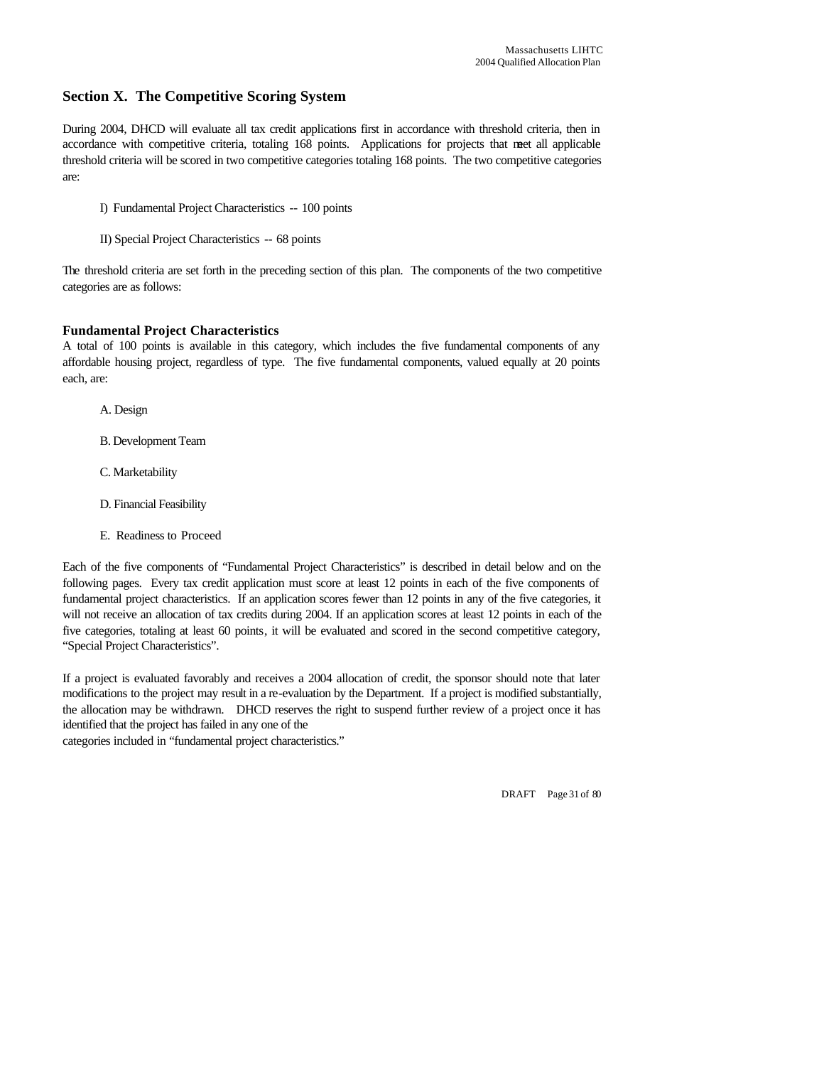## Section X. The Competitive Scoring System

During 2004, DHCD will evaluate all tax credit applications first in accordance with threshold criteria, then in accordance with competitive criteria, totaling 168 points. Applications for projects that meet all applicable threshold criteria will be scored in two competitive categories totaling 168 points. The two competitive categories are:

I) Fundamental Project Characteristics -- 100 points

II) Special Project Characteristics -- 68 points

The threshold criteria are set forth in the preceding section of this plan. The components of the two competitive categories are as follows:

### Fundamental Project Characteristics

A total of 100 points is available in this category, which includes the five fundamental components of any affordable housing project, regardless of type. The five fundamental components, valued equally at 20 points each, are:

A. Design

B. Development Team

C. Marketability

D. Financial Feasibility

E. Readiness to Proceed

Each of the five components of "Fundamental Project Characteristics" is described in detail below and on the following pages. Every tax credit application must score at least 12 points in each of the five components of fundamental project characteristics. If an application scores fewer than 12 points in any of the five categories, it will not receive an allocation of tax credits during 2004. If an application scores at least 12 points in each of the five categories, totaling at least 60 points, it will be evaluated and scored in the second competitive category, "Special Project Characteristics".

If a project is evaluated favorably and receives a 2004 allocation of credit, the sponsor should note that later modifications to the project may result in a re-evaluation by the Department. If a project is modified substantially, the allocation may be withdrawn. DHCD reserves the right to suspend further review of a project once it has identified that the project has failed in any one of the categories included in "fundamental project characteristics."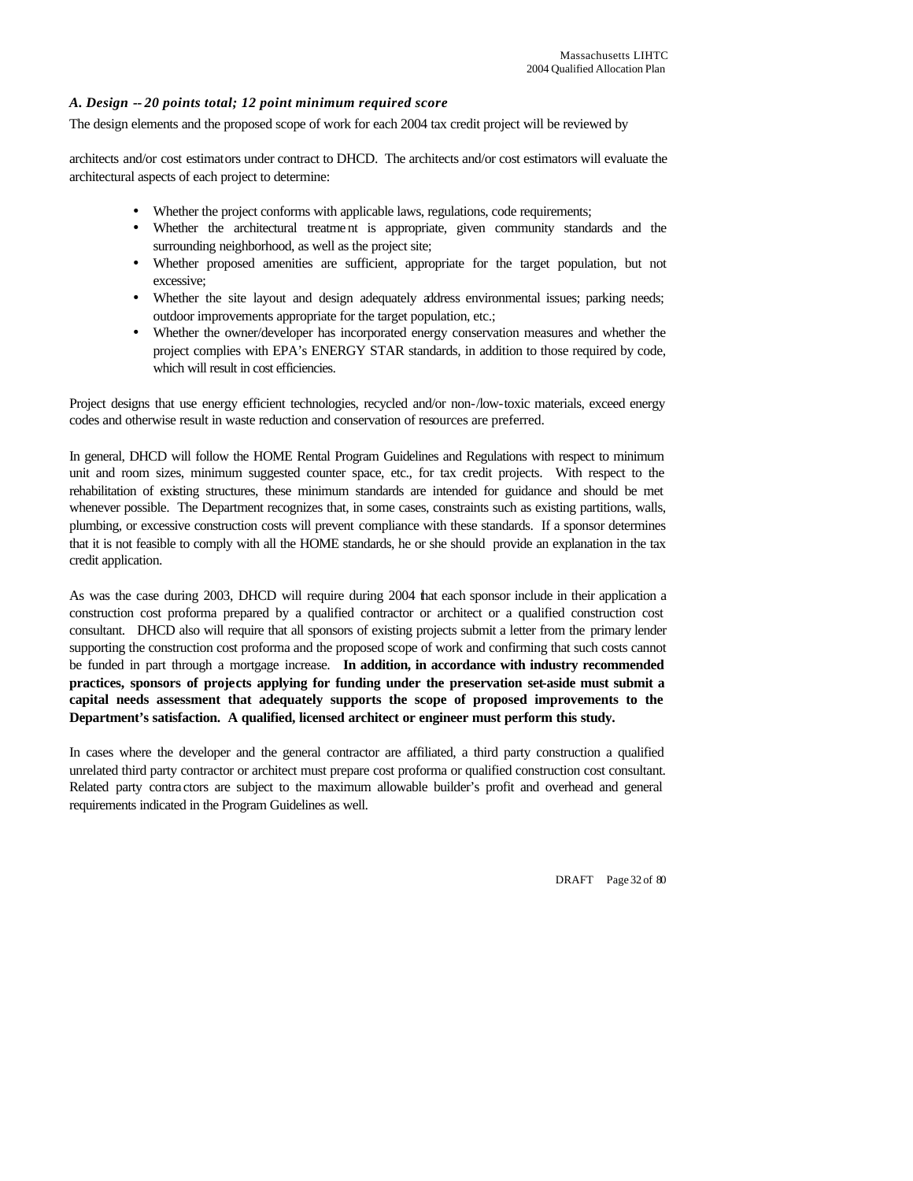### *A. Design -- 20 points total; 12 point minimum required score*

The design elements and the proposed scope of work for each 2004 tax credit project will be reviewed by

architects and/or cost estimators under contract to DHCD. The architects and/or cost estimators will evaluate the architectural aspects of each project to determine:

- Whether the project conforms with applicable laws, regulations, code requirements;
- Whether the architectural treatment is appropriate, given community standards and the surrounding neighborhood, as well as the project site;
- Whether proposed amenities are sufficient, appropriate for the target population, but not excessive;
- Whether the site layout and design adequately address environmental issues; parking needs; outdoor improvements appropriate for the target population, etc.;
- Whether the owner/developer has incorporated energy conservation measures and whether the project complies with EPA's ENERGY STAR standards, in addition to those required by code, which will result in cost efficiencies.

Project designs that use energy efficient technologies, recycled and/or non-/low-toxic materials, exceed energy codes and otherwise result in waste reduction and conservation of resources are preferred.

In general, DHCD will follow the HOME Rental Program Guidelines and Regulations with respect to minimum unit and room sizes, minimum suggested counter space, etc., for tax credit projects. With respect to the rehabilitation of existing structures, these minimum standards are intended for guidance and should be met whenever possible. The Department recognizes that, in some cases, constraints such as existing partitions, walls, plumbing, or excessive construction costs will prevent compliance with these standards. If a sponsor determines that it is not feasible to comply with all the HOME standards, he or she should provide an explanation in the tax credit application.

As was the case during 2003, DHCD will require during 2004 that each sponsor include in their application a construction cost proforma prepared by a qualified contractor or architect or a qualified construction cost consultant. DHCD also will require that all sponsors of existing projects submit a letter from the primary lender supporting the construction cost proforma and the proposed scope of work and confirming that such costs cannot be funded in part through a mortgage increase. **In addition, in accordance with industry recommended practices, sponsors of projects applying for funding under the preservation set-aside must submit a capital needs assessment that adequately supports the scope of proposed improvements to the Department's satisfaction. A qualified, licensed architect or engineer must perform this study.**

In cases where the developer and the general contractor are affiliated, a third party construction a qualified unrelated third party contractor or architect must prepare cost proforma or qualified construction cost consultant. Related party contractors are subject to the maximum allowable builder's profit and overhead and general requirements indicated in the Program Guidelines as well.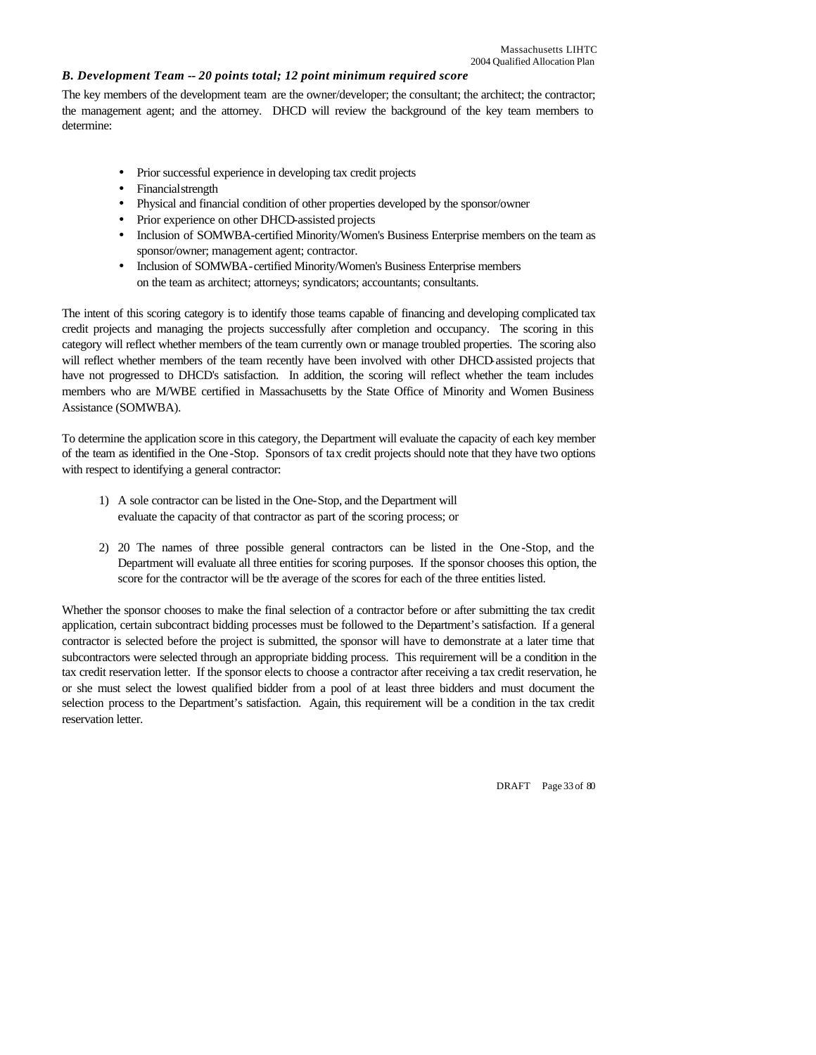### *B. Development Team -- 20 points total; 12 point minimum required score*

The key members of the development team are the owner/developer; the consultant; the architect; the contractor; the management agent; and the attorney. DHCD will review the background of the key team members to determine:

- Prior successful experience in developing tax credit projects
- Financial strength
- Physical and financial condition of other properties developed by the sponsor/owner
- Prior experience on other DHCD-assisted projects
- Inclusion of SOMWBA-certified Minority/Women's Business Enterprise members on the team as sponsor/owner; management agent; contractor.
- Inclusion of SOMWBA-certified Minority/Women's Business Enterprise members on the team as architect; attorneys; syndicators; accountants; consultants.

The intent of this scoring category is to identify those teams capable of financing and developing complicated tax credit projects and managing the projects successfully after completion and occupancy. The scoring in this category will reflect whether members of the team currently own or manage troubled properties. The scoring also will reflect whether members of the team recently have been involved with other DHCD-assisted projects that have not progressed to DHCD's satisfaction. In addition, the scoring will reflect whether the team includes members who are M/WBE certified in Massachusetts by the State Office of Minority and Women Business Assistance (SOMWBA).

To determine the application score in this category, the Department will evaluate the capacity of each key member of the team as identified in the One-Stop. Sponsors of tax credit projects should note that they have two options with respect to identifying a general contractor:

1) A sole contractor can be listed in the One-Stop, and the Department will evaluate the capacity of that contractor as part of the scoring process; or

2) 20 The names of three possible general contractors can be listed in the One-Stop, and the Department will evaluate all three entities for scoring purposes. If the sponsor chooses this option, the score for the contractor will be the average of the scores for each of the three entities listed.

Whether the sponsor chooses to make the final selection of a contractor before or after submitting the tax credit application, certain subcontract bidding processes must be followed to the Department's satisfaction. If a general contractor is selected before the project is submitted, the sponsor will have to demonstrate at a later time that subcontractors were selected through an appropriate bidding process. This requirement will be a condition in the tax credit reservation letter. If the sponsor elects to choose a contractor after receiving a tax credit reservation, he or she must select the lowest qualified bidder from a pool of at least three bidders and must document the selection process to the Department's satisfaction. Again, this requirement will be a condition in the tax credit reservation letter.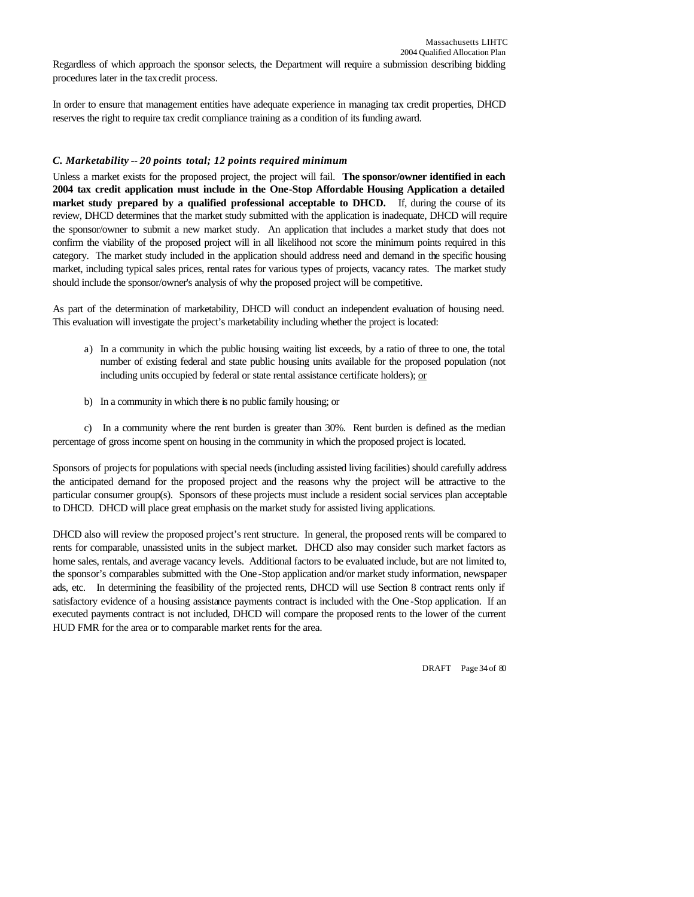Regardless of which approach the sponsor selects, the Department will require a submission describing bidding procedures later in the tax credit process.

In order to ensure that management entities have adequate experience in managing tax credit properties, DHCD reserves the right to require tax credit compliance training as a condition of its funding award.

### *C. Marketability -- 20 points total; 12 points required minimum*

Unless a market exists for the proposed project, the project will fail. **The sponsor/owner identified in each 2004 tax credit application must include in the One-Stop Affordable Housing Application a detailed market study prepared by a qualified professional acceptable to DHCD.** If, during the course of its review, DHCD determines that the market study submitted with the application is inadequate, DHCD will require the sponsor/owner to submit a new market study. An application that includes a market study that does not confirm the viability of the proposed project will in all likelihood not score the minimum points required in this category. The market study included in the application should address need and demand in the specific housing market, including typical sales prices, rental rates for various types of projects, vacancy rates. The market study should include the sponsor/owner's analysis of why the proposed project will be competitive.

As part of the determination of marketability, DHCD will conduct an independent evaluation of housing need. This evaluation will investigate the project's marketability including whether the project is located:

a) In a community in which the public housing waiting list exceeds, by a ratio of three to one, the total number of existing federal and state public housing units available for the proposed population (not including units occupied by federal or state rental assistance certificate holders); <u>or</u>

b) In a community in which there is no public family housing; or

c) In a community where the rent burden is greater than 30%. Rent burden is defined as the median percentage of gross income spent on housing in the community in which the proposed project is located.

Sponsors of projects for populations with special needs (including assisted living facilities) should carefully address the anticipated demand for the proposed project and the reasons why the project will be attractive to the particular consumer group(s). Sponsors of these projects must include a resident social services plan acceptable to DHCD. DHCD will place great emphasis on the market study for assisted living applications.

DHCD also will review the proposed project's rent structure. In general, the proposed rents will be compared to rents for comparable, unassisted units in the subject market. DHCD also may consider such market factors as home sales, rentals, and average vacancy levels. Additional factors to be evaluated include, but are not limited to, the sponsor's comparables submitted with the One-Stop application and/or market study information, newspaper ads, etc. In determining the feasibility of the projected rents, DHCD will use Section 8 contract rents only if satisfactory evidence of a housing assistance payments contract is included with the One-Stop application. If an executed payments contract is not included, DHCD will compare the proposed rents to the lower of the current HUD FMR for the area or to comparable market rents for the area.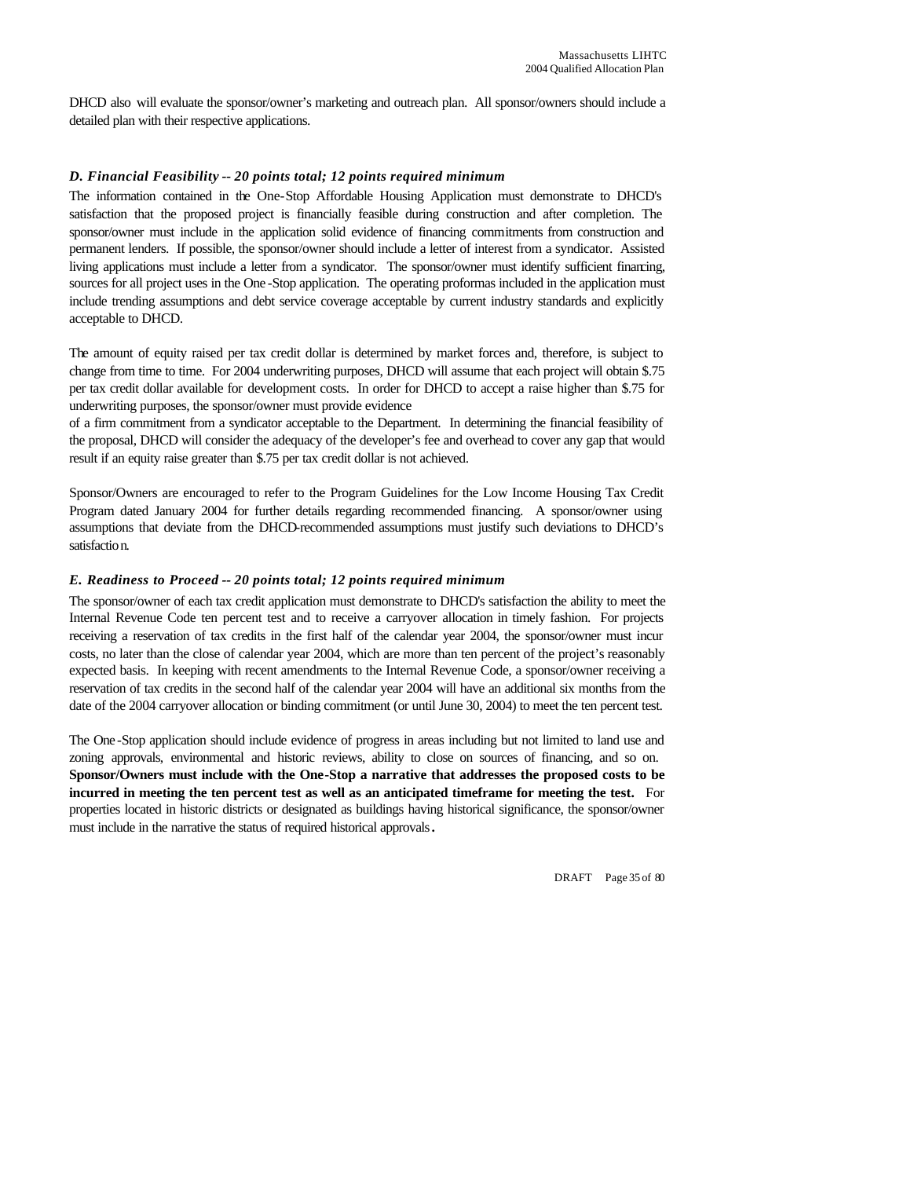DHCD also will evaluate the sponsor/owner's marketing and outreach plan. All sponsor/owners should include a detailed plan with their respective applications.

### *D. Financial Feasibility -- 20 points total; 12 points required minimum*

The information contained in the One-Stop Affordable Housing Application must demonstrate to DHCD's satisfaction that the proposed project is financially feasible during construction and after completion. The sponsor/owner must include in the application solid evidence of financing commitments from construction and permanent lenders. If possible, the sponsor/owner should include a letter of interest from a syndicator. Assisted living applications must include a letter from a syndicator. The sponsor/owner must identify sufficient financing, sources for all project uses in the One-Stop application. The operating proformas included in the application must include trending assumptions and debt service coverage acceptable by current industry standards and explicitly acceptable to DHCD.

The amount of equity raised per tax credit dollar is determined by market forces and, therefore, is subject to change from time to time. For 2004 underwriting purposes, DHCD will assume that each project will obtain $.75 per tax credit dollar available for development costs. In order for DHCD to accept a raise higher than $.75 for underwriting purposes, the sponsor/owner must provide evidence of a firm commitment from a syndicator acceptable to the Department. In determining the financial feasibility of the proposal, DHCD will consider the adequacy of the developer's fee and overhead to cover any gap that would result if an equity raise greater than $.75 per tax credit dollar is not achieved.

Sponsor/Owners are encouraged to refer to the Program Guidelines for the Low Income Housing Tax Credit Program dated January 2004 for further details regarding recommended financing. A sponsor/owner using assumptions that deviate from the DHCD-recommended assumptions must justify such deviations to DHCD's satisfaction.

### *E. Readiness to Proceed -- 20 points total; 12 points required minimum*

The sponsor/owner of each tax credit application must demonstrate to DHCD's satisfaction the ability to meet the Internal Revenue Code ten percent test and to receive a carryover allocation in timely fashion. For projects receiving a reservation of tax credits in the first half of the calendar year 2004, the sponsor/owner must incur costs, no later than the close of calendar year 2004, which are more than ten percent of the project's reasonably expected basis. In keeping with recent amendments to the Internal Revenue Code, a sponsor/owner receiving a reservation of tax credits in the second half of the calendar year 2004 will have an additional six months from the date of the 2004 carryover allocation or binding commitment (or until June 30, 2004) to meet the ten percent test.

The One-Stop application should include evidence of progress in areas including but not limited to land use and zoning approvals, environmental and historic reviews, ability to close on sources of financing, and so on. **Sponsor/Owners must include with the One-Stop a narrative that addresses the proposed costs to be incurred in meeting the ten percent test as well as an anticipated timeframe for meeting the test.** For properties located in historic districts or designated as buildings having historical significance, the sponsor/owner must include in the narrative the status of required historical approvals.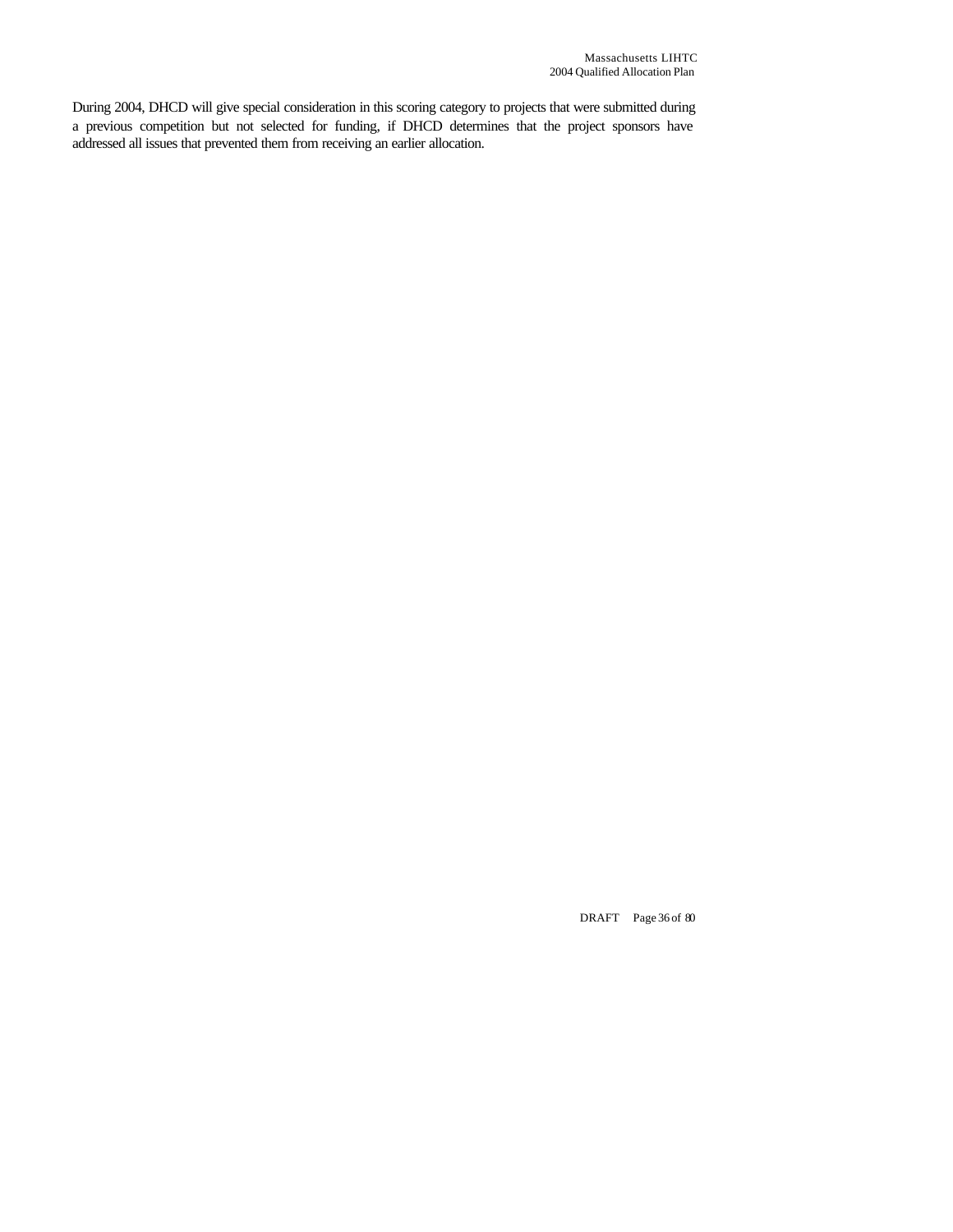During 2004, DHCD will give special consideration in this scoring category to projects that were submitted during a previous competition but not selected for funding, if DHCD determines that the project sponsors have addressed all issues that prevented them from receiving an earlier allocation.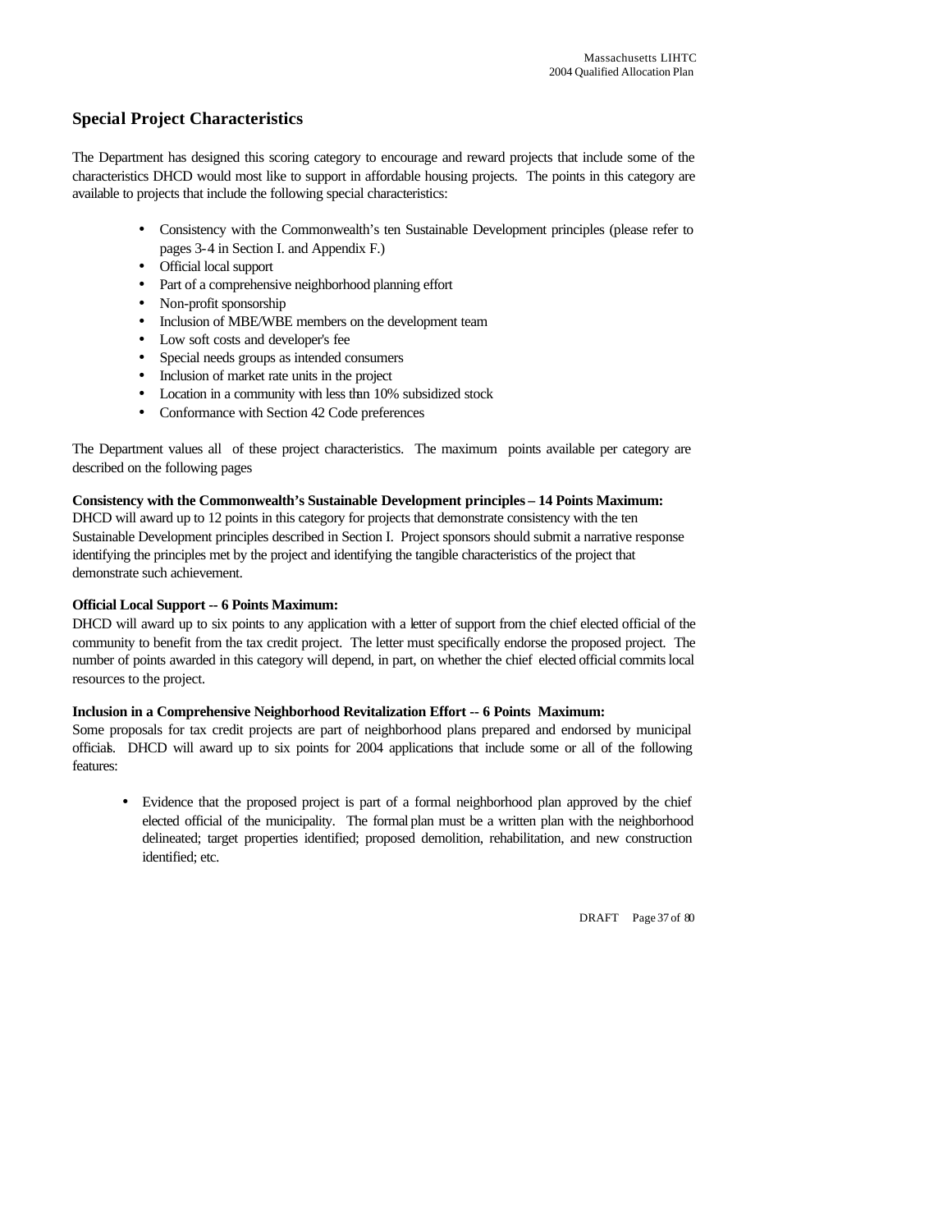## Special Project Characteristics

The Department has designed this scoring category to encourage and reward projects that include some of the characteristics DHCD would most like to support in affordable housing projects. The points in this category are available to projects that include the following special characteristics:

- Consistency with the Commonwealth's ten Sustainable Development principles (please refer to pages 3-4 in Section I. and Appendix F.)
- Official local support
- Part of a comprehensive neighborhood planning effort
- Non-profit sponsorship
- Inclusion of MBE/WBE members on the development team
- Low soft costs and developer's fee
- Special needs groups as intended consumers
- Inclusion of market rate units in the project
- Location in a community with less than 10% subsidized stock
- Conformance with Section 42 Code preferences

The Department values all of these project characteristics. The maximum points available per category are described on the following pages

**Consistency with the Commonwealth's Sustainable Development principles – 14 Points Maximum:**
DHCD will award up to 12 points in this category for projects that demonstrate consistency with the ten Sustainable Development principles described in Section I. Project sponsors should submit a narrative response identifying the principles met by the project and identifying the tangible characteristics of the project that demonstrate such achievement.

**Official Local Support -- 6 Points Maximum:**
DHCD will award up to six points to any application with a letter of support from the chief elected official of the community to benefit from the tax credit project. The letter must specifically endorse the proposed project. The number of points awarded in this category will depend, in part, on whether the chief elected official commits local resources to the project.

**Inclusion in a Comprehensive Neighborhood Revitalization Effort -- 6 Points Maximum:**
Some proposals for tax credit projects are part of neighborhood plans prepared and endorsed by municipal officials. DHCD will award up to six points for 2004 applications that include some or all of the following features:

- Evidence that the proposed project is part of a formal neighborhood plan approved by the chief elected official of the municipality. The formal plan must be a written plan with the neighborhood delineated; target properties identified; proposed demolition, rehabilitation, and new construction identified; etc.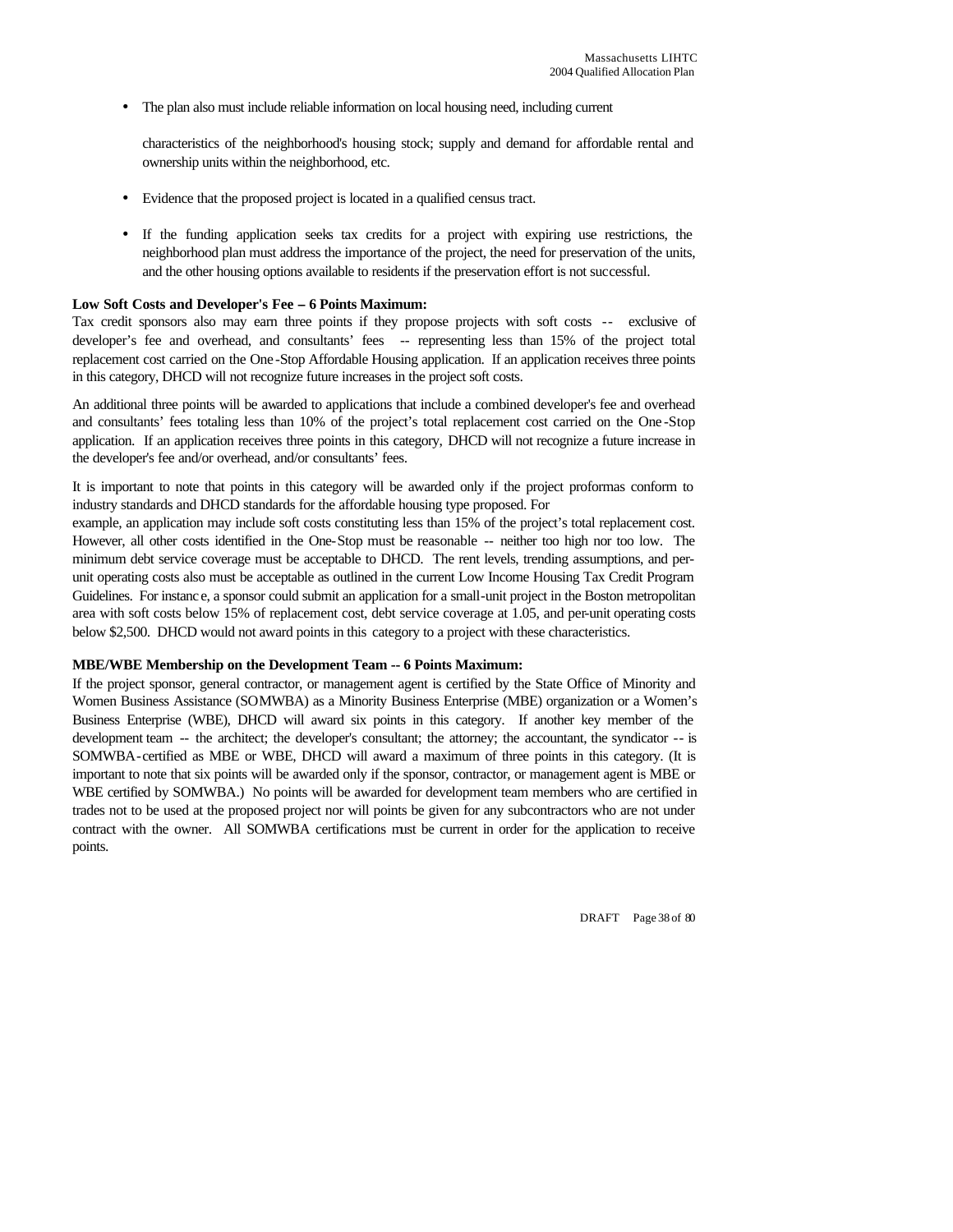- The plan also must include reliable information on local housing need, including current

  characteristics of the neighborhood's housing stock; supply and demand for affordable rental and ownership units within the neighborhood, etc.

- Evidence that the proposed project is located in a qualified census tract.

- If the funding application seeks tax credits for a project with expiring use restrictions, the neighborhood plan must address the importance of the project, the need for preservation of the units, and the other housing options available to residents if the preservation effort is not successful.

**Low Soft Costs and Developer's Fee – 6 Points Maximum:**
Tax credit sponsors also may earn three points if they propose projects with soft costs -- exclusive of developer's fee and overhead, and consultants' fees -- representing less than 15% of the project total replacement cost carried on the One-Stop Affordable Housing application. If an application receives three points in this category, DHCD will not recognize future increases in the project soft costs.

An additional three points will be awarded to applications that include a combined developer's fee and overhead and consultants' fees totaling less than 10% of the project's total replacement cost carried on the One-Stop application. If an application receives three points in this category, DHCD will not recognize a future increase in the developer's fee and/or overhead, and/or consultants' fees.

It is important to note that points in this category will be awarded only if the project proformas conform to industry standards and DHCD standards for the affordable housing type proposed. For example, an application may include soft costs constituting less than 15% of the project's total replacement cost. However, all other costs identified in the One-Stop must be reasonable -- neither too high nor too low. The minimum debt service coverage must be acceptable to DHCD. The rent levels, trending assumptions, and per-unit operating costs also must be acceptable as outlined in the current Low Income Housing Tax Credit Program Guidelines. For instance, a sponsor could submit an application for a small-unit project in the Boston metropolitan area with soft costs below 15% of replacement cost, debt service coverage at 1.05, and per-unit operating costs below $2,500. DHCD would not award points in this category to a project with these characteristics.

**MBE/WBE Membership on the Development Team -- 6 Points Maximum:**
If the project sponsor, general contractor, or management agent is certified by the State Office of Minority and Women Business Assistance (SOMWBA) as a Minority Business Enterprise (MBE) organization or a Women's Business Enterprise (WBE), DHCD will award six points in this category. If another key member of the development team -- the architect; the developer's consultant; the attorney; the accountant, the syndicator -- is SOMWBA-certified as MBE or WBE, DHCD will award a maximum of three points in this category. (It is important to note that six points will be awarded only if the sponsor, contractor, or management agent is MBE or WBE certified by SOMWBA.) No points will be awarded for development team members who are certified in trades not to be used at the proposed project nor will points be given for any subcontractors who are not under contract with the owner. All SOMWBA certifications must be current in order for the application to receive points.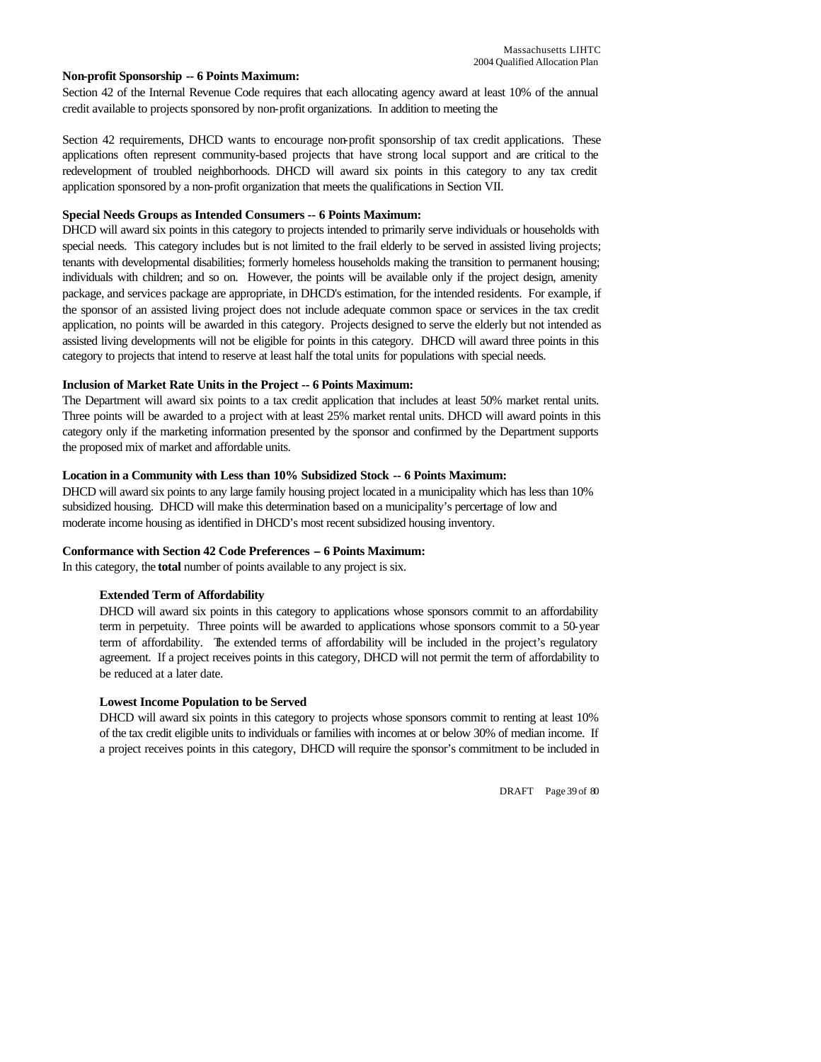**Non-profit Sponsorship -- 6 Points Maximum:**

Section 42 of the Internal Revenue Code requires that each allocating agency award at least 10% of the annual credit available to projects sponsored by non-profit organizations. In addition to meeting the

Section 42 requirements, DHCD wants to encourage non-profit sponsorship of tax credit applications. These applications often represent community-based projects that have strong local support and are critical to the redevelopment of troubled neighborhoods. DHCD will award six points in this category to any tax credit application sponsored by a non-profit organization that meets the qualifications in Section VII.

**Special Needs Groups as Intended Consumers -- 6 Points Maximum:**

DHCD will award six points in this category to projects intended to primarily serve individuals or households with special needs. This category includes but is not limited to the frail elderly to be served in assisted living projects; tenants with developmental disabilities; formerly homeless households making the transition to permanent housing; individuals with children; and so on. However, the points will be available only if the project design, amenity package, and services package are appropriate, in DHCD's estimation, for the intended residents. For example, if the sponsor of an assisted living project does not include adequate common space or services in the tax credit application, no points will be awarded in this category. Projects designed to serve the elderly but not intended as assisted living developments will not be eligible for points in this category. DHCD will award three points in this category to projects that intend to reserve at least half the total units for populations with special needs.

**Inclusion of Market Rate Units in the Project -- 6 Points Maximum:**

The Department will award six points to a tax credit application that includes at least 50% market rental units. Three points will be awarded to a project with at least 25% market rental units. DHCD will award points in this category only if the marketing information presented by the sponsor and confirmed by the Department supports the proposed mix of market and affordable units.

**Location in a Community with Less than 10% Subsidized Stock -- 6 Points Maximum:**

DHCD will award six points to any large family housing project located in a municipality which has less than 10% subsidized housing. DHCD will make this determination based on a municipality's percentage of low and moderate income housing as identified in DHCD's most recent subsidized housing inventory.

**Conformance with Section 42 Code Preferences – 6 Points Maximum:**

In this category, the **total** number of points available to any project is six.

**Extended Term of Affordability**

DHCD will award six points in this category to applications whose sponsors commit to an affordability term in perpetuity. Three points will be awarded to applications whose sponsors commit to a 50-year term of affordability. The extended terms of affordability will be included in the project's regulatory agreement. If a project receives points in this category, DHCD will not permit the term of affordability to be reduced at a later date.

**Lowest Income Population to be Served**

DHCD will award six points in this category to projects whose sponsors commit to renting at least 10% of the tax credit eligible units to individuals or families with incomes at or below 30% of median income. If a project receives points in this category, DHCD will require the sponsor's commitment to be included in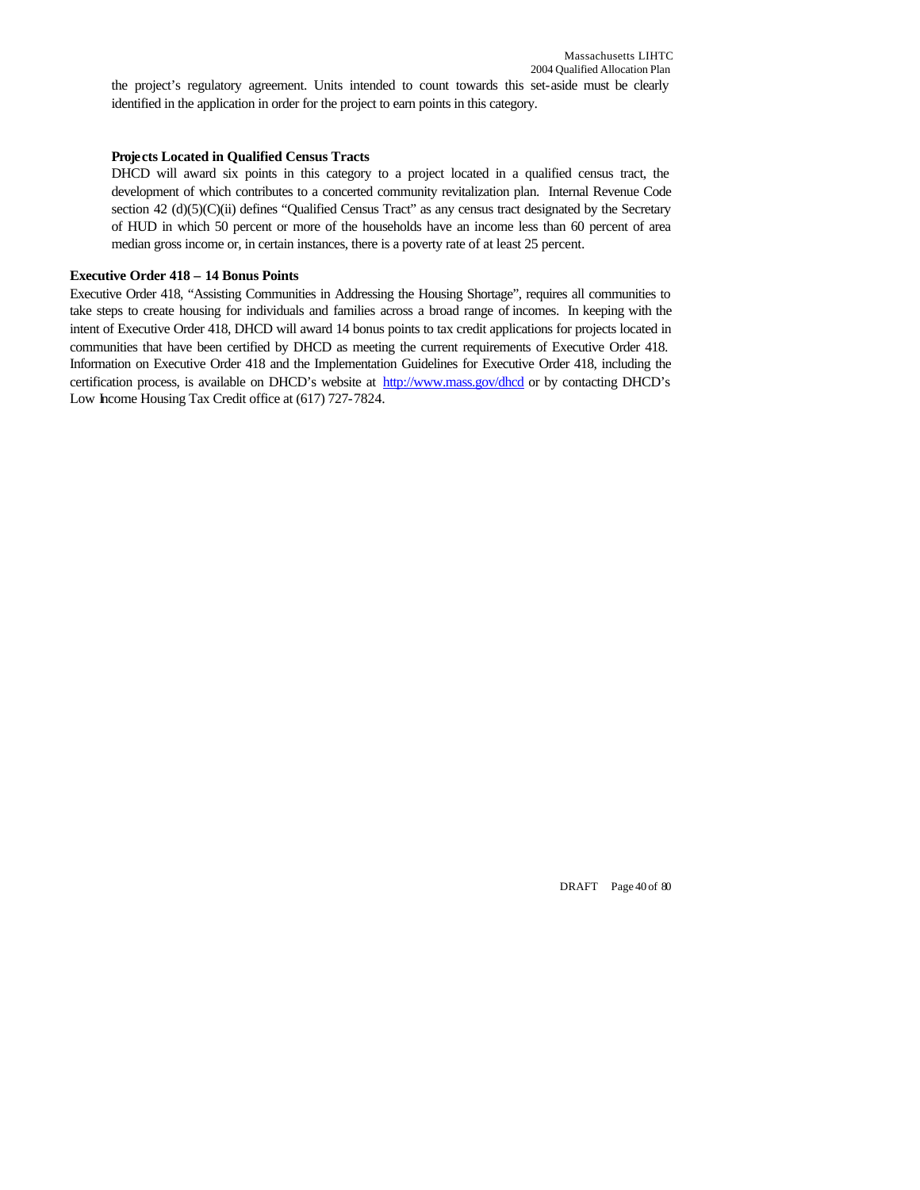the project's regulatory agreement. Units intended to count towards this set-aside must be clearly identified in the application in order for the project to earn points in this category.

**Projects Located in Qualified Census Tracts**

DHCD will award six points in this category to a project located in a qualified census tract, the development of which contributes to a concerted community revitalization plan. Internal Revenue Code section 42 (d)(5)(C)(ii) defines "Qualified Census Tract" as any census tract designated by the Secretary of HUD in which 50 percent or more of the households have an income less than 60 percent of area median gross income or, in certain instances, there is a poverty rate of at least 25 percent.

**Executive Order 418 – 14 Bonus Points**

Executive Order 418, "Assisting Communities in Addressing the Housing Shortage", requires all communities to take steps to create housing for individuals and families across a broad range of incomes. In keeping with the intent of Executive Order 418, DHCD will award 14 bonus points to tax credit applications for projects located in communities that have been certified by DHCD as meeting the current requirements of Executive Order 418. Information on Executive Order 418 and the Implementation Guidelines for Executive Order 418, including the certification process, is available on DHCD's website at http://www.mass.gov/dhcd or by contacting DHCD's Low Income Housing Tax Credit office at (617) 727-7824.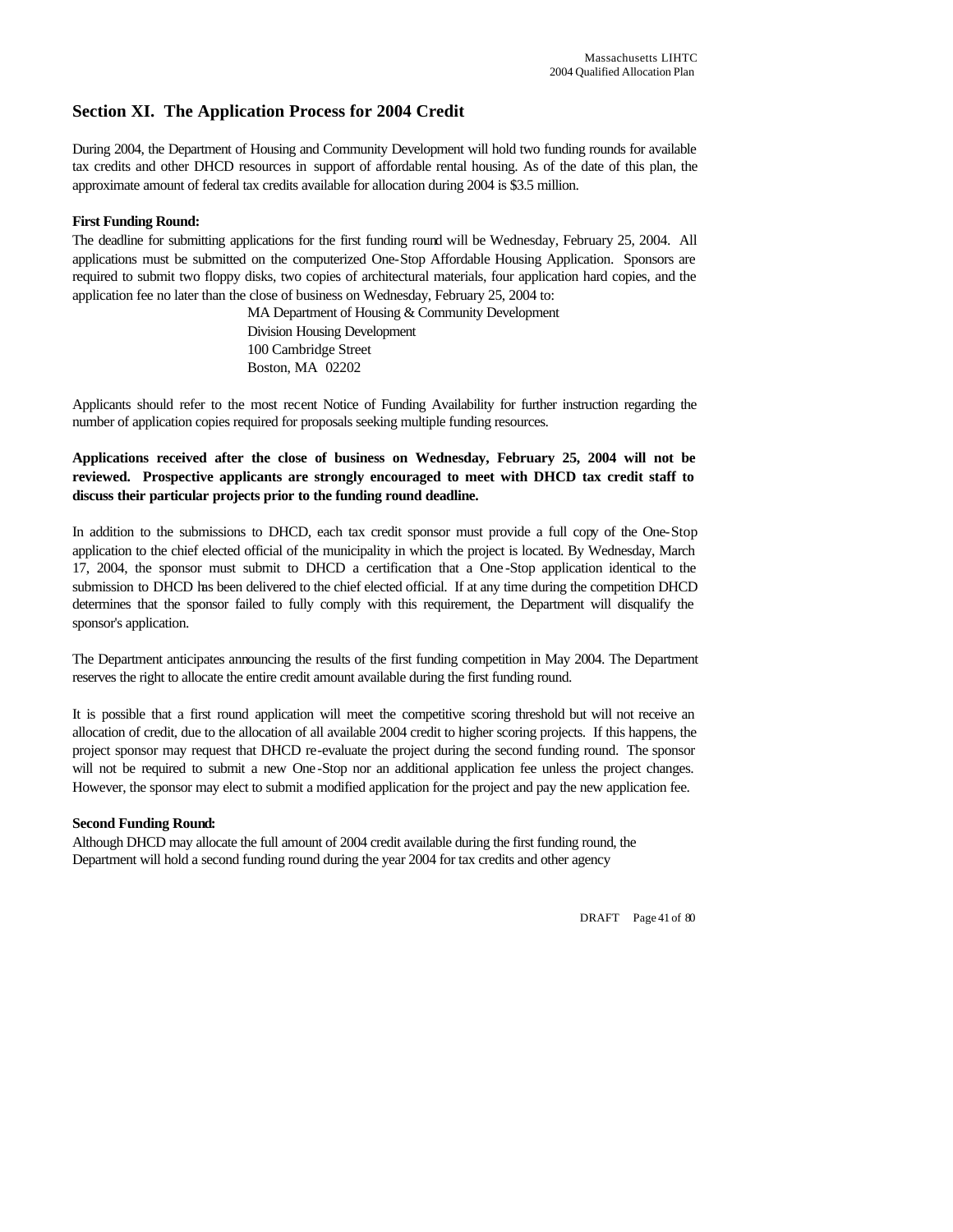## Section XI. The Application Process for 2004 Credit

During 2004, the Department of Housing and Community Development will hold two funding rounds for available tax credits and other DHCD resources in support of affordable rental housing. As of the date of this plan, the approximate amount of federal tax credits available for allocation during 2004 is $3.5 million.

**First Funding Round:**

The deadline for submitting applications for the first funding round will be Wednesday, February 25, 2004. All applications must be submitted on the computerized One-Stop Affordable Housing Application. Sponsors are required to submit two floppy disks, two copies of architectural materials, four application hard copies, and the application fee no later than the close of business on Wednesday, February 25, 2004 to:

MA Department of Housing & Community Development
Division Housing Development
100 Cambridge Street
Boston, MA 02202

Applicants should refer to the most recent Notice of Funding Availability for further instruction regarding the number of application copies required for proposals seeking multiple funding resources.

**Applications received after the close of business on Wednesday, February 25, 2004 will not be reviewed. Prospective applicants are strongly encouraged to meet with DHCD tax credit staff to discuss their particular projects prior to the funding round deadline.**

In addition to the submissions to DHCD, each tax credit sponsor must provide a full copy of the One-Stop application to the chief elected official of the municipality in which the project is located. By Wednesday, March 17, 2004, the sponsor must submit to DHCD a certification that a One-Stop application identical to the submission to DHCD has been delivered to the chief elected official. If at any time during the competition DHCD determines that the sponsor failed to fully comply with this requirement, the Department will disqualify the sponsor's application.

The Department anticipates announcing the results of the first funding competition in May 2004. The Department reserves the right to allocate the entire credit amount available during the first funding round.

It is possible that a first round application will meet the competitive scoring threshold but will not receive an allocation of credit, due to the allocation of all available 2004 credit to higher scoring projects. If this happens, the project sponsor may request that DHCD re-evaluate the project during the second funding round. The sponsor will not be required to submit a new One-Stop nor an additional application fee unless the project changes. However, the sponsor may elect to submit a modified application for the project and pay the new application fee.

**Second Funding Round:**

Although DHCD may allocate the full amount of 2004 credit available during the first funding round, the Department will hold a second funding round during the year 2004 for tax credits and other agency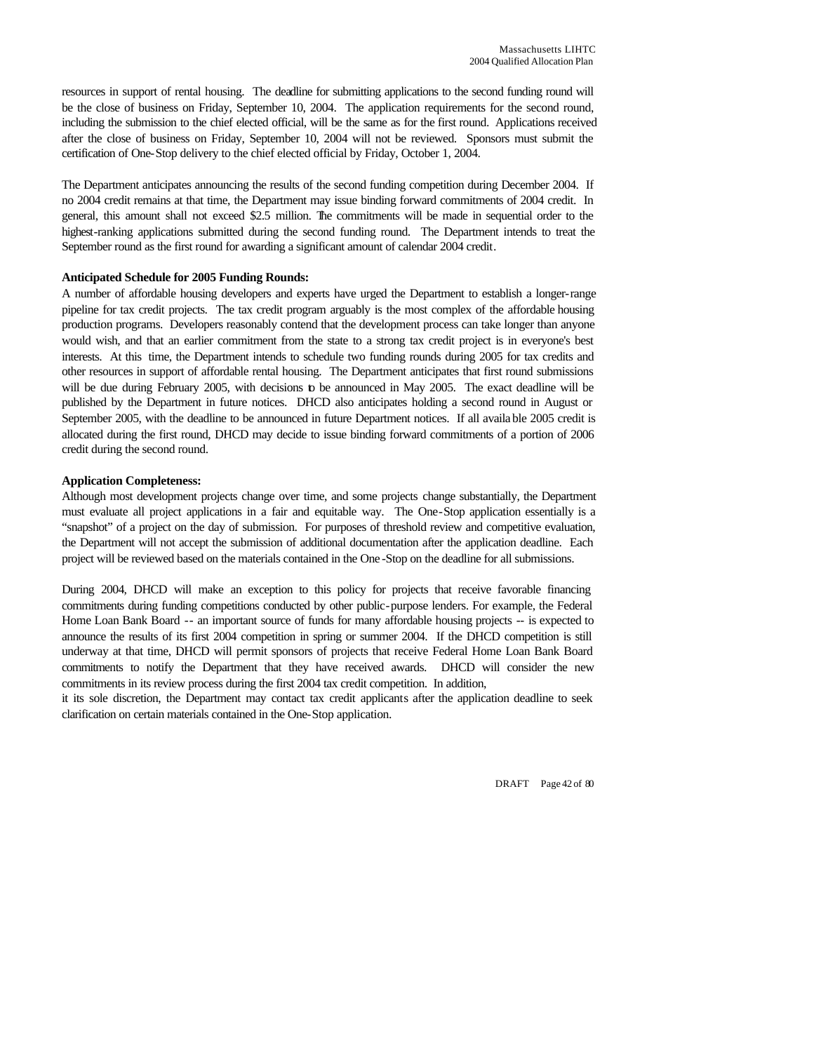resources in support of rental housing. The deadline for submitting applications to the second funding round will be the close of business on Friday, September 10, 2004. The application requirements for the second round, including the submission to the chief elected official, will be the same as for the first round. Applications received after the close of business on Friday, September 10, 2004 will not be reviewed. Sponsors must submit the certification of One-Stop delivery to the chief elected official by Friday, October 1, 2004.

The Department anticipates announcing the results of the second funding competition during December 2004. If no 2004 credit remains at that time, the Department may issue binding forward commitments of 2004 credit. In general, this amount shall not exceed $2.5 million. The commitments will be made in sequential order to the highest-ranking applications submitted during the second funding round. The Department intends to treat the September round as the first round for awarding a significant amount of calendar 2004 credit.

**Anticipated Schedule for 2005 Funding Rounds:**

A number of affordable housing developers and experts have urged the Department to establish a longer-range pipeline for tax credit projects. The tax credit program arguably is the most complex of the affordable housing production programs. Developers reasonably contend that the development process can take longer than anyone would wish, and that an earlier commitment from the state to a strong tax credit project is in everyone's best interests. At this time, the Department intends to schedule two funding rounds during 2005 for tax credits and other resources in support of affordable rental housing. The Department anticipates that first round submissions will be due during February 2005, with decisions to be announced in May 2005. The exact deadline will be published by the Department in future notices. DHCD also anticipates holding a second round in August or September 2005, with the deadline to be announced in future Department notices. If all available 2005 credit is allocated during the first round, DHCD may decide to issue binding forward commitments of a portion of 2006 credit during the second round.

**Application Completeness:**

Although most development projects change over time, and some projects change substantially, the Department must evaluate all project applications in a fair and equitable way. The One-Stop application essentially is a "snapshot" of a project on the day of submission. For purposes of threshold review and competitive evaluation, the Department will not accept the submission of additional documentation after the application deadline. Each project will be reviewed based on the materials contained in the One-Stop on the deadline for all submissions.

During 2004, DHCD will make an exception to this policy for projects that receive favorable financing commitments during funding competitions conducted by other public-purpose lenders. For example, the Federal Home Loan Bank Board -- an important source of funds for many affordable housing projects -- is expected to announce the results of its first 2004 competition in spring or summer 2004. If the DHCD competition is still underway at that time, DHCD will permit sponsors of projects that receive Federal Home Loan Bank Board commitments to notify the Department that they have received awards. DHCD will consider the new commitments in its review process during the first 2004 tax credit competition. In addition, it its sole discretion, the Department may contact tax credit applicants after the application deadline to seek clarification on certain materials contained in the One-Stop application.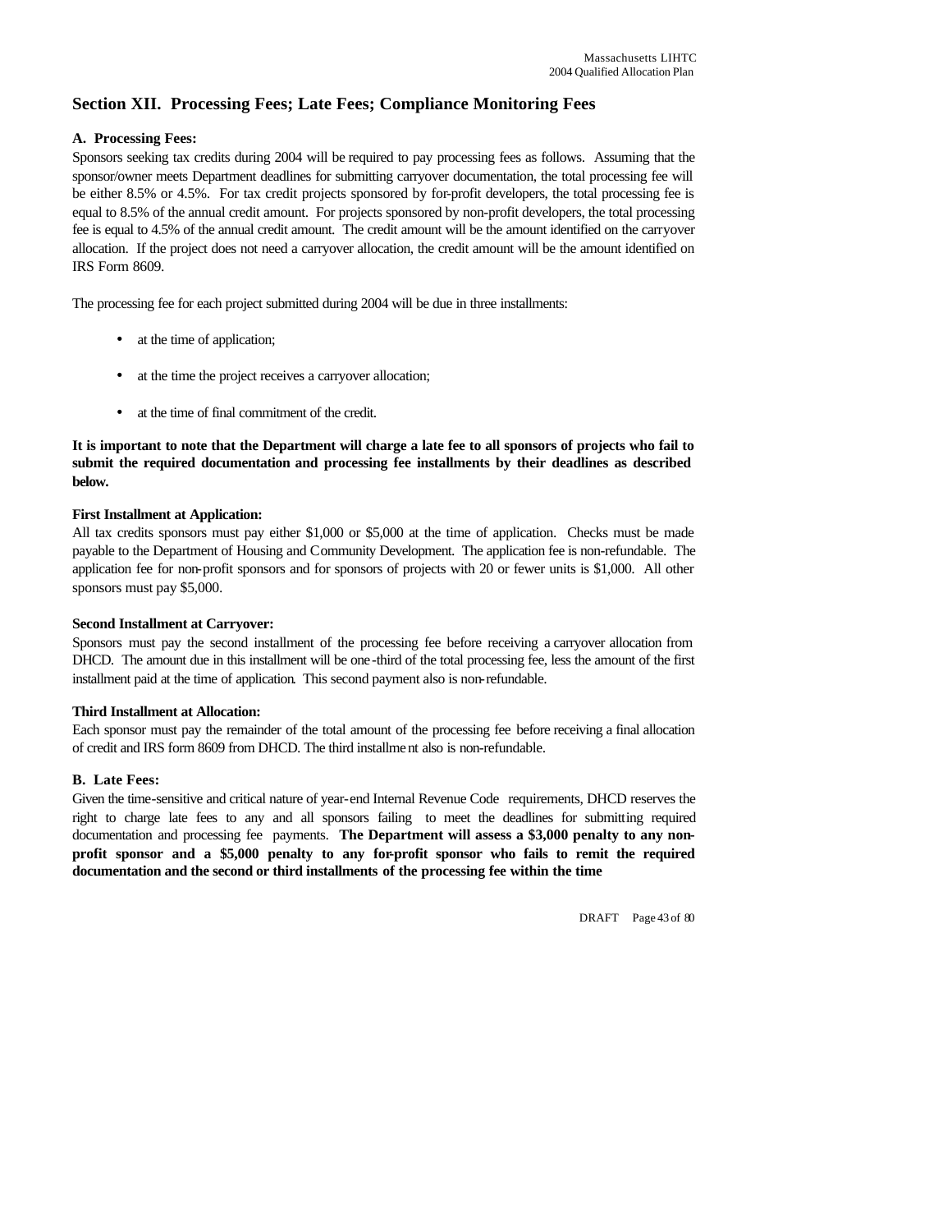## Section XII. Processing Fees; Late Fees; Compliance Monitoring Fees

### A. Processing Fees:

Sponsors seeking tax credits during 2004 will be required to pay processing fees as follows. Assuming that the sponsor/owner meets Department deadlines for submitting carryover documentation, the total processing fee will be either 8.5% or 4.5%. For tax credit projects sponsored by for-profit developers, the total processing fee is equal to 8.5% of the annual credit amount. For projects sponsored by non-profit developers, the total processing fee is equal to 4.5% of the annual credit amount. The credit amount will be the amount identified on the carryover allocation. If the project does not need a carryover allocation, the credit amount will be the amount identified on IRS Form 8609.

The processing fee for each project submitted during 2004 will be due in three installments:

- at the time of application;
- at the time the project receives a carryover allocation;
- at the time of final commitment of the credit.

**It is important to note that the Department will charge a late fee to all sponsors of projects who fail to submit the required documentation and processing fee installments by their deadlines as described below.**

**First Installment at Application:**

All tax credits sponsors must pay either $1,000 or $5,000 at the time of application. Checks must be made payable to the Department of Housing and Community Development. The application fee is non-refundable. The application fee for non-profit sponsors and for sponsors of projects with 20 or fewer units is $1,000. All other sponsors must pay $5,000.

**Second Installment at Carryover:**

Sponsors must pay the second installment of the processing fee before receiving a carryover allocation from DHCD. The amount due in this installment will be one-third of the total processing fee, less the amount of the first installment paid at the time of application. This second payment also is non-refundable.

**Third Installment at Allocation:**

Each sponsor must pay the remainder of the total amount of the processing fee before receiving a final allocation of credit and IRS form 8609 from DHCD. The third installment also is non-refundable.

### B. Late Fees:

Given the time-sensitive and critical nature of year-end Internal Revenue Code requirements, DHCD reserves the right to charge late fees to any and all sponsors failing to meet the deadlines for submitting required documentation and processing fee payments. **The Department will assess a $3,000 penalty to any non-profit sponsor and a $5,000 penalty to any for-profit sponsor who fails to remit the required documentation and the second or third installments of the processing fee within the time**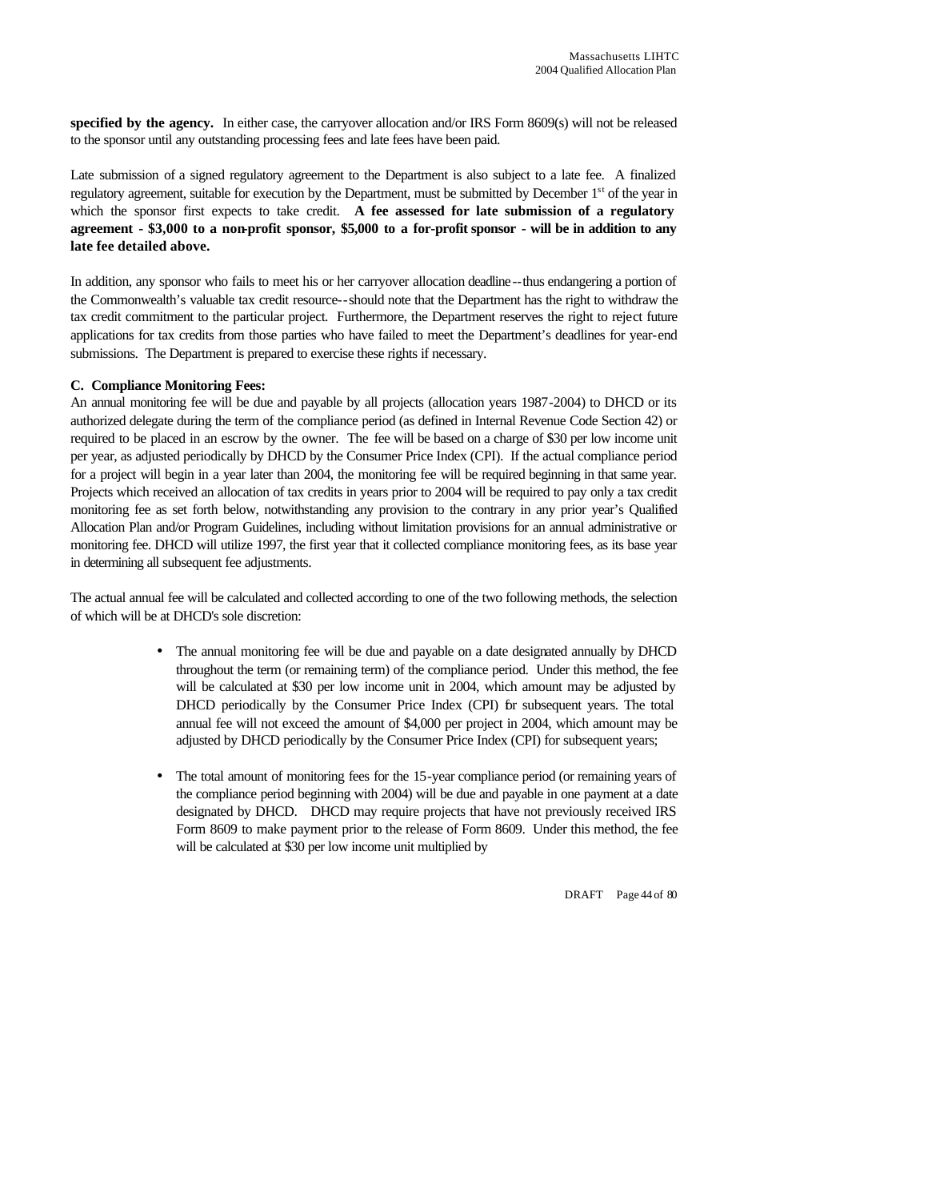**specified by the agency.** In either case, the carryover allocation and/or IRS Form 8609(s) will not be released to the sponsor until any outstanding processing fees and late fees have been paid.

Late submission of a signed regulatory agreement to the Department is also subject to a late fee. A finalized regulatory agreement, suitable for execution by the Department, must be submitted by December 1[st] of the year in which the sponsor first expects to take credit. **A fee assessed for late submission of a regulatory agreement - $3,000 to a non-profit sponsor, $5,000 to a for-profit sponsor - will be in addition to any late fee detailed above.**

In addition, any sponsor who fails to meet his or her carryover allocation deadline--thus endangering a portion of the Commonwealth's valuable tax credit resource--should note that the Department has the right to withdraw the tax credit commitment to the particular project. Furthermore, the Department reserves the right to reject future applications for tax credits from those parties who have failed to meet the Department's deadlines for year-end submissions. The Department is prepared to exercise these rights if necessary.

**C. Compliance Monitoring Fees:**

An annual monitoring fee will be due and payable by all projects (allocation years 1987-2004) to DHCD or its authorized delegate during the term of the compliance period (as defined in Internal Revenue Code Section 42) or required to be placed in an escrow by the owner. The fee will be based on a charge of $30 per low income unit per year, as adjusted periodically by DHCD by the Consumer Price Index (CPI). If the actual compliance period for a project will begin in a year later than 2004, the monitoring fee will be required beginning in that same year. Projects which received an allocation of tax credits in years prior to 2004 will be required to pay only a tax credit monitoring fee as set forth below, notwithstanding any provision to the contrary in any prior year's Qualified Allocation Plan and/or Program Guidelines, including without limitation provisions for an annual administrative or monitoring fee. DHCD will utilize 1997, the first year that it collected compliance monitoring fees, as its base year in determining all subsequent fee adjustments.

The actual annual fee will be calculated and collected according to one of the two following methods, the selection of which will be at DHCD's sole discretion:

- The annual monitoring fee will be due and payable on a date designated annually by DHCD throughout the term (or remaining term) of the compliance period. Under this method, the fee will be calculated at $30 per low income unit in 2004, which amount may be adjusted by DHCD periodically by the Consumer Price Index (CPI) for subsequent years. The total annual fee will not exceed the amount of $4,000 per project in 2004, which amount may be adjusted by DHCD periodically by the Consumer Price Index (CPI) for subsequent years;

- The total amount of monitoring fees for the 15-year compliance period (or remaining years of the compliance period beginning with 2004) will be due and payable in one payment at a date designated by DHCD. DHCD may require projects that have not previously received IRS Form 8609 to make payment prior to the release of Form 8609. Under this method, the fee will be calculated at $30 per low income unit multiplied by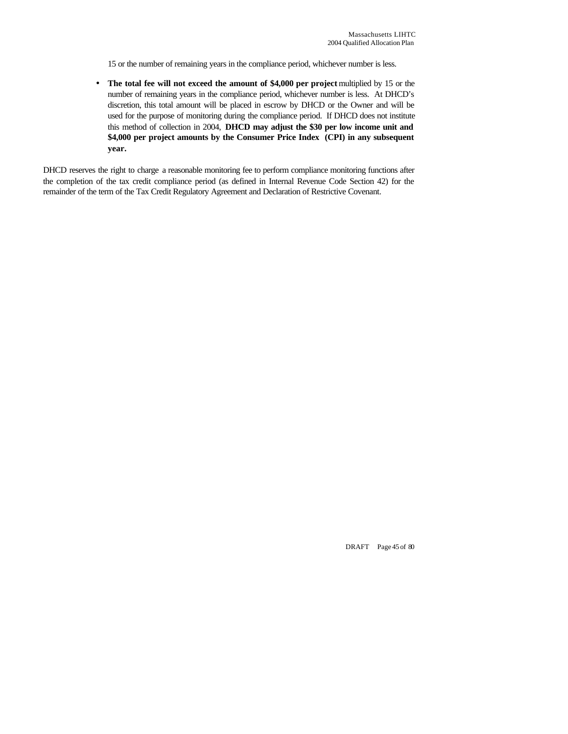15 or the number of remaining years in the compliance period, whichever number is less.

- **The total fee will not exceed the amount of $4,000 per project** multiplied by 15 or the number of remaining years in the compliance period, whichever number is less. At DHCD's discretion, this total amount will be placed in escrow by DHCD or the Owner and will be used for the purpose of monitoring during the compliance period. If DHCD does not institute this method of collection in 2004, **DHCD may adjust the $30 per low income unit and $4,000 per project amounts by the Consumer Price Index (CPI) in any subsequent year.**

DHCD reserves the right to charge a reasonable monitoring fee to perform compliance monitoring functions after the completion of the tax credit compliance period (as defined in Internal Revenue Code Section 42) for the remainder of the term of the Tax Credit Regulatory Agreement and Declaration of Restrictive Covenant.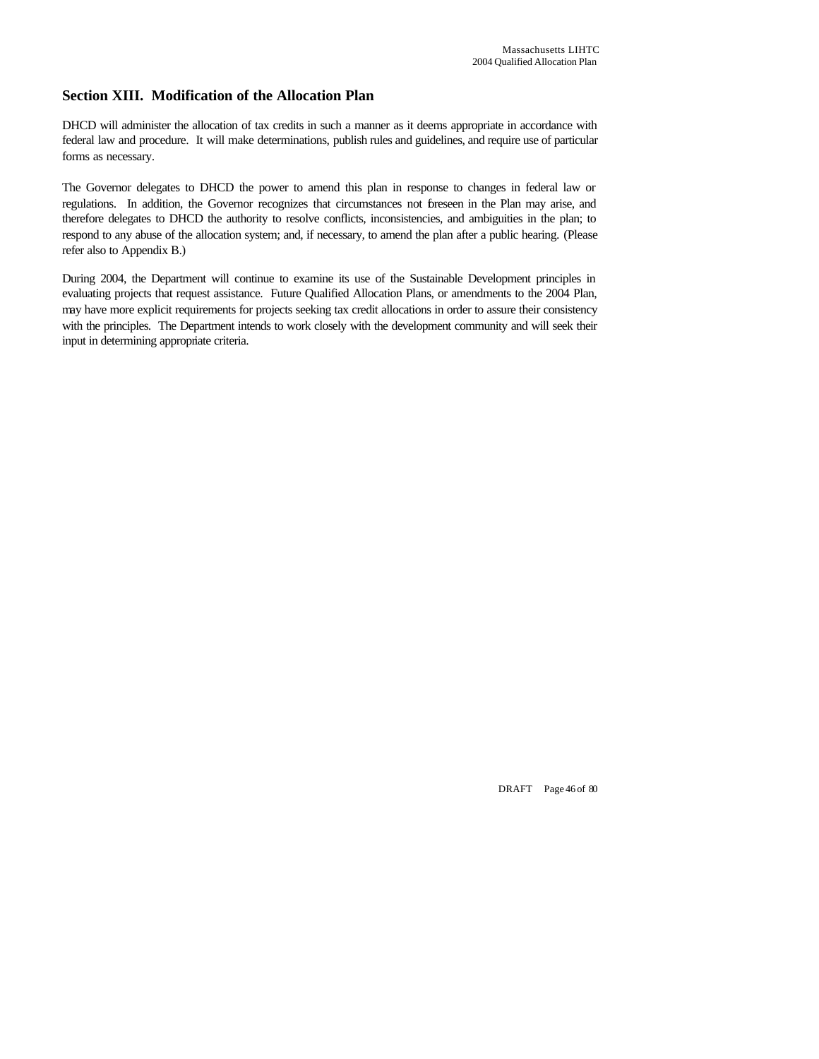## Section XIII. Modification of the Allocation Plan

DHCD will administer the allocation of tax credits in such a manner as it deems appropriate in accordance with federal law and procedure. It will make determinations, publish rules and guidelines, and require use of particular forms as necessary.

The Governor delegates to DHCD the power to amend this plan in response to changes in federal law or regulations. In addition, the Governor recognizes that circumstances not foreseen in the Plan may arise, and therefore delegates to DHCD the authority to resolve conflicts, inconsistencies, and ambiguities in the plan; to respond to any abuse of the allocation system; and, if necessary, to amend the plan after a public hearing. (Please refer also to Appendix B.)

During 2004, the Department will continue to examine its use of the Sustainable Development principles in evaluating projects that request assistance. Future Qualified Allocation Plans, or amendments to the 2004 Plan, may have more explicit requirements for projects seeking tax credit allocations in order to assure their consistency with the principles. The Department intends to work closely with the development community and will seek their input in determining appropriate criteria.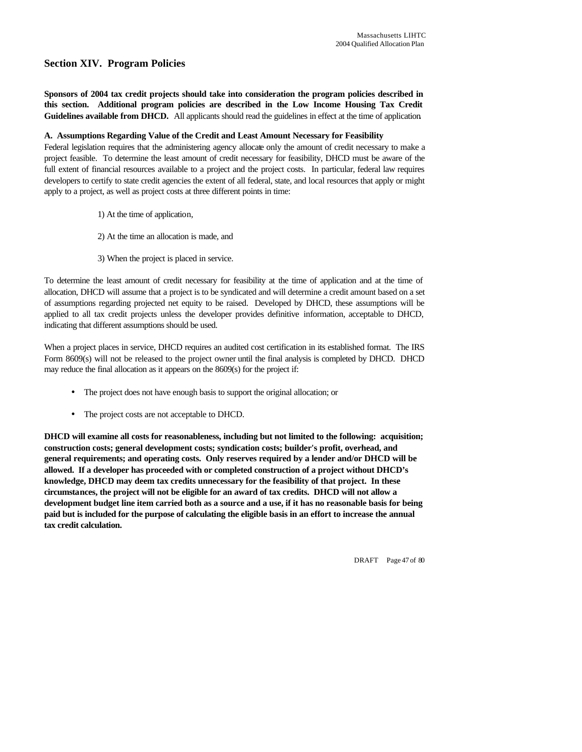## Section XIV. Program Policies

**Sponsors of 2004 tax credit projects should take into consideration the program policies described in this section. Additional program policies are described in the Low Income Housing Tax Credit Guidelines available from DHCD.** All applicants should read the guidelines in effect at the time of application.

**A. Assumptions Regarding Value of the Credit and Least Amount Necessary for Feasibility**

Federal legislation requires that the administering agency allocate only the amount of credit necessary to make a project feasible. To determine the least amount of credit necessary for feasibility, DHCD must be aware of the full extent of financial resources available to a project and the project costs. In particular, federal law requires developers to certify to state credit agencies the extent of all federal, state, and local resources that apply or might apply to a project, as well as project costs at three different points in time:

1) At the time of application,

2) At the time an allocation is made, and

3) When the project is placed in service.

To determine the least amount of credit necessary for feasibility at the time of application and at the time of allocation, DHCD will assume that a project is to be syndicated and will determine a credit amount based on a set of assumptions regarding projected net equity to be raised. Developed by DHCD, these assumptions will be applied to all tax credit projects unless the developer provides definitive information, acceptable to DHCD, indicating that different assumptions should be used.

When a project places in service, DHCD requires an audited cost certification in its established format. The IRS Form 8609(s) will not be released to the project owner until the final analysis is completed by DHCD. DHCD may reduce the final allocation as it appears on the 8609(s) for the project if:

- The project does not have enough basis to support the original allocation; or
- The project costs are not acceptable to DHCD.

**DHCD will examine all costs for reasonableness, including but not limited to the following: acquisition; construction costs; general development costs; syndication costs; builder's profit, overhead, and general requirements; and operating costs. Only reserves required by a lender and/or DHCD will be allowed. If a developer has proceeded with or completed construction of a project without DHCD's knowledge, DHCD may deem tax credits unnecessary for the feasibility of that project. In these circumstances, the project will not be eligible for an award of tax credits. DHCD will not allow a development budget line item carried both as a source and a use, if it has no reasonable basis for being paid but is included for the purpose of calculating the eligible basis in an effort to increase the annual tax credit calculation.**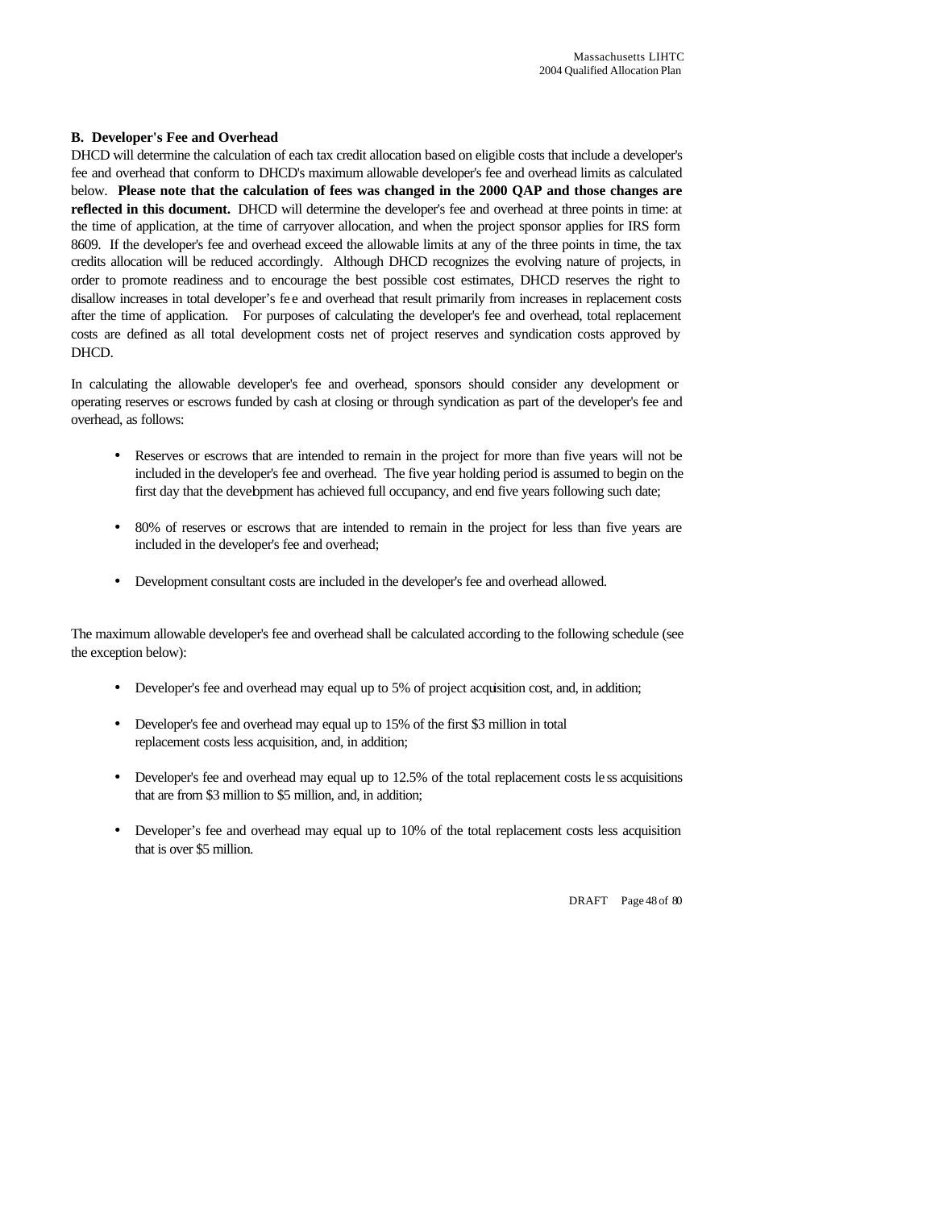### B. Developer's Fee and Overhead

DHCD will determine the calculation of each tax credit allocation based on eligible costs that include a developer's fee and overhead that conform to DHCD's maximum allowable developer's fee and overhead limits as calculated below. **Please note that the calculation of fees was changed in the 2000 QAP and those changes are reflected in this document.** DHCD will determine the developer's fee and overhead at three points in time: at the time of application, at the time of carryover allocation, and when the project sponsor applies for IRS form 8609. If the developer's fee and overhead exceed the allowable limits at any of the three points in time, the tax credits allocation will be reduced accordingly. Although DHCD recognizes the evolving nature of projects, in order to promote readiness and to encourage the best possible cost estimates, DHCD reserves the right to disallow increases in total developer's fee and overhead that result primarily from increases in replacement costs after the time of application. For purposes of calculating the developer's fee and overhead, total replacement costs are defined as all total development costs net of project reserves and syndication costs approved by DHCD.

In calculating the allowable developer's fee and overhead, sponsors should consider any development or operating reserves or escrows funded by cash at closing or through syndication as part of the developer's fee and overhead, as follows:

- Reserves or escrows that are intended to remain in the project for more than five years will not be included in the developer's fee and overhead. The five year holding period is assumed to begin on the first day that the development has achieved full occupancy, and end five years following such date;
- 80% of reserves or escrows that are intended to remain in the project for less than five years are included in the developer's fee and overhead;
- Development consultant costs are included in the developer's fee and overhead allowed.

The maximum allowable developer's fee and overhead shall be calculated according to the following schedule (see the exception below):

- Developer's fee and overhead may equal up to 5% of project acquisition cost, and, in addition;
- Developer's fee and overhead may equal up to 15% of the first $3 million in total replacement costs less acquisition, and, in addition;
- Developer's fee and overhead may equal up to 12.5% of the total replacement costs less acquisitions that are from $3 million to $5 million, and, in addition;
- Developer's fee and overhead may equal up to 10% of the total replacement costs less acquisition that is over $5 million.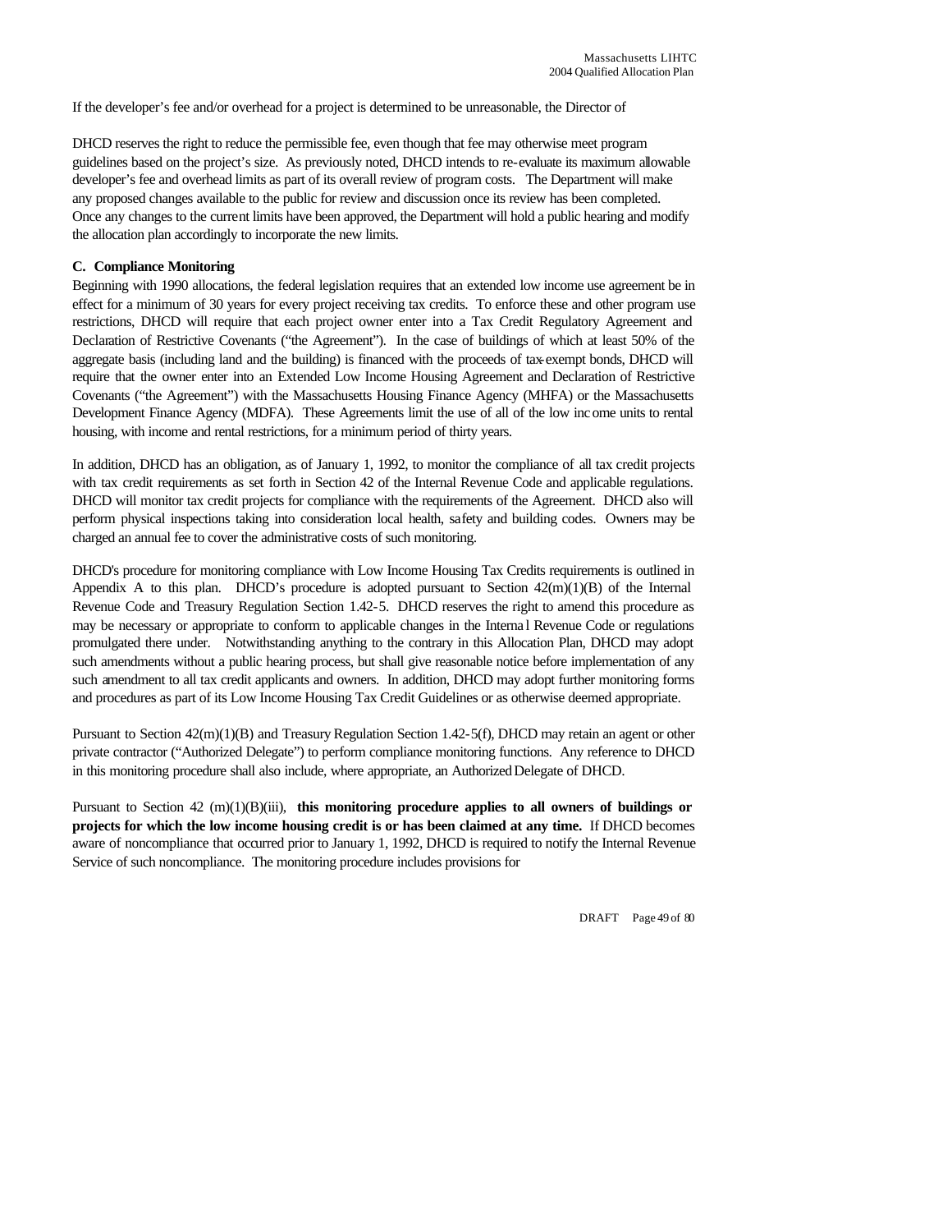If the developer's fee and/or overhead for a project is determined to be unreasonable, the Director of

DHCD reserves the right to reduce the permissible fee, even though that fee may otherwise meet program guidelines based on the project's size. As previously noted, DHCD intends to re-evaluate its maximum allowable developer's fee and overhead limits as part of its overall review of program costs. The Department will make any proposed changes available to the public for review and discussion once its review has been completed. Once any changes to the current limits have been approved, the Department will hold a public hearing and modify the allocation plan accordingly to incorporate the new limits.

**C. Compliance Monitoring**

Beginning with 1990 allocations, the federal legislation requires that an extended low income use agreement be in effect for a minimum of 30 years for every project receiving tax credits. To enforce these and other program use restrictions, DHCD will require that each project owner enter into a Tax Credit Regulatory Agreement and Declaration of Restrictive Covenants ("the Agreement"). In the case of buildings of which at least 50% of the aggregate basis (including land and the building) is financed with the proceeds of tax-exempt bonds, DHCD will require that the owner enter into an Extended Low Income Housing Agreement and Declaration of Restrictive Covenants ("the Agreement") with the Massachusetts Housing Finance Agency (MHFA) or the Massachusetts Development Finance Agency (MDFA). These Agreements limit the use of all of the low income units to rental housing, with income and rental restrictions, for a minimum period of thirty years.

In addition, DHCD has an obligation, as of January 1, 1992, to monitor the compliance of all tax credit projects with tax credit requirements as set forth in Section 42 of the Internal Revenue Code and applicable regulations. DHCD will monitor tax credit projects for compliance with the requirements of the Agreement. DHCD also will perform physical inspections taking into consideration local health, safety and building codes. Owners may be charged an annual fee to cover the administrative costs of such monitoring.

DHCD's procedure for monitoring compliance with Low Income Housing Tax Credits requirements is outlined in Appendix A to this plan. DHCD's procedure is adopted pursuant to Section 42(m)(1)(B) of the Internal Revenue Code and Treasury Regulation Section 1.42-5. DHCD reserves the right to amend this procedure as may be necessary or appropriate to conform to applicable changes in the Internal Revenue Code or regulations promulgated there under. Notwithstanding anything to the contrary in this Allocation Plan, DHCD may adopt such amendments without a public hearing process, but shall give reasonable notice before implementation of any such amendment to all tax credit applicants and owners. In addition, DHCD may adopt further monitoring forms and procedures as part of its Low Income Housing Tax Credit Guidelines or as otherwise deemed appropriate.

Pursuant to Section 42(m)(1)(B) and Treasury Regulation Section 1.42-5(f), DHCD may retain an agent or other private contractor ("Authorized Delegate") to perform compliance monitoring functions. Any reference to DHCD in this monitoring procedure shall also include, where appropriate, an Authorized Delegate of DHCD.

Pursuant to Section 42 (m)(1)(B)(iii), **this monitoring procedure applies to all owners of buildings or projects for which the low income housing credit is or has been claimed at any time.** If DHCD becomes aware of noncompliance that occurred prior to January 1, 1992, DHCD is required to notify the Internal Revenue Service of such noncompliance. The monitoring procedure includes provisions for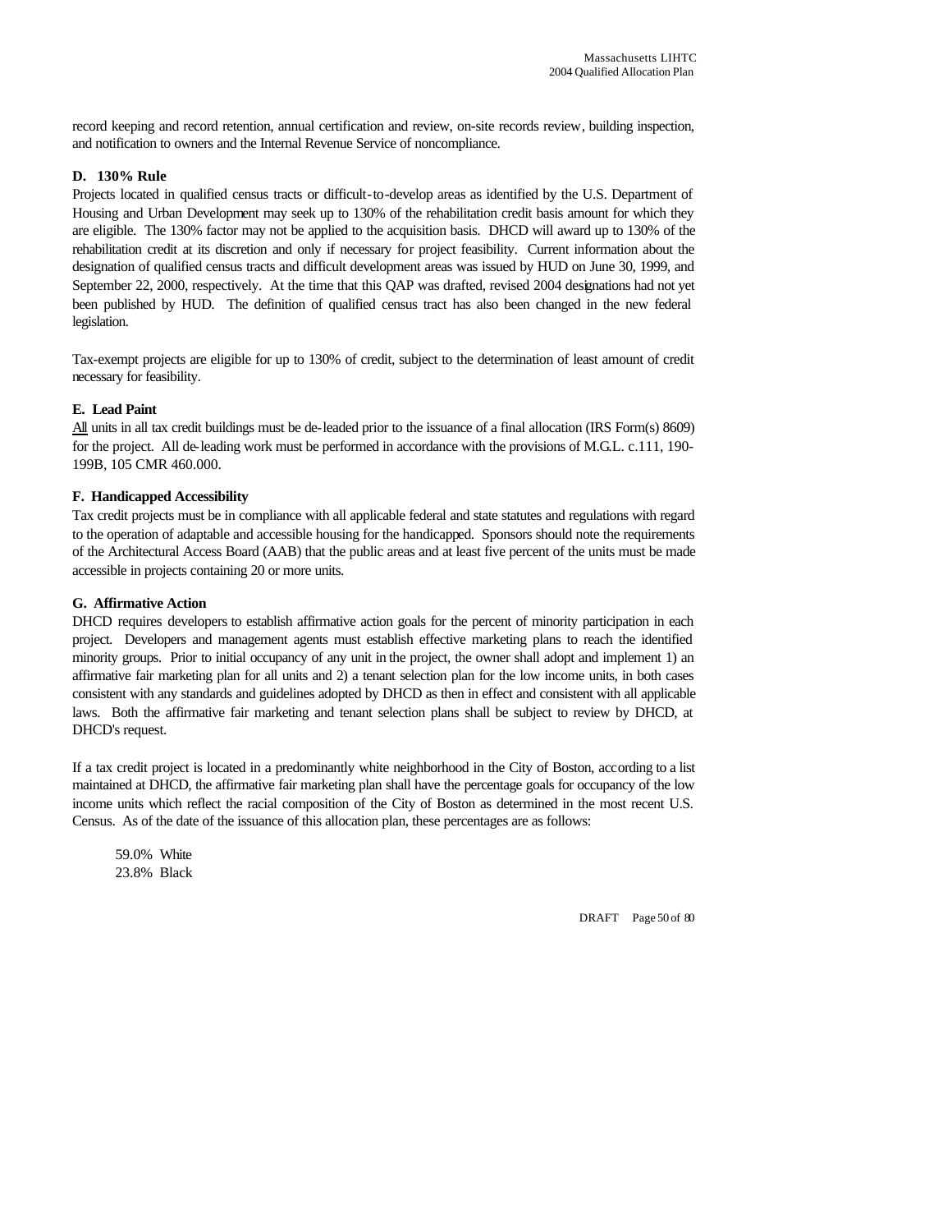record keeping and record retention, annual certification and review, on-site records review, building inspection, and notification to owners and the Internal Revenue Service of noncompliance.

### D. 130% Rule

Projects located in qualified census tracts or difficult-to-develop areas as identified by the U.S. Department of Housing and Urban Development may seek up to 130% of the rehabilitation credit basis amount for which they are eligible. The 130% factor may not be applied to the acquisition basis. DHCD will award up to 130% of the rehabilitation credit at its discretion and only if necessary for project feasibility. Current information about the designation of qualified census tracts and difficult development areas was issued by HUD on June 30, 1999, and September 22, 2000, respectively. At the time that this QAP was drafted, revised 2004 designations had not yet been published by HUD. The definition of qualified census tract has also been changed in the new federal legislation.

Tax-exempt projects are eligible for up to 130% of credit, subject to the determination of least amount of credit necessary for feasibility.

### E. Lead Paint

All units in all tax credit buildings must be de-leaded prior to the issuance of a final allocation (IRS Form(s) 8609) for the project. All de-leading work must be performed in accordance with the provisions of M.G.L. c.111, 190-199B, 105 CMR 460.000.

### F. Handicapped Accessibility

Tax credit projects must be in compliance with all applicable federal and state statutes and regulations with regard to the operation of adaptable and accessible housing for the handicapped. Sponsors should note the requirements of the Architectural Access Board (AAB) that the public areas and at least five percent of the units must be made accessible in projects containing 20 or more units.

### G. Affirmative Action

DHCD requires developers to establish affirmative action goals for the percent of minority participation in each project. Developers and management agents must establish effective marketing plans to reach the identified minority groups. Prior to initial occupancy of any unit in the project, the owner shall adopt and implement 1) an affirmative fair marketing plan for all units and 2) a tenant selection plan for the low income units, in both cases consistent with any standards and guidelines adopted by DHCD as then in effect and consistent with all applicable laws. Both the affirmative fair marketing and tenant selection plans shall be subject to review by DHCD, at DHCD's request.

If a tax credit project is located in a predominantly white neighborhood in the City of Boston, according to a list maintained at DHCD, the affirmative fair marketing plan shall have the percentage goals for occupancy of the low income units which reflect the racial composition of the City of Boston as determined in the most recent U.S. Census. As of the date of the issuance of this allocation plan, these percentages are as follows:

59.0% White
23.8% Black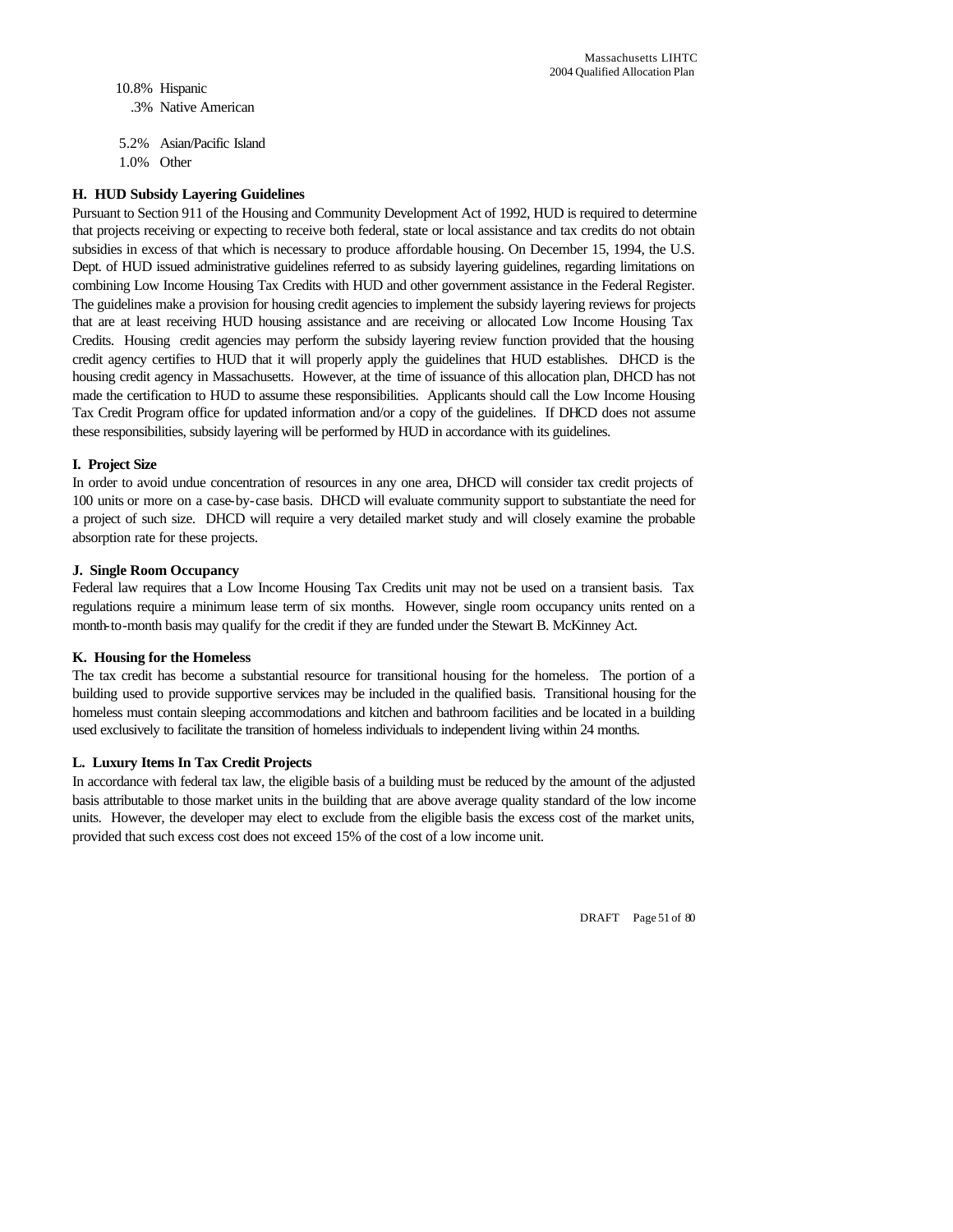10.8% Hispanic
.3% Native American

5.2% Asian/Pacific Island
1.0% Other

**H. HUD Subsidy Layering Guidelines**

Pursuant to Section 911 of the Housing and Community Development Act of 1992, HUD is required to determine that projects receiving or expecting to receive both federal, state or local assistance and tax credits do not obtain subsidies in excess of that which is necessary to produce affordable housing. On December 15, 1994, the U.S. Dept. of HUD issued administrative guidelines referred to as subsidy layering guidelines, regarding limitations on combining Low Income Housing Tax Credits with HUD and other government assistance in the Federal Register. The guidelines make a provision for housing credit agencies to implement the subsidy layering reviews for projects that are at least receiving HUD housing assistance and are receiving or allocated Low Income Housing Tax Credits. Housing credit agencies may perform the subsidy layering review function provided that the housing credit agency certifies to HUD that it will properly apply the guidelines that HUD establishes. DHCD is the housing credit agency in Massachusetts. However, at the time of issuance of this allocation plan, DHCD has not made the certification to HUD to assume these responsibilities. Applicants should call the Low Income Housing Tax Credit Program office for updated information and/or a copy of the guidelines. If DHCD does not assume these responsibilities, subsidy layering will be performed by HUD in accordance with its guidelines.

**I. Project Size**

In order to avoid undue concentration of resources in any one area, DHCD will consider tax credit projects of 100 units or more on a case-by-case basis. DHCD will evaluate community support to substantiate the need for a project of such size. DHCD will require a very detailed market study and will closely examine the probable absorption rate for these projects.

**J. Single Room Occupancy**

Federal law requires that a Low Income Housing Tax Credits unit may not be used on a transient basis. Tax regulations require a minimum lease term of six months. However, single room occupancy units rented on a month-to-month basis may qualify for the credit if they are funded under the Stewart B. McKinney Act.

**K. Housing for the Homeless**

The tax credit has become a substantial resource for transitional housing for the homeless. The portion of a building used to provide supportive services may be included in the qualified basis. Transitional housing for the homeless must contain sleeping accommodations and kitchen and bathroom facilities and be located in a building used exclusively to facilitate the transition of homeless individuals to independent living within 24 months.

**L. Luxury Items In Tax Credit Projects**

In accordance with federal tax law, the eligible basis of a building must be reduced by the amount of the adjusted basis attributable to those market units in the building that are above average quality standard of the low income units. However, the developer may elect to exclude from the eligible basis the excess cost of the market units, provided that such excess cost does not exceed 15% of the cost of a low income unit.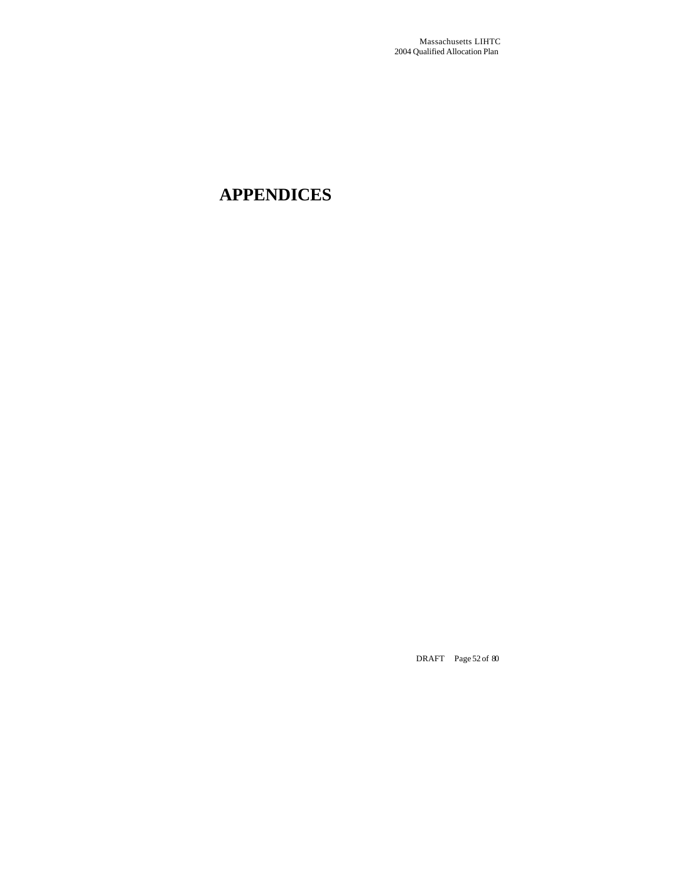# APPENDICES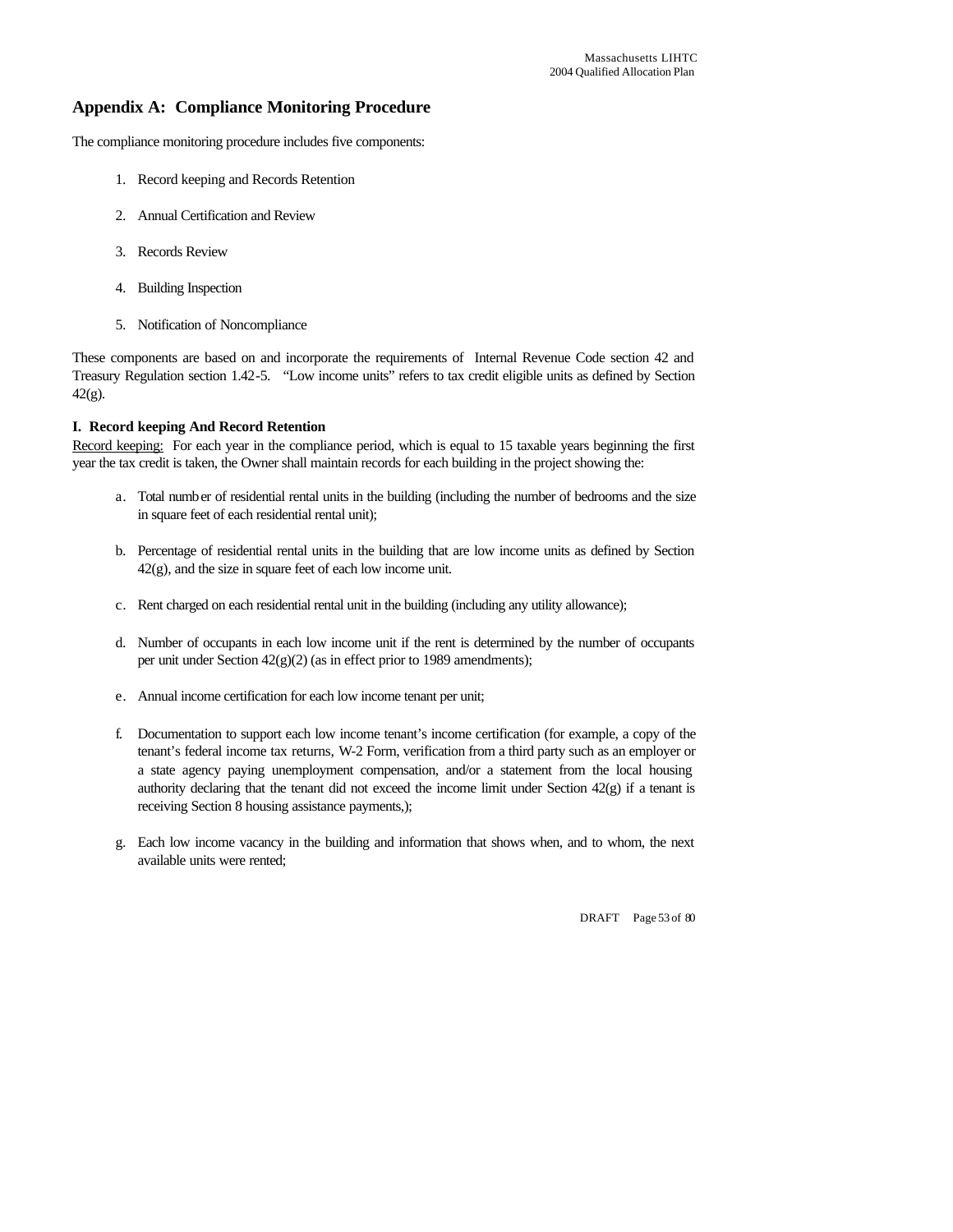## Appendix A: Compliance Monitoring Procedure

The compliance monitoring procedure includes five components:

1. Record keeping and Records Retention
2. Annual Certification and Review
3. Records Review
4. Building Inspection
5. Notification of Noncompliance

These components are based on and incorporate the requirements of Internal Revenue Code section 42 and Treasury Regulation section 1.42-5. "Low income units" refers to tax credit eligible units as defined by Section 42(g).

**I. Record keeping And Record Retention**

Record keeping: For each year in the compliance period, which is equal to 15 taxable years beginning the first year the tax credit is taken, the Owner shall maintain records for each building in the project showing the:

a. Total number of residential rental units in the building (including the number of bedrooms and the size in square feet of each residential rental unit);

b. Percentage of residential rental units in the building that are low income units as defined by Section 42(g), and the size in square feet of each low income unit.

c. Rent charged on each residential rental unit in the building (including any utility allowance);

d. Number of occupants in each low income unit if the rent is determined by the number of occupants per unit under Section 42(g)(2) (as in effect prior to 1989 amendments);

e. Annual income certification for each low income tenant per unit;

f. Documentation to support each low income tenant's income certification (for example, a copy of the tenant's federal income tax returns, W-2 Form, verification from a third party such as an employer or a state agency paying unemployment compensation, and/or a statement from the local housing authority declaring that the tenant did not exceed the income limit under Section 42(g) if a tenant is receiving Section 8 housing assistance payments,);

g. Each low income vacancy in the building and information that shows when, and to whom, the next available units were rented;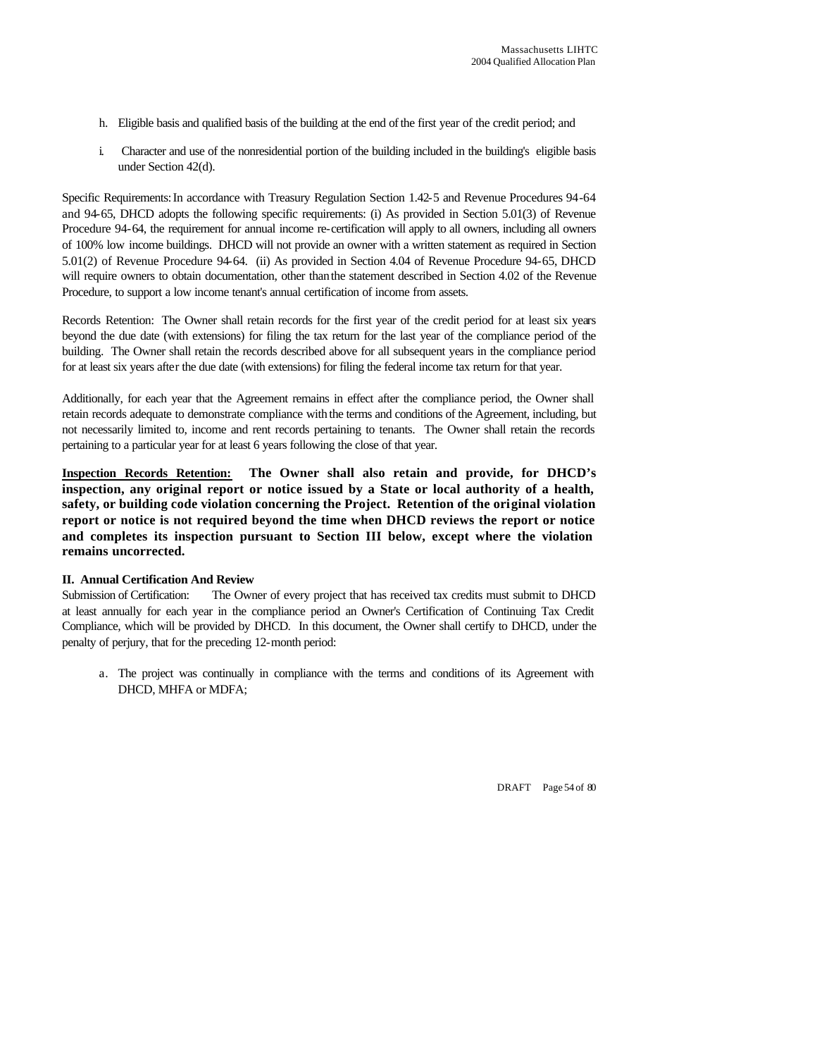h. Eligible basis and qualified basis of the building at the end of the first year of the credit period; and

i. Character and use of the nonresidential portion of the building included in the building's eligible basis under Section 42(d).

Specific Requirements: In accordance with Treasury Regulation Section 1.42-5 and Revenue Procedures 94-64 and 94-65, DHCD adopts the following specific requirements: (i) As provided in Section 5.01(3) of Revenue Procedure 94-64, the requirement for annual income re-certification will apply to all owners, including all owners of 100% low income buildings. DHCD will not provide an owner with a written statement as required in Section 5.01(2) of Revenue Procedure 94-64. (ii) As provided in Section 4.04 of Revenue Procedure 94-65, DHCD will require owners to obtain documentation, other than the statement described in Section 4.02 of the Revenue Procedure, to support a low income tenant's annual certification of income from assets.

Records Retention: The Owner shall retain records for the first year of the credit period for at least six years beyond the due date (with extensions) for filing the tax return for the last year of the compliance period of the building. The Owner shall retain the records described above for all subsequent years in the compliance period for at least six years after the due date (with extensions) for filing the federal income tax return for that year.

Additionally, for each year that the Agreement remains in effect after the compliance period, the Owner shall retain records adequate to demonstrate compliance with the terms and conditions of the Agreement, including, but not necessarily limited to, income and rent records pertaining to tenants. The Owner shall retain the records pertaining to a particular year for at least 6 years following the close of that year.

**Inspection Records Retention: The Owner shall also retain and provide, for DHCD's inspection, any original report or notice issued by a State or local authority of a health, safety, or building code violation concerning the Project. Retention of the original violation report or notice is not required beyond the time when DHCD reviews the report or notice and completes its inspection pursuant to Section III below, except where the violation remains uncorrected.**

### II. Annual Certification And Review

Submission of Certification: The Owner of every project that has received tax credits must submit to DHCD at least annually for each year in the compliance period an Owner's Certification of Continuing Tax Credit Compliance, which will be provided by DHCD. In this document, the Owner shall certify to DHCD, under the penalty of perjury, that for the preceding 12-month period:

a. The project was continually in compliance with the terms and conditions of its Agreement with DHCD, MHFA or MDFA;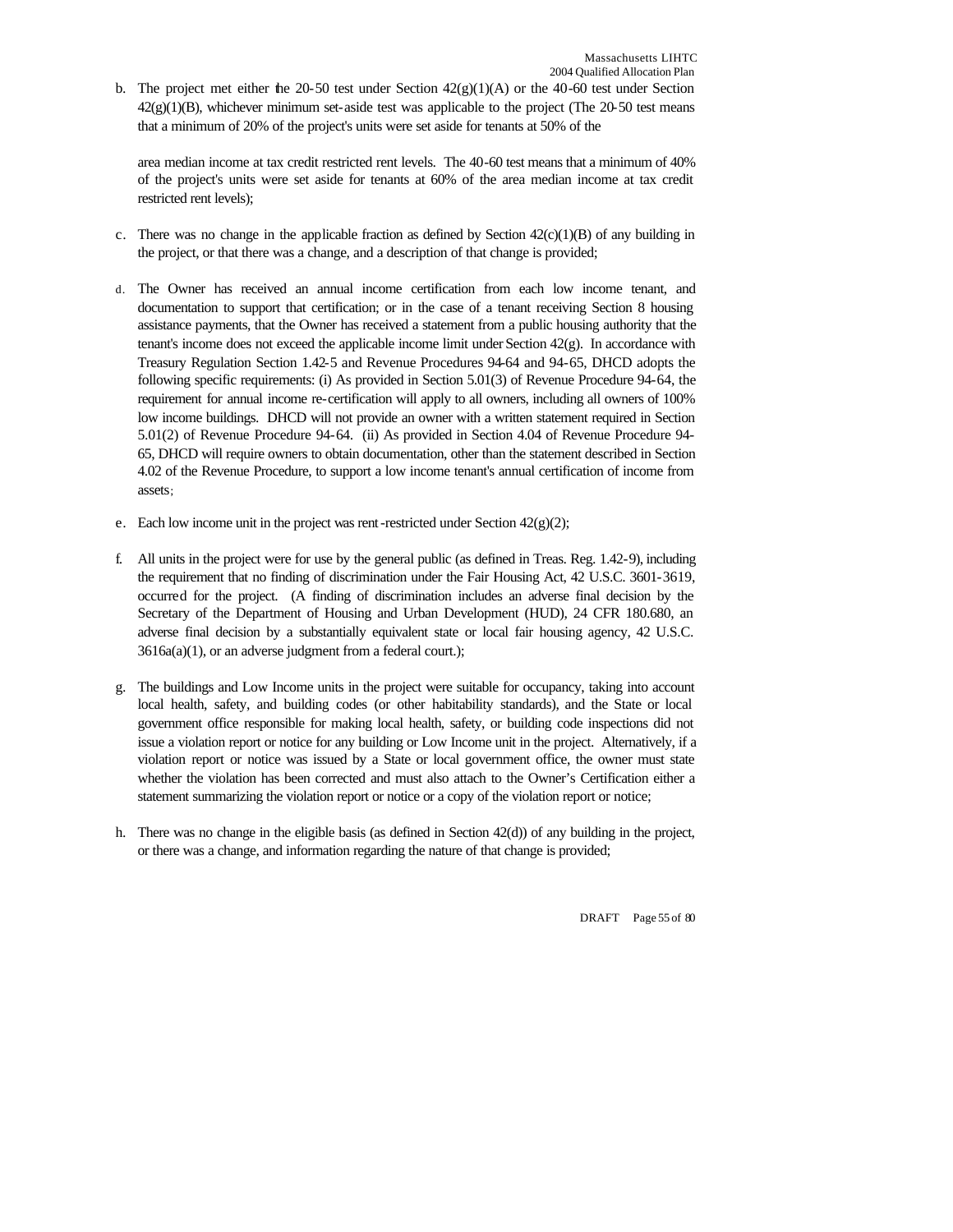b. The project met either the 20-50 test under Section 42(g)(1)(A) or the 40-60 test under Section 42(g)(1)(B), whichever minimum set-aside test was applicable to the project (The 20-50 test means that a minimum of 20% of the project's units were set aside for tenants at 50% of the area median income at tax credit restricted rent levels. The 40-60 test means that a minimum of 40% of the project's units were set aside for tenants at 60% of the area median income at tax credit restricted rent levels);

c. There was no change in the applicable fraction as defined by Section 42(c)(1)(B) of any building in the project, or that there was a change, and a description of that change is provided;

d. The Owner has received an annual income certification from each low income tenant, and documentation to support that certification; or in the case of a tenant receiving Section 8 housing assistance payments, that the Owner has received a statement from a public housing authority that the tenant's income does not exceed the applicable income limit under Section 42(g). In accordance with Treasury Regulation Section 1.42-5 and Revenue Procedures 94-64 and 94-65, DHCD adopts the following specific requirements: (i) As provided in Section 5.01(3) of Revenue Procedure 94-64, the requirement for annual income re-certification will apply to all owners, including all owners of 100% low income buildings. DHCD will not provide an owner with a written statement required in Section 5.01(2) of Revenue Procedure 94-64. (ii) As provided in Section 4.04 of Revenue Procedure 94-65, DHCD will require owners to obtain documentation, other than the statement described in Section 4.02 of the Revenue Procedure, to support a low income tenant's annual certification of income from assets;

e. Each low income unit in the project was rent-restricted under Section 42(g)(2);

f. All units in the project were for use by the general public (as defined in Treas. Reg. 1.42-9), including the requirement that no finding of discrimination under the Fair Housing Act, 42 U.S.C. 3601-3619, occurred for the project. (A finding of discrimination includes an adverse final decision by the Secretary of the Department of Housing and Urban Development (HUD), 24 CFR 180.680, an adverse final decision by a substantially equivalent state or local fair housing agency, 42 U.S.C. 3616a(a)(1), or an adverse judgment from a federal court.);

g. The buildings and Low Income units in the project were suitable for occupancy, taking into account local health, safety, and building codes (or other habitability standards), and the State or local government office responsible for making local health, safety, or building code inspections did not issue a violation report or notice for any building or Low Income unit in the project. Alternatively, if a violation report or notice was issued by a State or local government office, the owner must state whether the violation has been corrected and must also attach to the Owner's Certification either a statement summarizing the violation report or notice or a copy of the violation report or notice;

h. There was no change in the eligible basis (as defined in Section 42(d)) of any building in the project, or there was a change, and information regarding the nature of that change is provided;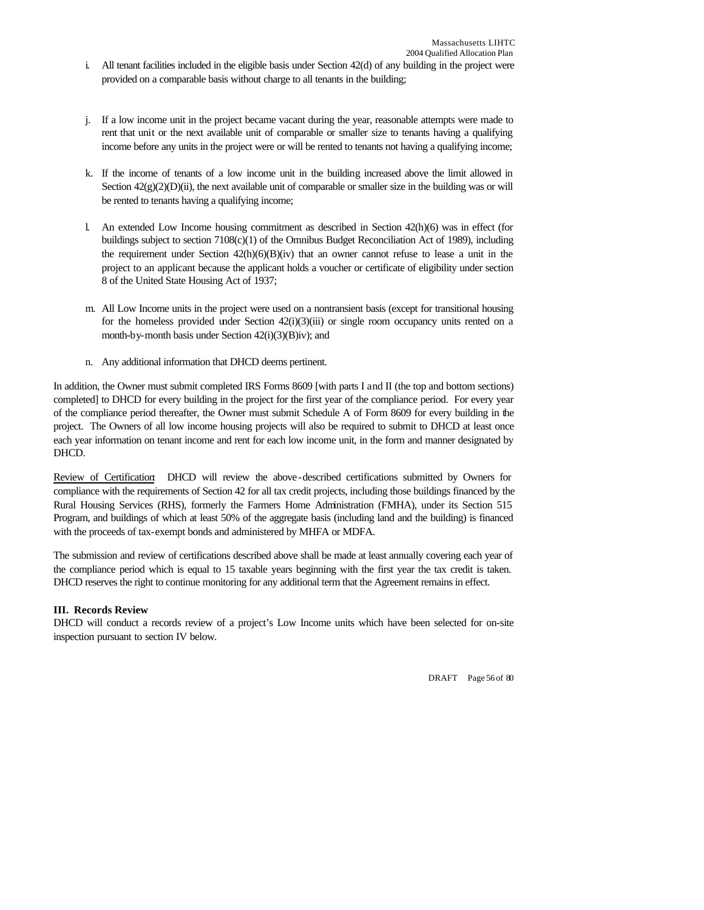i. All tenant facilities included in the eligible basis under Section 42(d) of any building in the project were provided on a comparable basis without charge to all tenants in the building;

j. If a low income unit in the project became vacant during the year, reasonable attempts were made to rent that unit or the next available unit of comparable or smaller size to tenants having a qualifying income before any units in the project were or will be rented to tenants not having a qualifying income;

k. If the income of tenants of a low income unit in the building increased above the limit allowed in Section 42(g)(2)(D)(ii), the next available unit of comparable or smaller size in the building was or will be rented to tenants having a qualifying income;

l. An extended Low Income housing commitment as described in Section 42(h)(6) was in effect (for buildings subject to section 7108(c)(1) of the Omnibus Budget Reconciliation Act of 1989), including the requirement under Section 42(h)(6)(B)(iv) that an owner cannot refuse to lease a unit in the project to an applicant because the applicant holds a voucher or certificate of eligibility under section 8 of the United State Housing Act of 1937;

m. All Low Income units in the project were used on a nontransient basis (except for transitional housing for the homeless provided under Section 42(i)(3)(iii) or single room occupancy units rented on a month-by-month basis under Section 42(i)(3)(B)iv); and

n. Any additional information that DHCD deems pertinent.

In addition, the Owner must submit completed IRS Forms 8609 [with parts I and II (the top and bottom sections) completed] to DHCD for every building in the project for the first year of the compliance period. For every year of the compliance period thereafter, the Owner must submit Schedule A of Form 8609 for every building in the project. The Owners of all low income housing projects will also be required to submit to DHCD at least once each year information on tenant income and rent for each low income unit, in the form and manner designated by DHCD.

<u>Review of Certification</u>: DHCD will review the above-described certifications submitted by Owners for compliance with the requirements of Section 42 for all tax credit projects, including those buildings financed by the Rural Housing Services (RHS), formerly the Farmers Home Administration (FMHA), under its Section 515 Program, and buildings of which at least 50% of the aggregate basis (including land and the building) is financed with the proceeds of tax-exempt bonds and administered by MHFA or MDFA.

The submission and review of certifications described above shall be made at least annually covering each year of the compliance period which is equal to 15 taxable years beginning with the first year the tax credit is taken. DHCD reserves the right to continue monitoring for any additional term that the Agreement remains in effect.

### III. Records Review

DHCD will conduct a records review of a project's Low Income units which have been selected for on-site inspection pursuant to section IV below.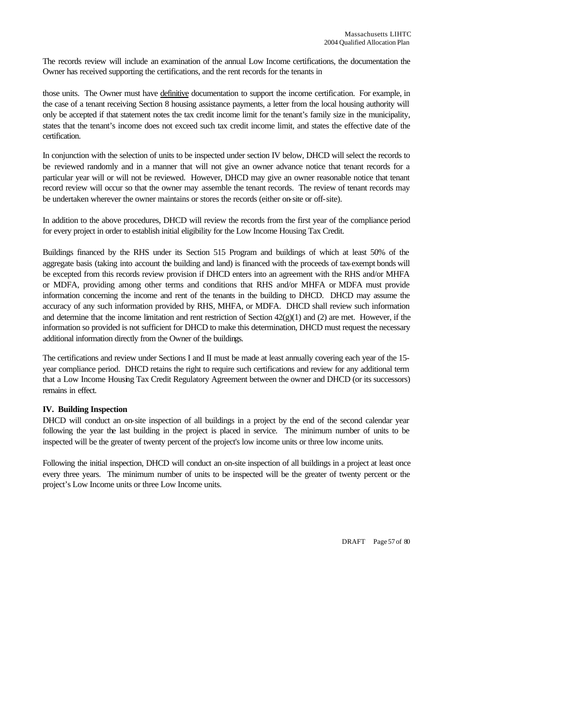The records review will include an examination of the annual Low Income certifications, the documentation the Owner has received supporting the certifications, and the rent records for the tenants in

those units. The Owner must have definitive documentation to support the income certification. For example, in the case of a tenant receiving Section 8 housing assistance payments, a letter from the local housing authority will only be accepted if that statement notes the tax credit income limit for the tenant's family size in the municipality, states that the tenant's income does not exceed such tax credit income limit, and states the effective date of the certification.

In conjunction with the selection of units to be inspected under section IV below, DHCD will select the records to be reviewed randomly and in a manner that will not give an owner advance notice that tenant records for a particular year will or will not be reviewed. However, DHCD may give an owner reasonable notice that tenant record review will occur so that the owner may assemble the tenant records. The review of tenant records may be undertaken wherever the owner maintains or stores the records (either on-site or off-site).

In addition to the above procedures, DHCD will review the records from the first year of the compliance period for every project in order to establish initial eligibility for the Low Income Housing Tax Credit.

Buildings financed by the RHS under its Section 515 Program and buildings of which at least 50% of the aggregate basis (taking into account the building and land) is financed with the proceeds of tax-exempt bonds will be excepted from this records review provision if DHCD enters into an agreement with the RHS and/or MHFA or MDFA, providing among other terms and conditions that RHS and/or MHFA or MDFA must provide information concerning the income and rent of the tenants in the building to DHCD. DHCD may assume the accuracy of any such information provided by RHS, MHFA, or MDFA. DHCD shall review such information and determine that the income limitation and rent restriction of Section 42(g)(1) and (2) are met. However, if the information so provided is not sufficient for DHCD to make this determination, DHCD must request the necessary additional information directly from the Owner of the buildings.

The certifications and review under Sections I and II must be made at least annually covering each year of the 15-year compliance period. DHCD retains the right to require such certifications and review for any additional term that a Low Income Housing Tax Credit Regulatory Agreement between the owner and DHCD (or its successors) remains in effect.

**IV. Building Inspection**

DHCD will conduct an on-site inspection of all buildings in a project by the end of the second calendar year following the year the last building in the project is placed in service. The minimum number of units to be inspected will be the greater of twenty percent of the project's low income units or three low income units.

Following the initial inspection, DHCD will conduct an on-site inspection of all buildings in a project at least once every three years. The minimum number of units to be inspected will be the greater of twenty percent or the project's Low Income units or three Low Income units.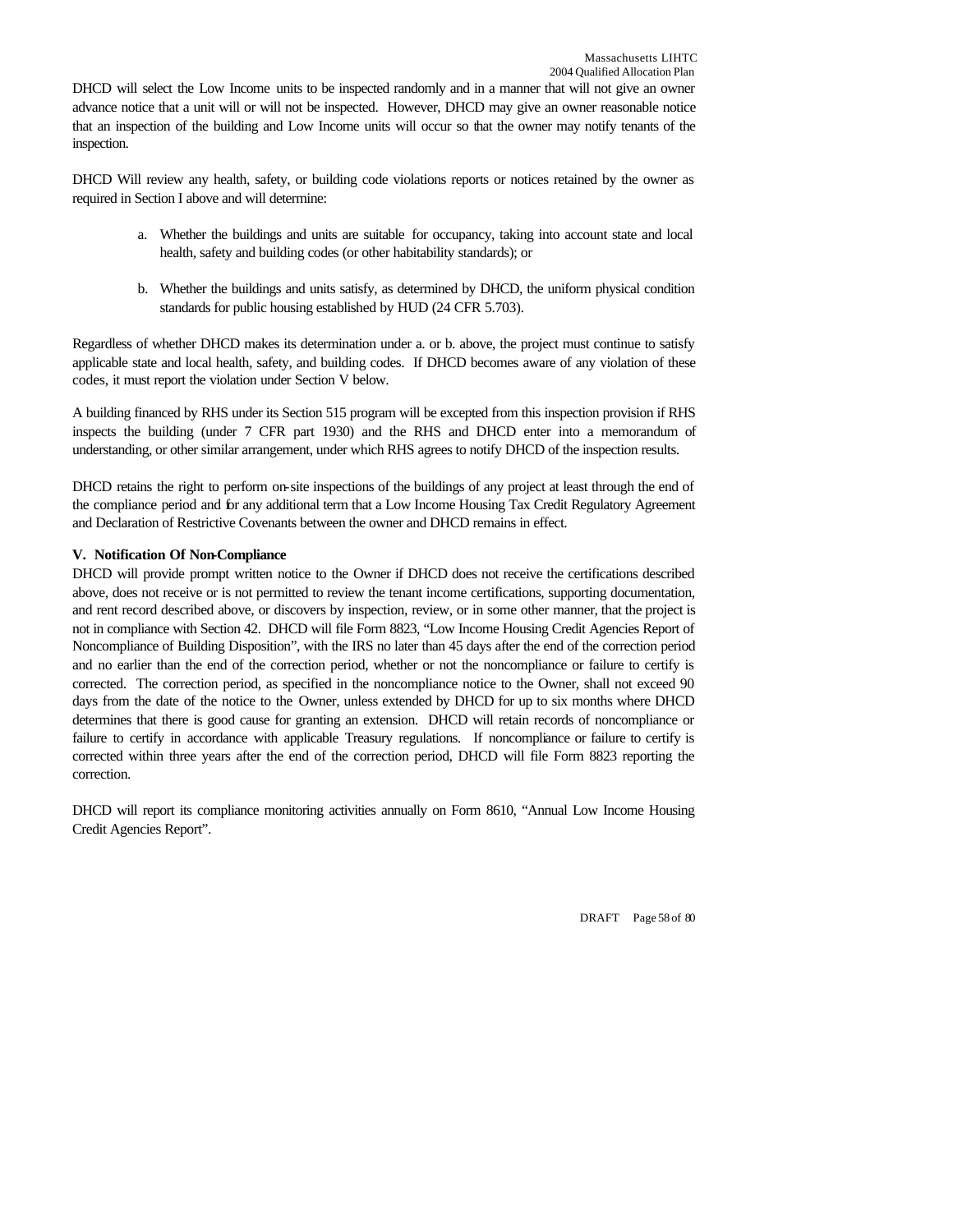DHCD will select the Low Income units to be inspected randomly and in a manner that will not give an owner advance notice that a unit will or will not be inspected. However, DHCD may give an owner reasonable notice that an inspection of the building and Low Income units will occur so that the owner may notify tenants of the inspection.

DHCD Will review any health, safety, or building code violations reports or notices retained by the owner as required in Section I above and will determine:

a. Whether the buildings and units are suitable for occupancy, taking into account state and local health, safety and building codes (or other habitability standards); or

b. Whether the buildings and units satisfy, as determined by DHCD, the uniform physical condition standards for public housing established by HUD (24 CFR 5.703).

Regardless of whether DHCD makes its determination under a. or b. above, the project must continue to satisfy applicable state and local health, safety, and building codes. If DHCD becomes aware of any violation of these codes, it must report the violation under Section V below.

A building financed by RHS under its Section 515 program will be excepted from this inspection provision if RHS inspects the building (under 7 CFR part 1930) and the RHS and DHCD enter into a memorandum of understanding, or other similar arrangement, under which RHS agrees to notify DHCD of the inspection results.

DHCD retains the right to perform on-site inspections of the buildings of any project at least through the end of the compliance period and for any additional term that a Low Income Housing Tax Credit Regulatory Agreement and Declaration of Restrictive Covenants between the owner and DHCD remains in effect.

**V. Notification Of Non-Compliance**

DHCD will provide prompt written notice to the Owner if DHCD does not receive the certifications described above, does not receive or is not permitted to review the tenant income certifications, supporting documentation, and rent record described above, or discovers by inspection, review, or in some other manner, that the project is not in compliance with Section 42. DHCD will file Form 8823, "Low Income Housing Credit Agencies Report of Noncompliance of Building Disposition", with the IRS no later than 45 days after the end of the correction period and no earlier than the end of the correction period, whether or not the noncompliance or failure to certify is corrected. The correction period, as specified in the noncompliance notice to the Owner, shall not exceed 90 days from the date of the notice to the Owner, unless extended by DHCD for up to six months where DHCD determines that there is good cause for granting an extension. DHCD will retain records of noncompliance or failure to certify in accordance with applicable Treasury regulations. If noncompliance or failure to certify is corrected within three years after the end of the correction period, DHCD will file Form 8823 reporting the correction.

DHCD will report its compliance monitoring activities annually on Form 8610, "Annual Low Income Housing Credit Agencies Report".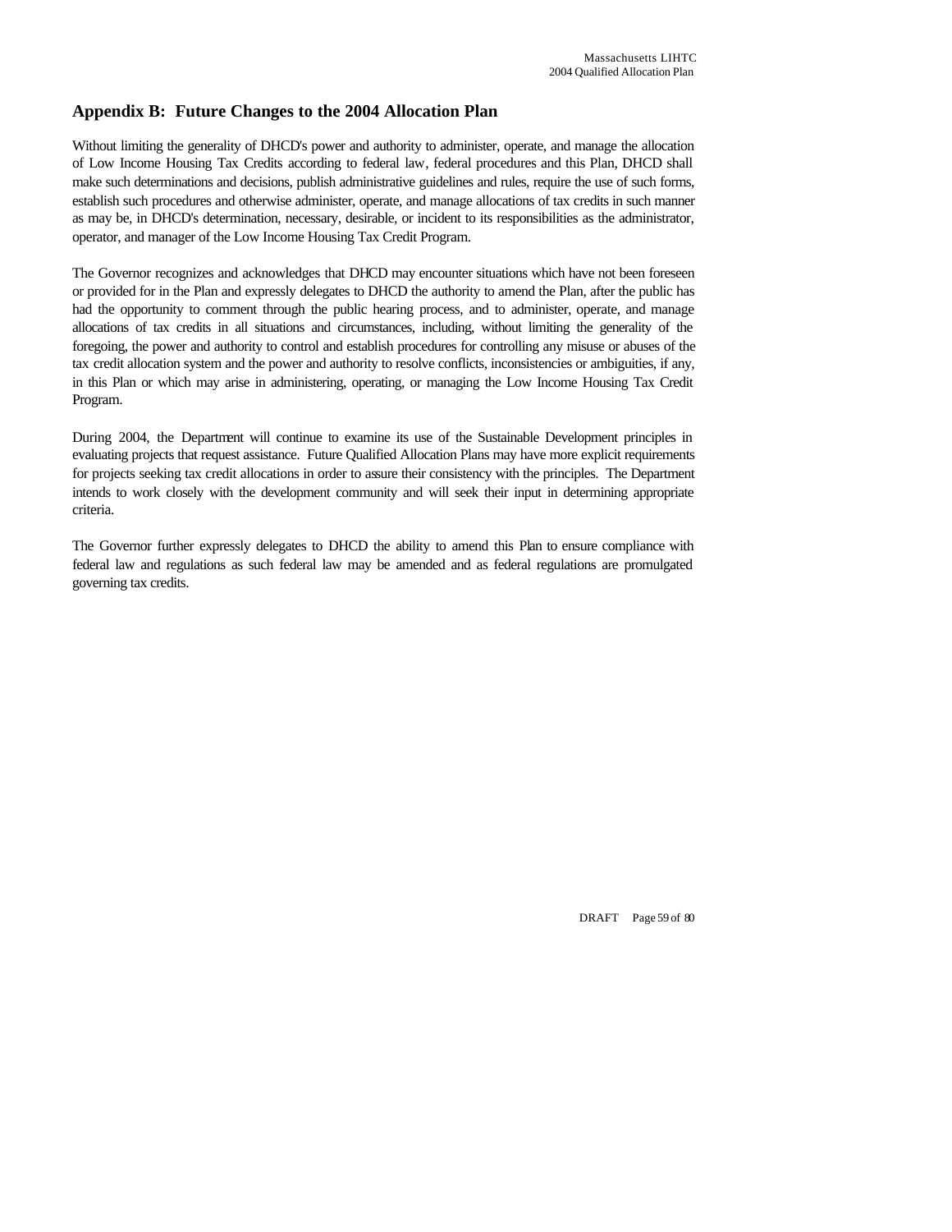## Appendix B: Future Changes to the 2004 Allocation Plan

Without limiting the generality of DHCD's power and authority to administer, operate, and manage the allocation of Low Income Housing Tax Credits according to federal law, federal procedures and this Plan, DHCD shall make such determinations and decisions, publish administrative guidelines and rules, require the use of such forms, establish such procedures and otherwise administer, operate, and manage allocations of tax credits in such manner as may be, in DHCD's determination, necessary, desirable, or incident to its responsibilities as the administrator, operator, and manager of the Low Income Housing Tax Credit Program.

The Governor recognizes and acknowledges that DHCD may encounter situations which have not been foreseen or provided for in the Plan and expressly delegates to DHCD the authority to amend the Plan, after the public has had the opportunity to comment through the public hearing process, and to administer, operate, and manage allocations of tax credits in all situations and circumstances, including, without limiting the generality of the foregoing, the power and authority to control and establish procedures for controlling any misuse or abuses of the tax credit allocation system and the power and authority to resolve conflicts, inconsistencies or ambiguities, if any, in this Plan or which may arise in administering, operating, or managing the Low Income Housing Tax Credit Program.

During 2004, the Department will continue to examine its use of the Sustainable Development principles in evaluating projects that request assistance. Future Qualified Allocation Plans may have more explicit requirements for projects seeking tax credit allocations in order to assure their consistency with the principles. The Department intends to work closely with the development community and will seek their input in determining appropriate criteria.

The Governor further expressly delegates to DHCD the ability to amend this Plan to ensure compliance with federal law and regulations as such federal law may be amended and as federal regulations are promulgated governing tax credits.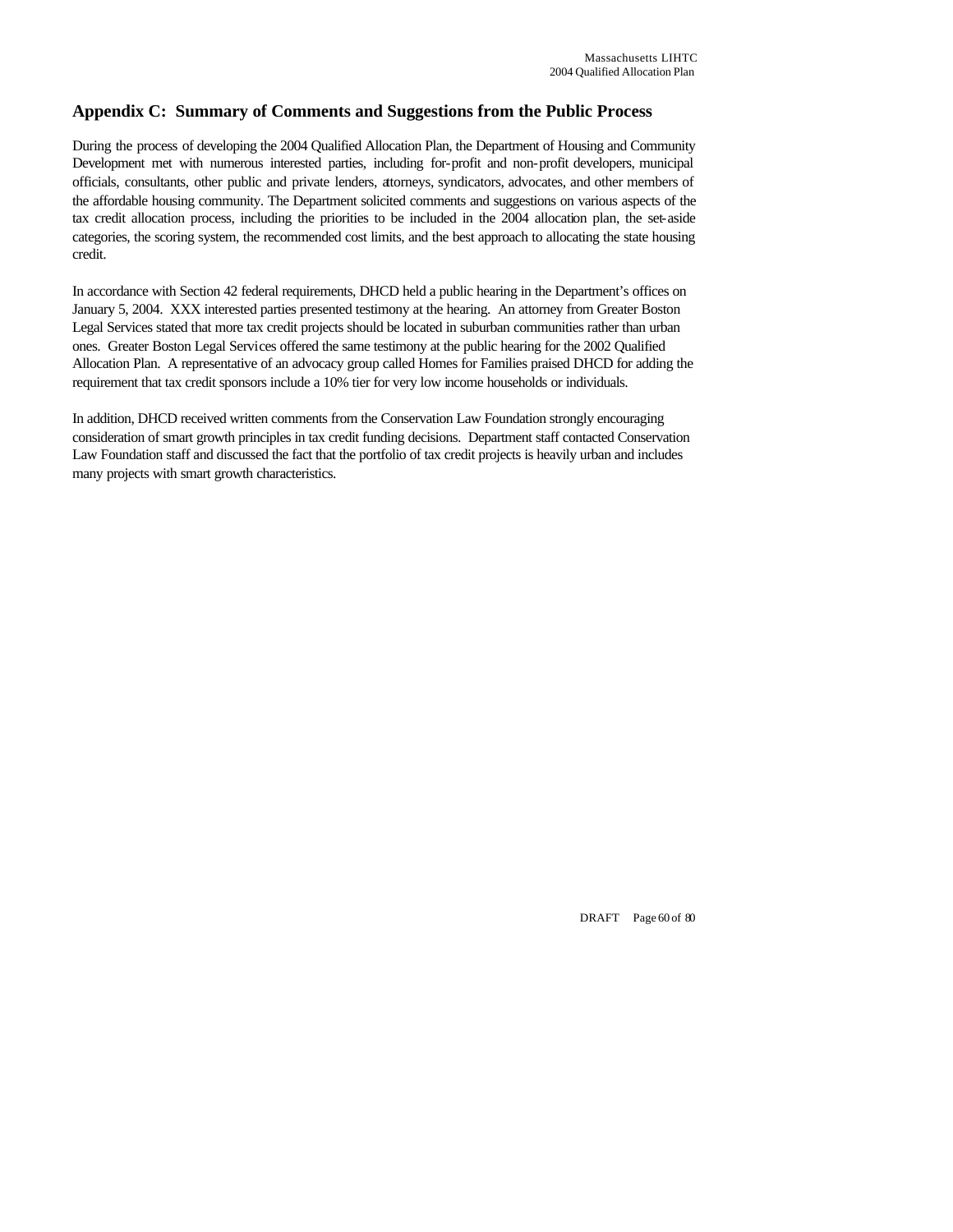## Appendix C: Summary of Comments and Suggestions from the Public Process

During the process of developing the 2004 Qualified Allocation Plan, the Department of Housing and Community Development met with numerous interested parties, including for-profit and non-profit developers, municipal officials, consultants, other public and private lenders, attorneys, syndicators, advocates, and other members of the affordable housing community. The Department solicited comments and suggestions on various aspects of the tax credit allocation process, including the priorities to be included in the 2004 allocation plan, the set-aside categories, the scoring system, the recommended cost limits, and the best approach to allocating the state housing credit.

In accordance with Section 42 federal requirements, DHCD held a public hearing in the Department's offices on January 5, 2004. XXX interested parties presented testimony at the hearing. An attorney from Greater Boston Legal Services stated that more tax credit projects should be located in suburban communities rather than urban ones. Greater Boston Legal Services offered the same testimony at the public hearing for the 2002 Qualified Allocation Plan. A representative of an advocacy group called Homes for Families praised DHCD for adding the requirement that tax credit sponsors include a 10% tier for very low income households or individuals.

In addition, DHCD received written comments from the Conservation Law Foundation strongly encouraging consideration of smart growth principles in tax credit funding decisions. Department staff contacted Conservation Law Foundation staff and discussed the fact that the portfolio of tax credit projects is heavily urban and includes many projects with smart growth characteristics.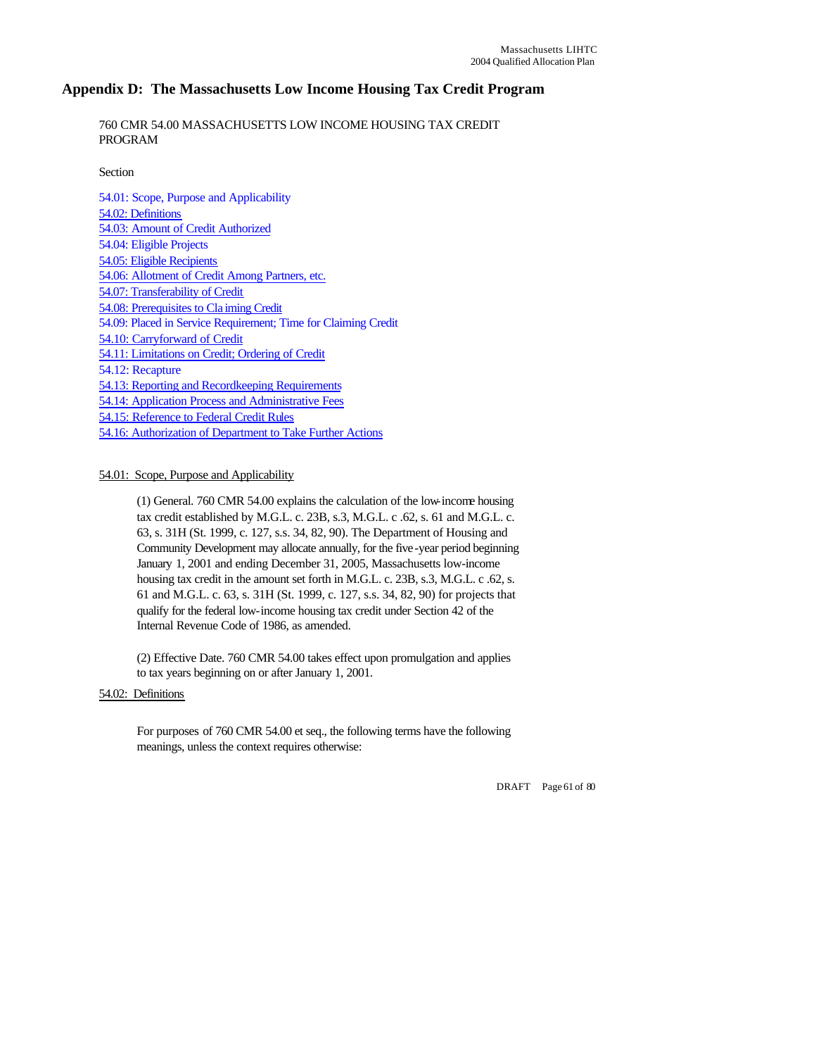## Appendix D: The Massachusetts Low Income Housing Tax Credit Program

760 CMR 54.00 MASSACHUSETTS LOW INCOME HOUSING TAX CREDIT PROGRAM

Section

54.01: Scope, Purpose and Applicability
54.02: Definitions
54.03: Amount of Credit Authorized
54.04: Eligible Projects
54.05: Eligible Recipients
54.06: Allotment of Credit Among Partners, etc.
54.07: Transferability of Credit
54.08: Prerequisites to Claiming Credit
54.09: Placed in Service Requirement; Time for Claiming Credit
54.10: Carryforward of Credit
54.11: Limitations on Credit; Ordering of Credit
54.12: Recapture
54.13: Reporting and Recordkeeping Requirements
54.14: Application Process and Administrative Fees
54.15: Reference to Federal Credit Rules
54.16: Authorization of Department to Take Further Actions

54.01: Scope, Purpose and Applicability

(1) General. 760 CMR 54.00 explains the calculation of the low-income housing tax credit established by M.G.L. c. 23B, s.3, M.G.L. c .62, s. 61 and M.G.L. c. 63, s. 31H (St. 1999, c. 127, s.s. 34, 82, 90). The Department of Housing and Community Development may allocate annually, for the five-year period beginning January 1, 2001 and ending December 31, 2005, Massachusetts low-income housing tax credit in the amount set forth in M.G.L. c. 23B, s.3, M.G.L. c .62, s. 61 and M.G.L. c. 63, s. 31H (St. 1999, c. 127, s.s. 34, 82, 90) for projects that qualify for the federal low-income housing tax credit under Section 42 of the Internal Revenue Code of 1986, as amended.

(2) Effective Date. 760 CMR 54.00 takes effect upon promulgation and applies to tax years beginning on or after January 1, 2001.

54.02: Definitions

For purposes of 760 CMR 54.00 et seq., the following terms have the following meanings, unless the context requires otherwise: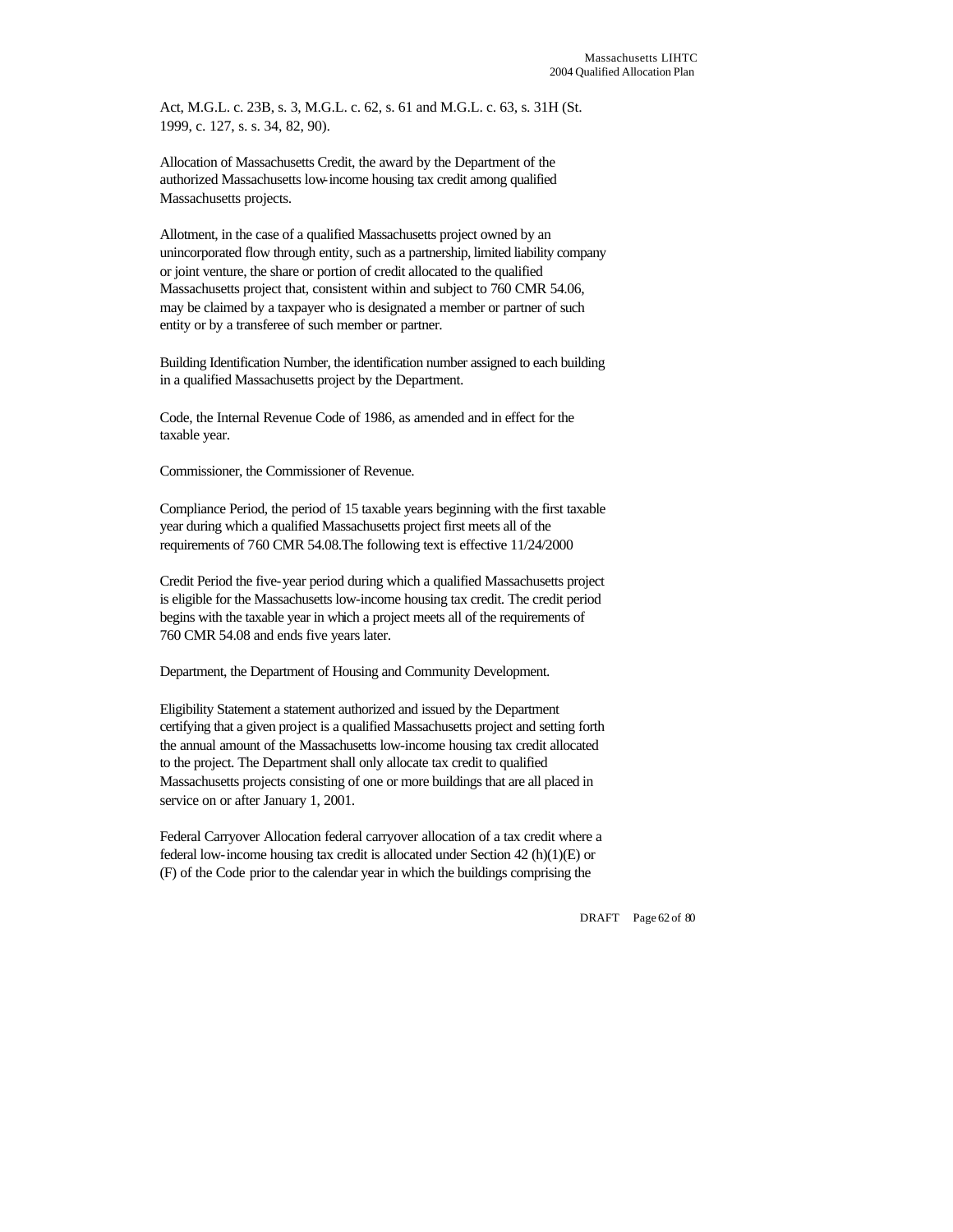Act, M.G.L. c. 23B, s. 3, M.G.L. c. 62, s. 61 and M.G.L. c. 63, s. 31H (St. 1999, c. 127, s. s. 34, 82, 90).

Allocation of Massachusetts Credit, the award by the Department of the authorized Massachusetts low-income housing tax credit among qualified Massachusetts projects.

Allotment, in the case of a qualified Massachusetts project owned by an unincorporated flow through entity, such as a partnership, limited liability company or joint venture, the share or portion of credit allocated to the qualified Massachusetts project that, consistent within and subject to 760 CMR 54.06, may be claimed by a taxpayer who is designated a member or partner of such entity or by a transferee of such member or partner.

Building Identification Number, the identification number assigned to each building in a qualified Massachusetts project by the Department.

Code, the Internal Revenue Code of 1986, as amended and in effect for the taxable year.

Commissioner, the Commissioner of Revenue.

Compliance Period, the period of 15 taxable years beginning with the first taxable year during which a qualified Massachusetts project first meets all of the requirements of 760 CMR 54.08.The following text is effective 11/24/2000

Credit Period the five-year period during which a qualified Massachusetts project is eligible for the Massachusetts low-income housing tax credit. The credit period begins with the taxable year in which a project meets all of the requirements of 760 CMR 54.08 and ends five years later.

Department, the Department of Housing and Community Development.

Eligibility Statement a statement authorized and issued by the Department certifying that a given project is a qualified Massachusetts project and setting forth the annual amount of the Massachusetts low-income housing tax credit allocated to the project. The Department shall only allocate tax credit to qualified Massachusetts projects consisting of one or more buildings that are all placed in service on or after January 1, 2001.

Federal Carryover Allocation federal carryover allocation of a tax credit where a federal low-income housing tax credit is allocated under Section 42 (h)(1)(E) or (F) of the Code prior to the calendar year in which the buildings comprising the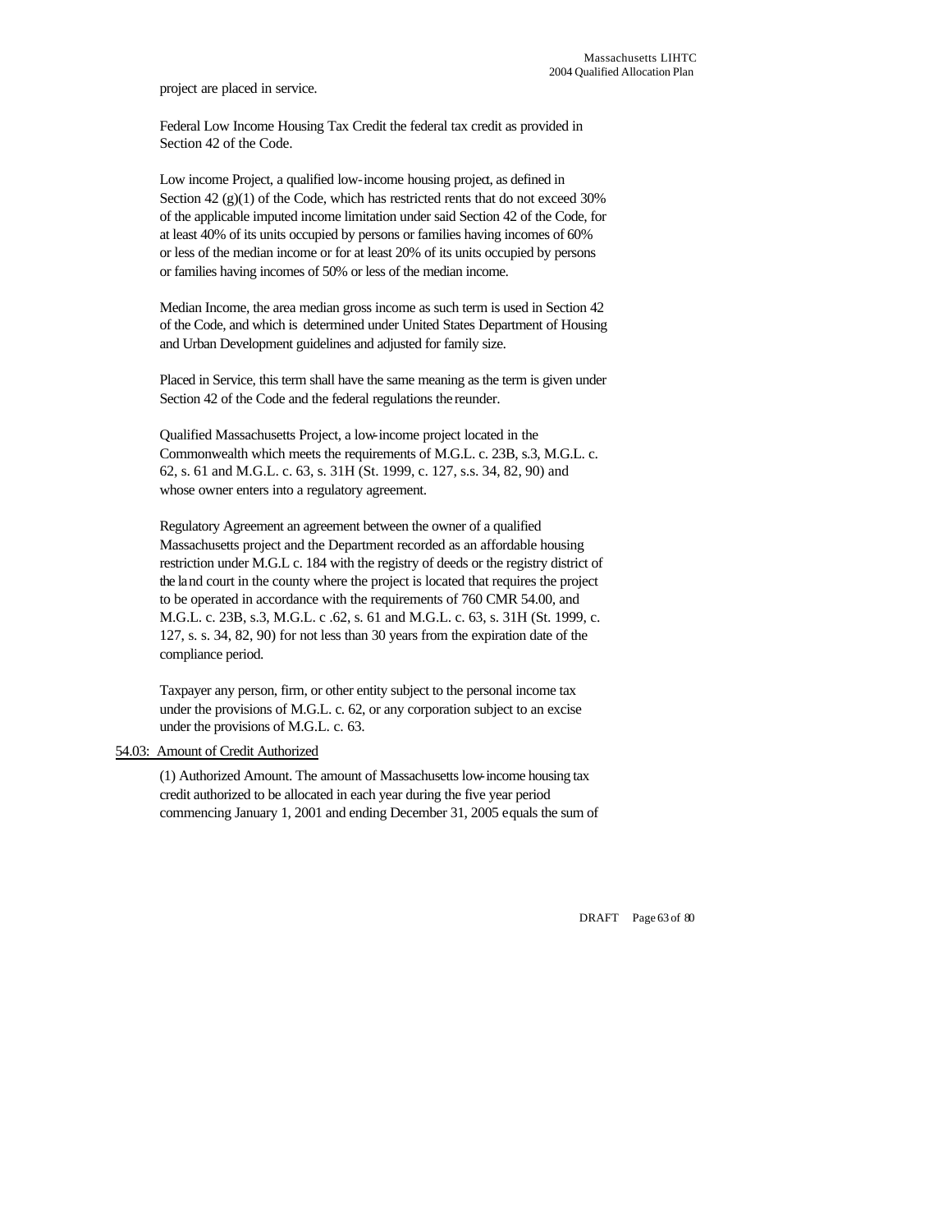project are placed in service.

Federal Low Income Housing Tax Credit the federal tax credit as provided in Section 42 of the Code.

Low income Project, a qualified low-income housing project, as defined in Section 42 (g)(1) of the Code, which has restricted rents that do not exceed 30% of the applicable imputed income limitation under said Section 42 of the Code, for at least 40% of its units occupied by persons or families having incomes of 60% or less of the median income or for at least 20% of its units occupied by persons or families having incomes of 50% or less of the median income.

Median Income, the area median gross income as such term is used in Section 42 of the Code, and which is determined under United States Department of Housing and Urban Development guidelines and adjusted for family size.

Placed in Service, this term shall have the same meaning as the term is given under Section 42 of the Code and the federal regulations thereunder.

Qualified Massachusetts Project, a low-income project located in the Commonwealth which meets the requirements of M.G.L. c. 23B, s.3, M.G.L. c. 62, s. 61 and M.G.L. c. 63, s. 31H (St. 1999, c. 127, s.s. 34, 82, 90) and whose owner enters into a regulatory agreement.

Regulatory Agreement an agreement between the owner of a qualified Massachusetts project and the Department recorded as an affordable housing restriction under M.G.L c. 184 with the registry of deeds or the registry district of the land court in the county where the project is located that requires the project to be operated in accordance with the requirements of 760 CMR 54.00, and M.G.L. c. 23B, s.3, M.G.L. c .62, s. 61 and M.G.L. c. 63, s. 31H (St. 1999, c. 127, s. s. 34, 82, 90) for not less than 30 years from the expiration date of the compliance period.

Taxpayer any person, firm, or other entity subject to the personal income tax under the provisions of M.G.L. c. 62, or any corporation subject to an excise under the provisions of M.G.L. c. 63.

54.03: Amount of Credit Authorized

(1) Authorized Amount. The amount of Massachusetts low-income housing tax credit authorized to be allocated in each year during the five year period commencing January 1, 2001 and ending December 31, 2005 equals the sum of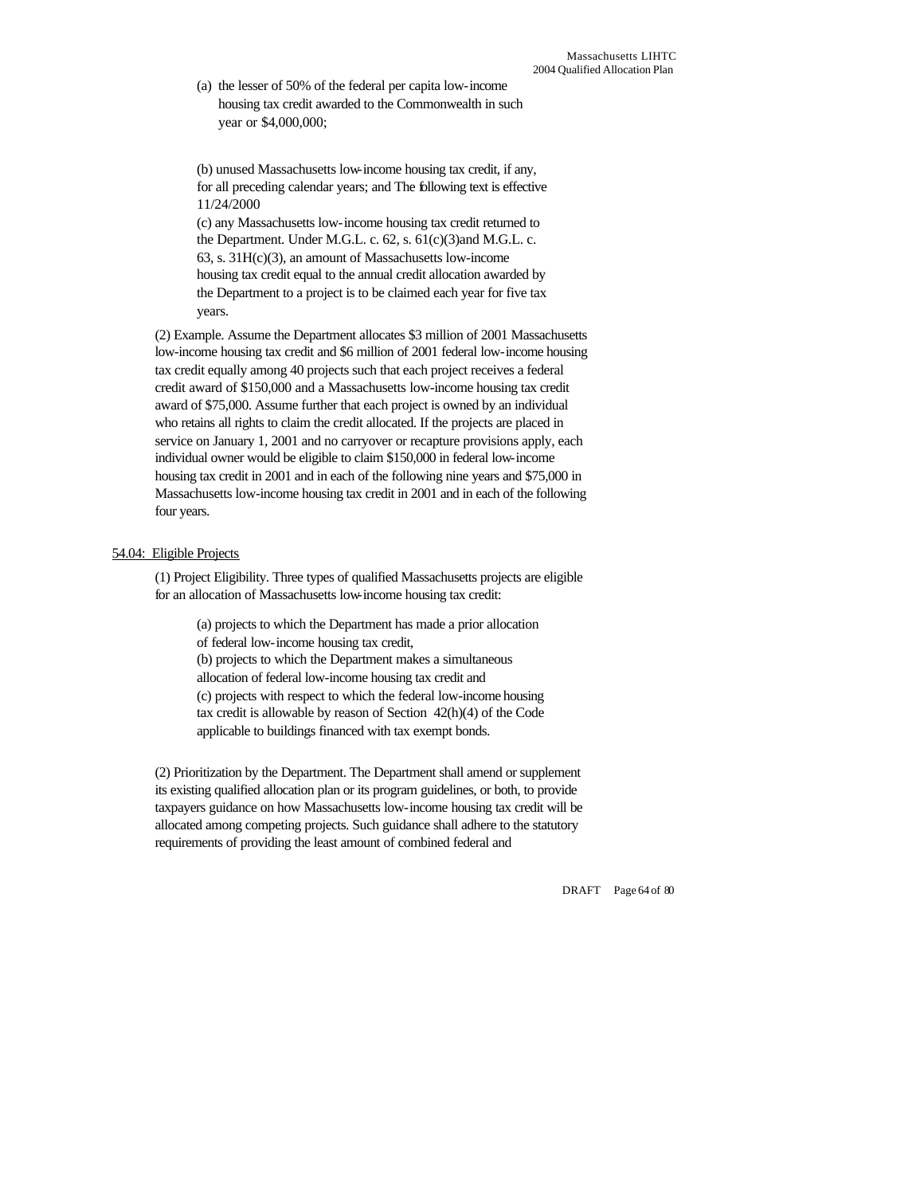(a) the lesser of 50% of the federal per capita low-income housing tax credit awarded to the Commonwealth in such year or $4,000,000;

(b) unused Massachusetts low-income housing tax credit, if any, for all preceding calendar years; and The following text is effective 11/24/2000

(c) any Massachusetts low-income housing tax credit returned to the Department. Under M.G.L. c. 62, s. 61(c)(3)and M.G.L. c. 63, s. 31H(c)(3), an amount of Massachusetts low-income housing tax credit equal to the annual credit allocation awarded by the Department to a project is to be claimed each year for five tax years.

(2) Example. Assume the Department allocates $3 million of 2001 Massachusetts low-income housing tax credit and $6 million of 2001 federal low-income housing tax credit equally among 40 projects such that each project receives a federal credit award of $150,000 and a Massachusetts low-income housing tax credit award of $75,000. Assume further that each project is owned by an individual who retains all rights to claim the credit allocated. If the projects are placed in service on January 1, 2001 and no carryover or recapture provisions apply, each individual owner would be eligible to claim $150,000 in federal low-income housing tax credit in 2001 and in each of the following nine years and $75,000 in Massachusetts low-income housing tax credit in 2001 and in each of the following four years.

54.04: Eligible Projects

(1) Project Eligibility. Three types of qualified Massachusetts projects are eligible for an allocation of Massachusetts low-income housing tax credit:

(a) projects to which the Department has made a prior allocation of federal low-income housing tax credit,
(b) projects to which the Department makes a simultaneous allocation of federal low-income housing tax credit and
(c) projects with respect to which the federal low-income housing tax credit is allowable by reason of Section 42(h)(4) of the Code applicable to buildings financed with tax exempt bonds.

(2) Prioritization by the Department. The Department shall amend or supplement its existing qualified allocation plan or its program guidelines, or both, to provide taxpayers guidance on how Massachusetts low-income housing tax credit will be allocated among competing projects. Such guidance shall adhere to the statutory requirements of providing the least amount of combined federal and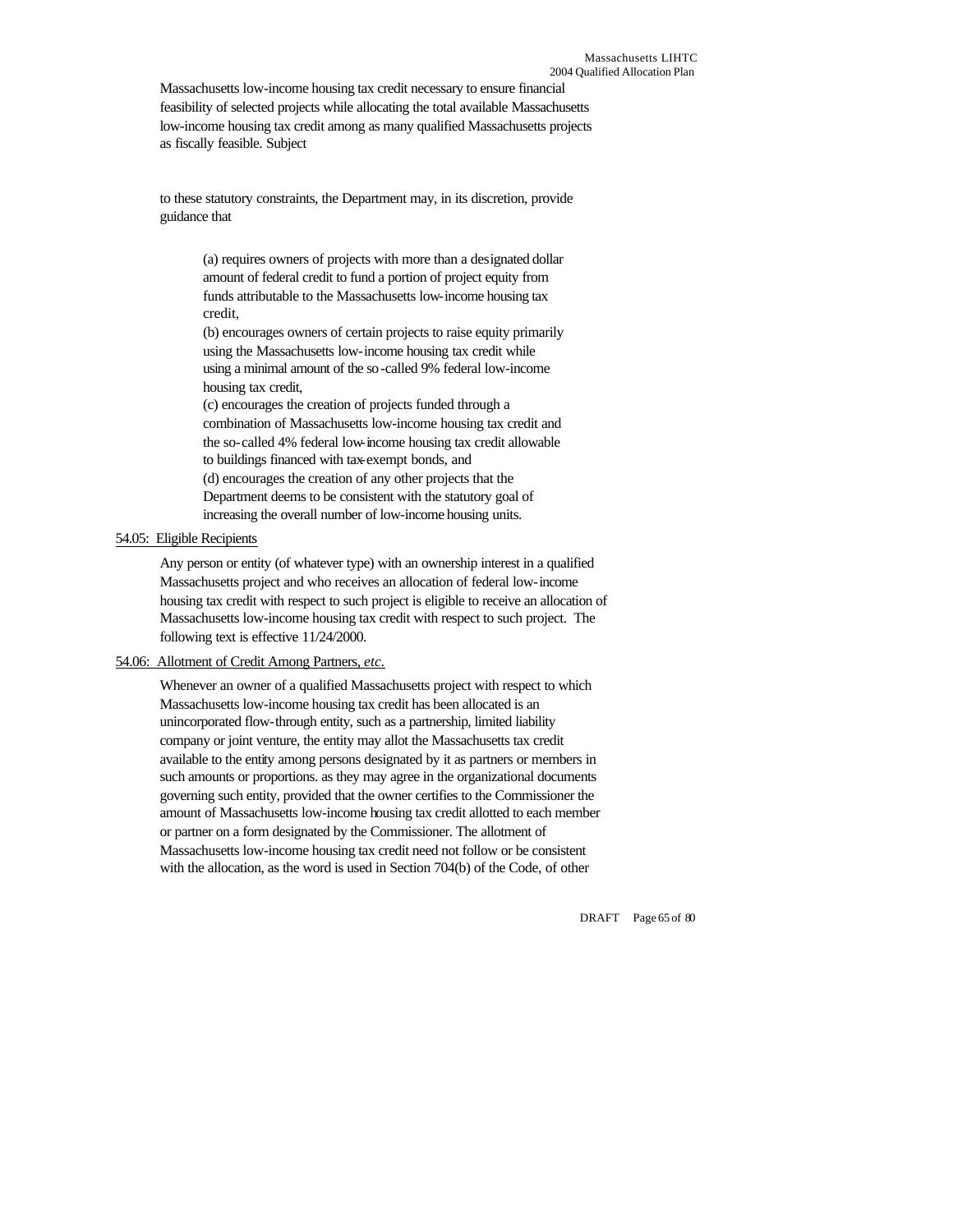Massachusetts low-income housing tax credit necessary to ensure financial feasibility of selected projects while allocating the total available Massachusetts low-income housing tax credit among as many qualified Massachusetts projects as fiscally feasible. Subject

to these statutory constraints, the Department may, in its discretion, provide guidance that

(a) requires owners of projects with more than a designated dollar amount of federal credit to fund a portion of project equity from funds attributable to the Massachusetts low-income housing tax credit,
(b) encourages owners of certain projects to raise equity primarily using the Massachusetts low-income housing tax credit while using a minimal amount of the so-called 9% federal low-income housing tax credit,
(c) encourages the creation of projects funded through a combination of Massachusetts low-income housing tax credit and the so-called 4% federal low-income housing tax credit allowable to buildings financed with tax-exempt bonds, and
(d) encourages the creation of any other projects that the Department deems to be consistent with the statutory goal of increasing the overall number of low-income housing units.

<u>54.05: Eligible Recipients</u>

Any person or entity (of whatever type) with an ownership interest in a qualified Massachusetts project and who receives an allocation of federal low-income housing tax credit with respect to such project is eligible to receive an allocation of Massachusetts low-income housing tax credit with respect to such project. The following text is effective 11/24/2000.

<u>54.06: Allotment of Credit Among Partners, *etc*.</u>

Whenever an owner of a qualified Massachusetts project with respect to which Massachusetts low-income housing tax credit has been allocated is an unincorporated flow-through entity, such as a partnership, limited liability company or joint venture, the entity may allot the Massachusetts tax credit available to the entity among persons designated by it as partners or members in such amounts or proportions. as they may agree in the organizational documents governing such entity, provided that the owner certifies to the Commissioner the amount of Massachusetts low-income housing tax credit allotted to each member or partner on a form designated by the Commissioner. The allotment of Massachusetts low-income housing tax credit need not follow or be consistent with the allocation, as the word is used in Section 704(b) of the Code, of other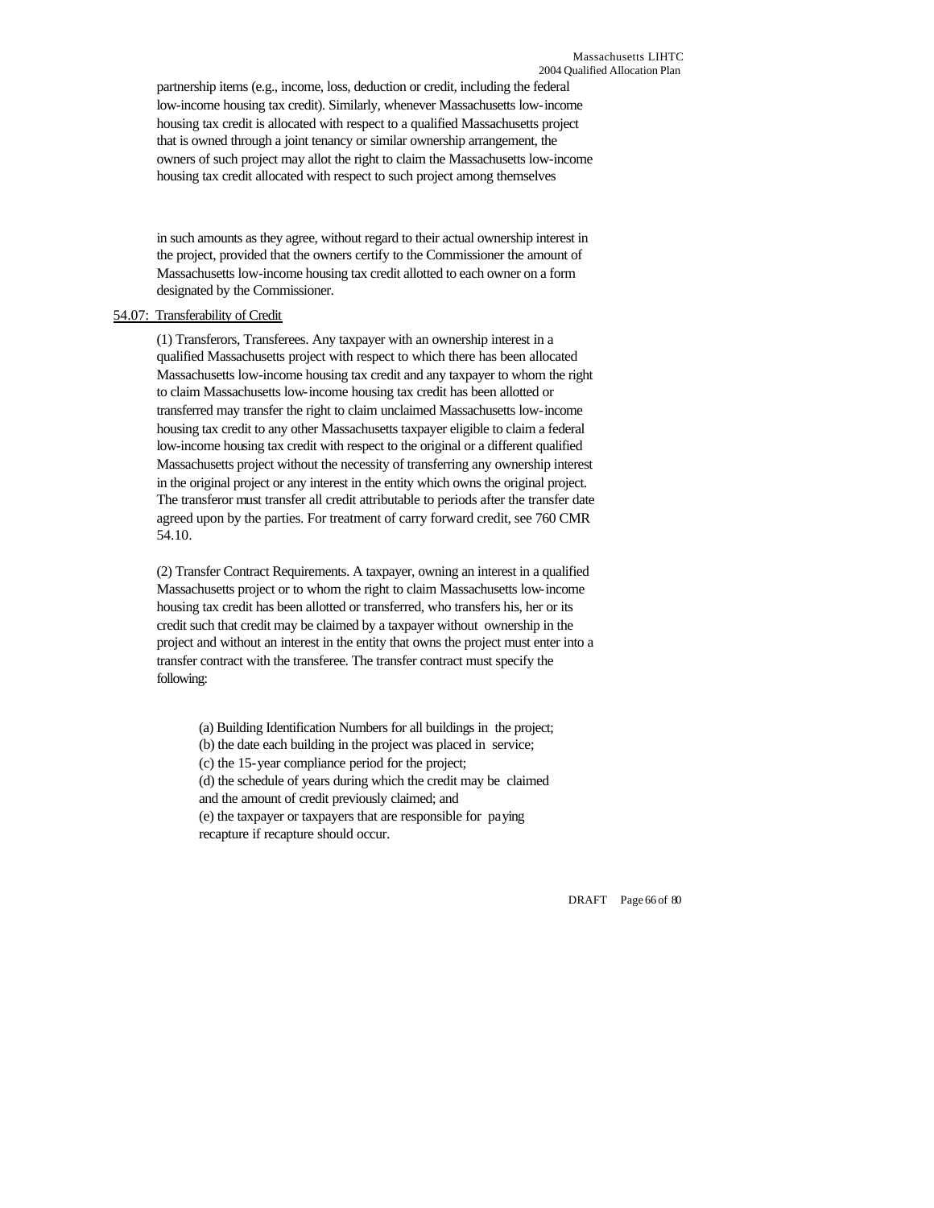partnership items (e.g., income, loss, deduction or credit, including the federal low-income housing tax credit). Similarly, whenever Massachusetts low-income housing tax credit is allocated with respect to a qualified Massachusetts project that is owned through a joint tenancy or similar ownership arrangement, the owners of such project may allot the right to claim the Massachusetts low-income housing tax credit allocated with respect to such project among themselves

in such amounts as they agree, without regard to their actual ownership interest in the project, provided that the owners certify to the Commissioner the amount of Massachusetts low-income housing tax credit allotted to each owner on a form designated by the Commissioner.

54.07: Transferability of Credit

(1) Transferors, Transferees. Any taxpayer with an ownership interest in a qualified Massachusetts project with respect to which there has been allocated Massachusetts low-income housing tax credit and any taxpayer to whom the right to claim Massachusetts low-income housing tax credit has been allotted or transferred may transfer the right to claim unclaimed Massachusetts low-income housing tax credit to any other Massachusetts taxpayer eligible to claim a federal low-income housing tax credit with respect to the original or a different qualified Massachusetts project without the necessity of transferring any ownership interest in the original project or any interest in the entity which owns the original project. The transferor must transfer all credit attributable to periods after the transfer date agreed upon by the parties. For treatment of carry forward credit, see 760 CMR 54.10.

(2) Transfer Contract Requirements. A taxpayer, owning an interest in a qualified Massachusetts project or to whom the right to claim Massachusetts low-income housing tax credit has been allotted or transferred, who transfers his, her or its credit such that credit may be claimed by a taxpayer without ownership in the project and without an interest in the entity that owns the project must enter into a transfer contract with the transferee. The transfer contract must specify the following:

(a) Building Identification Numbers for all buildings in the project;
(b) the date each building in the project was placed in service;
(c) the 15-year compliance period for the project;
(d) the schedule of years during which the credit may be claimed and the amount of credit previously claimed; and
(e) the taxpayer or taxpayers that are responsible for paying recapture if recapture should occur.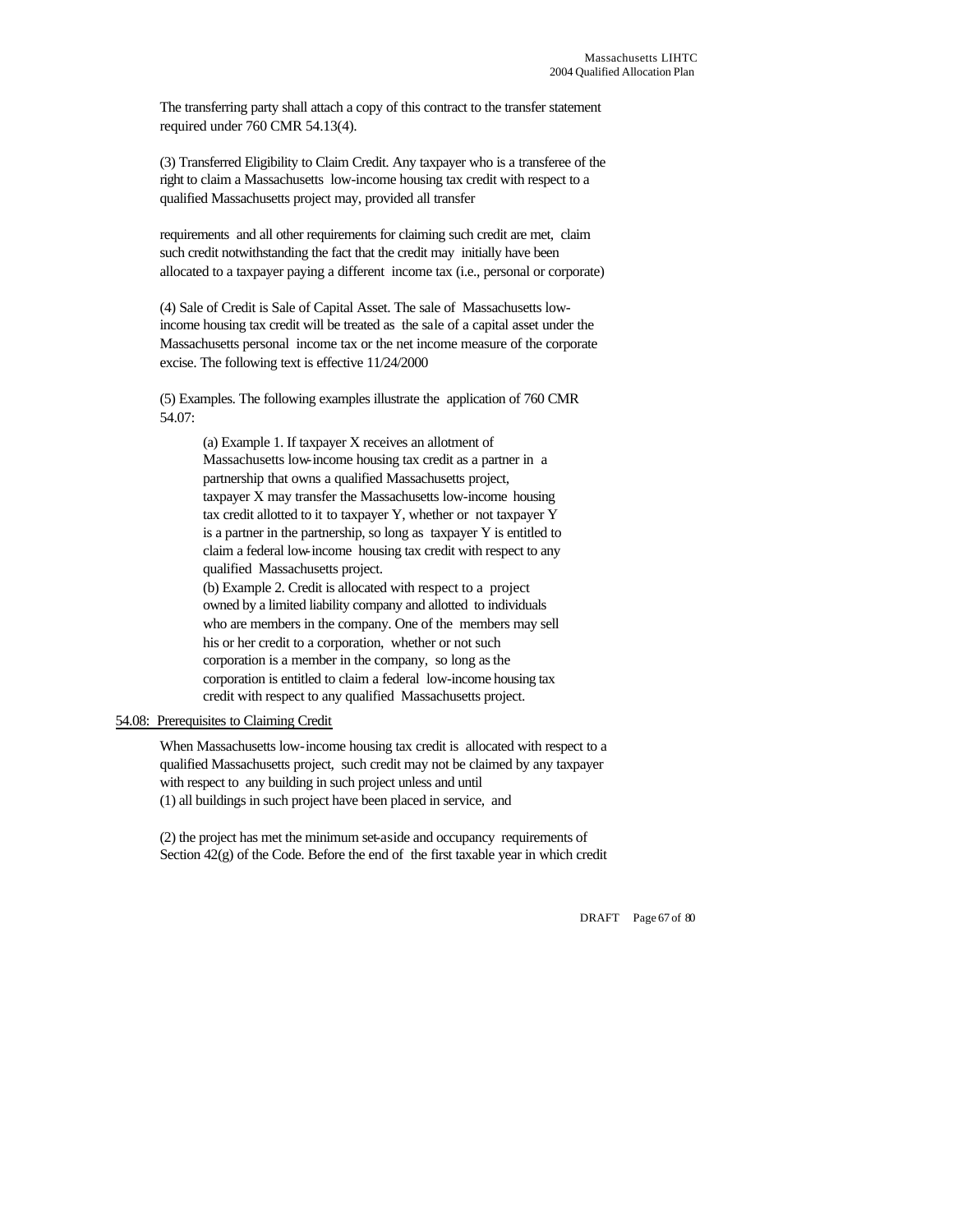The transferring party shall attach a copy of this contract to the transfer statement required under 760 CMR 54.13(4).

(3) Transferred Eligibility to Claim Credit. Any taxpayer who is a transferee of the right to claim a Massachusetts low-income housing tax credit with respect to a qualified Massachusetts project may, provided all transfer

requirements and all other requirements for claiming such credit are met, claim such credit notwithstanding the fact that the credit may initially have been allocated to a taxpayer paying a different income tax (i.e., personal or corporate)

(4) Sale of Credit is Sale of Capital Asset. The sale of Massachusetts low-income housing tax credit will be treated as the sale of a capital asset under the Massachusetts personal income tax or the net income measure of the corporate excise. The following text is effective 11/24/2000

(5) Examples. The following examples illustrate the application of 760 CMR 54.07:

(a) Example 1. If taxpayer X receives an allotment of Massachusetts low-income housing tax credit as a partner in a partnership that owns a qualified Massachusetts project, taxpayer X may transfer the Massachusetts low-income housing tax credit allotted to it to taxpayer Y, whether or not taxpayer Y is a partner in the partnership, so long as taxpayer Y is entitled to claim a federal low-income housing tax credit with respect to any qualified Massachusetts project.

(b) Example 2. Credit is allocated with respect to a project owned by a limited liability company and allotted to individuals who are members in the company. One of the members may sell his or her credit to a corporation, whether or not such corporation is a member in the company, so long as the corporation is entitled to claim a federal low-income housing tax credit with respect to any qualified Massachusetts project.

<u>54.08: Prerequisites to Claiming Credit</u>

When Massachusetts low-income housing tax credit is allocated with respect to a qualified Massachusetts project, such credit may not be claimed by any taxpayer with respect to any building in such project unless and until

(1) all buildings in such project have been placed in service, and

(2) the project has met the minimum set-aside and occupancy requirements of Section 42(g) of the Code. Before the end of the first taxable year in which credit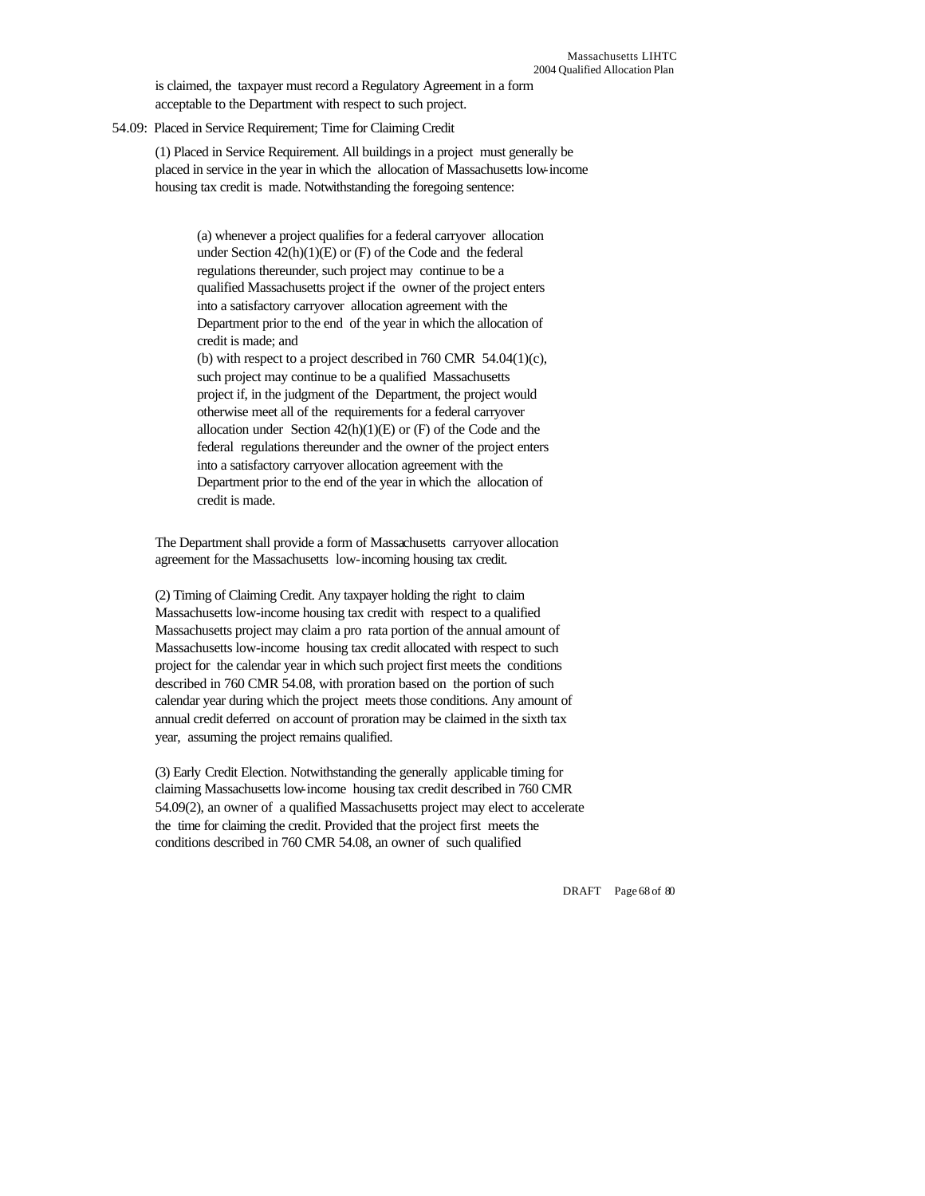is claimed, the taxpayer must record a Regulatory Agreement in a form acceptable to the Department with respect to such project.

54.09: Placed in Service Requirement; Time for Claiming Credit

(1) Placed in Service Requirement. All buildings in a project must generally be placed in service in the year in which the allocation of Massachusetts low-income housing tax credit is made. Notwithstanding the foregoing sentence:

(a) whenever a project qualifies for a federal carryover allocation under Section 42(h)(1)(E) or (F) of the Code and the federal regulations thereunder, such project may continue to be a qualified Massachusetts project if the owner of the project enters into a satisfactory carryover allocation agreement with the Department prior to the end of the year in which the allocation of credit is made; and

(b) with respect to a project described in 760 CMR 54.04(1)(c), such project may continue to be a qualified Massachusetts project if, in the judgment of the Department, the project would otherwise meet all of the requirements for a federal carryover allocation under Section 42(h)(1)(E) or (F) of the Code and the federal regulations thereunder and the owner of the project enters into a satisfactory carryover allocation agreement with the Department prior to the end of the year in which the allocation of credit is made.

The Department shall provide a form of Massachusetts carryover allocation agreement for the Massachusetts low-incoming housing tax credit.

(2) Timing of Claiming Credit. Any taxpayer holding the right to claim Massachusetts low-income housing tax credit with respect to a qualified Massachusetts project may claim a pro rata portion of the annual amount of Massachusetts low-income housing tax credit allocated with respect to such project for the calendar year in which such project first meets the conditions described in 760 CMR 54.08, with proration based on the portion of such calendar year during which the project meets those conditions. Any amount of annual credit deferred on account of proration may be claimed in the sixth tax year, assuming the project remains qualified.

(3) Early Credit Election. Notwithstanding the generally applicable timing for claiming Massachusetts low-income housing tax credit described in 760 CMR 54.09(2), an owner of a qualified Massachusetts project may elect to accelerate the time for claiming the credit. Provided that the project first meets the conditions described in 760 CMR 54.08, an owner of such qualified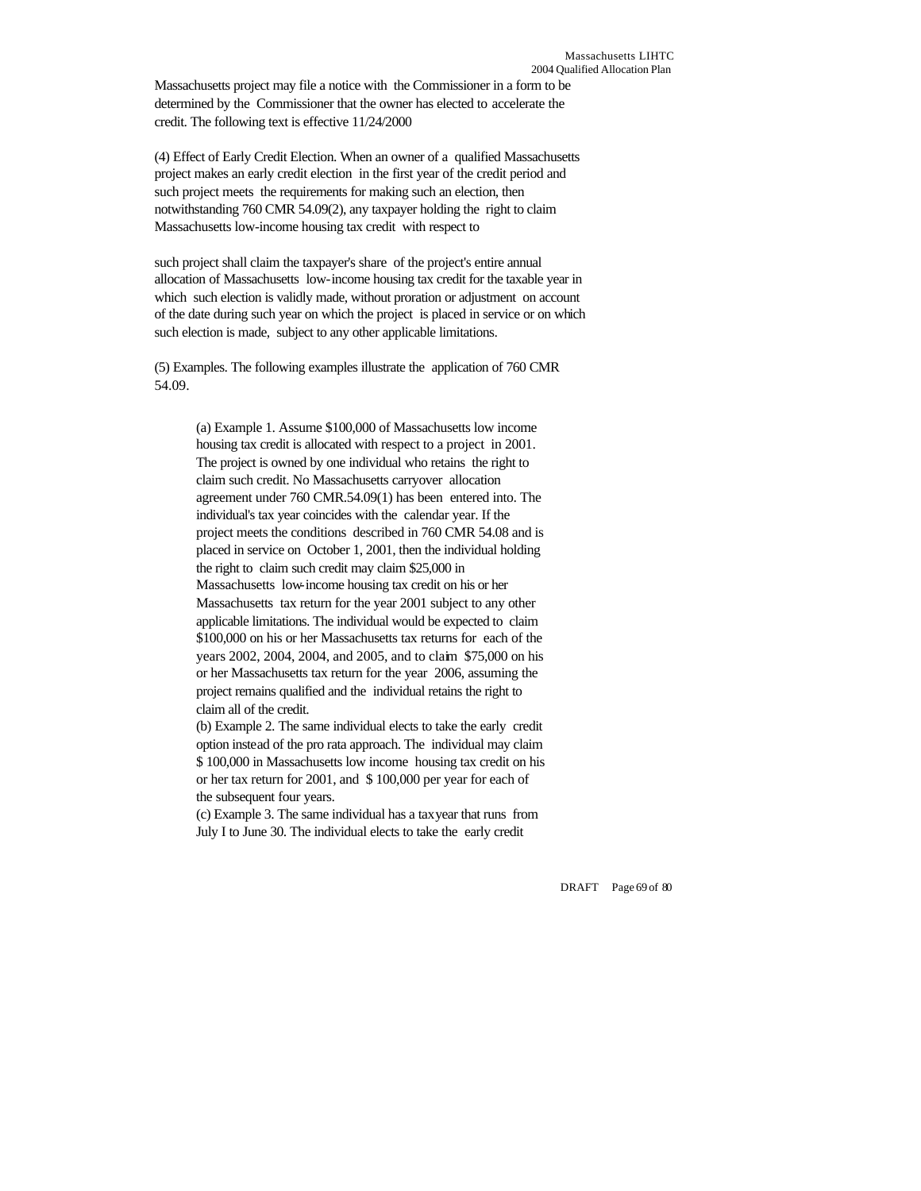Massachusetts project may file a notice with the Commissioner in a form to be determined by the Commissioner that the owner has elected to accelerate the credit. The following text is effective 11/24/2000

(4) Effect of Early Credit Election. When an owner of a qualified Massachusetts project makes an early credit election in the first year of the credit period and such project meets the requirements for making such an election, then notwithstanding 760 CMR 54.09(2), any taxpayer holding the right to claim Massachusetts low-income housing tax credit with respect to

such project shall claim the taxpayer's share of the project's entire annual allocation of Massachusetts low-income housing tax credit for the taxable year in which such election is validly made, without proration or adjustment on account of the date during such year on which the project is placed in service or on which such election is made, subject to any other applicable limitations.

(5) Examples. The following examples illustrate the application of 760 CMR 54.09.

> (a) Example 1. Assume $100,000 of Massachusetts low income housing tax credit is allocated with respect to a project in 2001. The project is owned by one individual who retains the right to claim such credit. No Massachusetts carryover allocation agreement under 760 CMR.54.09(1) has been entered into. The individual's tax year coincides with the calendar year. If the project meets the conditions described in 760 CMR 54.08 and is placed in service on October 1, 2001, then the individual holding the right to claim such credit may claim $25,000 in Massachusetts low-income housing tax credit on his or her Massachusetts tax return for the year 2001 subject to any other applicable limitations. The individual would be expected to claim $100,000 on his or her Massachusetts tax returns for each of the years 2002, 2004, 2004, and 2005, and to claim $75,000 on his or her Massachusetts tax return for the year 2006, assuming the project remains qualified and the individual retains the right to claim all of the credit.
>
> (b) Example 2. The same individual elects to take the early credit option instead of the pro rata approach. The individual may claim $ 100,000 in Massachusetts low income housing tax credit on his or her tax return for 2001, and $ 100,000 per year for each of the subsequent four years.
>
> (c) Example 3. The same individual has a tax year that runs from July I to June 30. The individual elects to take the early credit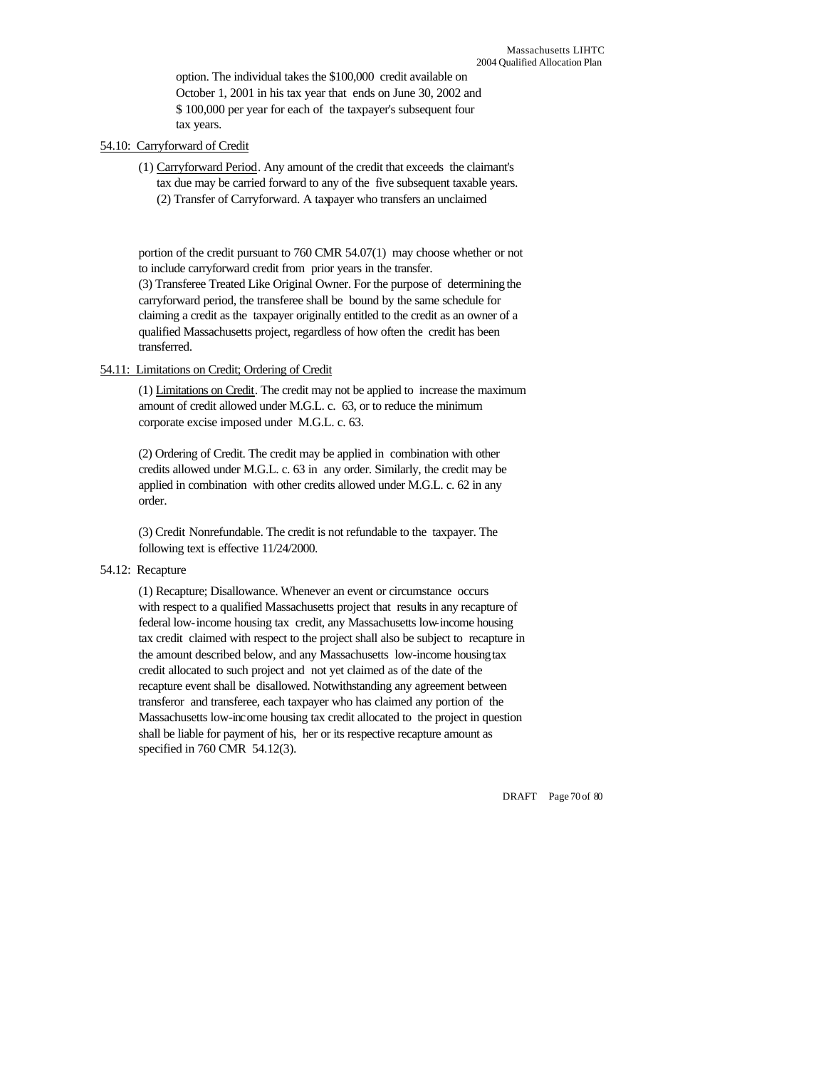option. The individual takes the $100,000 credit available on October 1, 2001 in his tax year that ends on June 30, 2002 and $ 100,000 per year for each of the taxpayer's subsequent four tax years.

54.10: Carryforward of Credit

(1) Carryforward Period. Any amount of the credit that exceeds the claimant's tax due may be carried forward to any of the five subsequent taxable years.

(2) Transfer of Carryforward. A taxpayer who transfers an unclaimed portion of the credit pursuant to 760 CMR 54.07(1) may choose whether or not to include carryforward credit from prior years in the transfer.

(3) Transferee Treated Like Original Owner. For the purpose of determining the carryforward period, the transferee shall be bound by the same schedule for claiming a credit as the taxpayer originally entitled to the credit as an owner of a qualified Massachusetts project, regardless of how often the credit has been transferred.

54.11: Limitations on Credit; Ordering of Credit

(1) Limitations on Credit. The credit may not be applied to increase the maximum amount of credit allowed under M.G.L. c. 63, or to reduce the minimum corporate excise imposed under M.G.L. c. 63.

(2) Ordering of Credit. The credit may be applied in combination with other credits allowed under M.G.L. c. 63 in any order. Similarly, the credit may be applied in combination with other credits allowed under M.G.L. c. 62 in any order.

(3) Credit Nonrefundable. The credit is not refundable to the taxpayer. The following text is effective 11/24/2000.

54.12: Recapture

(1) Recapture; Disallowance. Whenever an event or circumstance occurs with respect to a qualified Massachusetts project that results in any recapture of federal low-income housing tax credit, any Massachusetts low-income housing tax credit claimed with respect to the project shall also be subject to recapture in the amount described below, and any Massachusetts low-income housing tax credit allocated to such project and not yet claimed as of the date of the recapture event shall be disallowed. Notwithstanding any agreement between transferor and transferee, each taxpayer who has claimed any portion of the Massachusetts low-income housing tax credit allocated to the project in question shall be liable for payment of his, her or its respective recapture amount as specified in 760 CMR 54.12(3).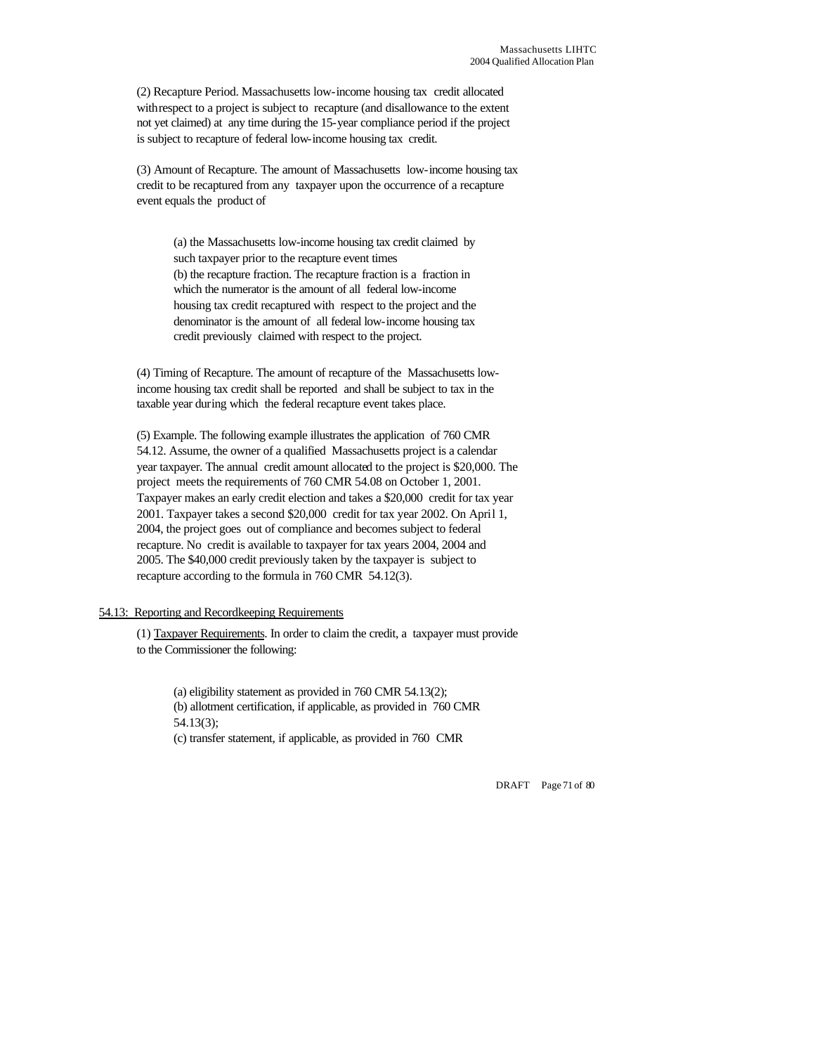(2) Recapture Period. Massachusetts low-income housing tax credit allocated withrespect to a project is subject to recapture (and disallowance to the extent not yet claimed) at any time during the 15-year compliance period if the project is subject to recapture of federal low-income housing tax credit.

(3) Amount of Recapture. The amount of Massachusetts low-income housing tax credit to be recaptured from any taxpayer upon the occurrence of a recapture event equals the product of

(a) the Massachusetts low-income housing tax credit claimed by such taxpayer prior to the recapture event times
(b) the recapture fraction. The recapture fraction is a fraction in which the numerator is the amount of all federal low-income housing tax credit recaptured with respect to the project and the denominator is the amount of all federal low-income housing tax credit previously claimed with respect to the project.

(4) Timing of Recapture. The amount of recapture of the Massachusetts low-income housing tax credit shall be reported and shall be subject to tax in the taxable year during which the federal recapture event takes place.

(5) Example. The following example illustrates the application of 760 CMR 54.12. Assume, the owner of a qualified Massachusetts project is a calendar year taxpayer. The annual credit amount allocated to the project is $20,000. The project meets the requirements of 760 CMR 54.08 on October 1, 2001. Taxpayer makes an early credit election and takes a $20,000 credit for tax year 2001. Taxpayer takes a second $20,000 credit for tax year 2002. On April 1, 2004, the project goes out of compliance and becomes subject to federal recapture. No credit is available to taxpayer for tax years 2004, 2004 and 2005. The $40,000 credit previously taken by the taxpayer is subject to recapture according to the formula in 760 CMR 54.12(3).

54.13: Reporting and Recordkeeping Requirements

(1) Taxpayer Requirements. In order to claim the credit, a taxpayer must provide to the Commissioner the following:

(a) eligibility statement as provided in 760 CMR 54.13(2);
(b) allotment certification, if applicable, as provided in 760 CMR 54.13(3);
(c) transfer statement, if applicable, as provided in 760 CMR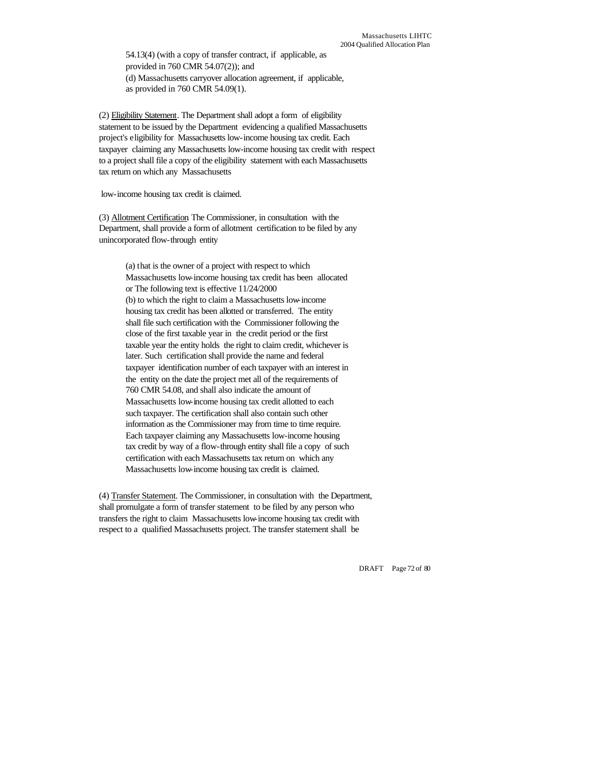54.13(4) (with a copy of transfer contract, if applicable, as provided in 760 CMR 54.07(2)); and

(d) Massachusetts carryover allocation agreement, if applicable, as provided in 760 CMR 54.09(1).

(2) Eligibility Statement. The Department shall adopt a form of eligibility statement to be issued by the Department evidencing a qualified Massachusetts project's eligibility for Massachusetts low-income housing tax credit. Each taxpayer claiming any Massachusetts low-income housing tax credit with respect to a project shall file a copy of the eligibility statement with each Massachusetts tax return on which any Massachusetts

low-income housing tax credit is claimed.

(3) Allotment Certification The Commissioner, in consultation with the Department, shall provide a form of allotment certification to be filed by any unincorporated flow-through entity

(a) that is the owner of a project with respect to which Massachusetts low-income housing tax credit has been allocated or The following text is effective 11/24/2000

(b) to which the right to claim a Massachusetts low-income housing tax credit has been allotted or transferred. The entity shall file such certification with the Commissioner following the close of the first taxable year in the credit period or the first taxable year the entity holds the right to claim credit, whichever is later. Such certification shall provide the name and federal taxpayer identification number of each taxpayer with an interest in the entity on the date the project met all of the requirements of 760 CMR 54.08, and shall also indicate the amount of Massachusetts low-income housing tax credit allotted to each such taxpayer. The certification shall also contain such other information as the Commissioner may from time to time require. Each taxpayer claiming any Massachusetts low-income housing tax credit by way of a flow-through entity shall file a copy of such certification with each Massachusetts tax return on which any Massachusetts low-income housing tax credit is claimed.

(4) Transfer Statement. The Commissioner, in consultation with the Department, shall promulgate a form of transfer statement to be filed by any person who transfers the right to claim Massachusetts low-income housing tax credit with respect to a qualified Massachusetts project. The transfer statement shall be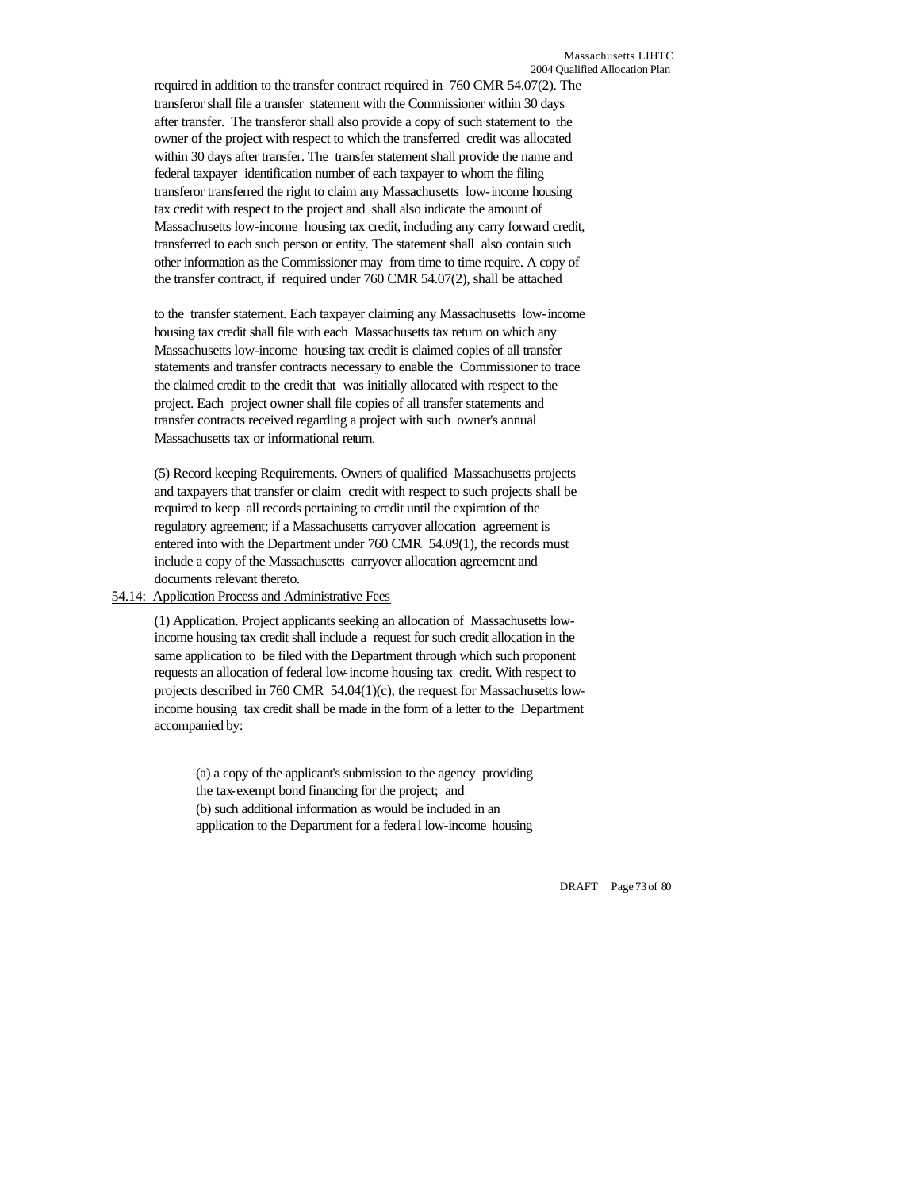required in addition to the transfer contract required in 760 CMR 54.07(2). The transferor shall file a transfer statement with the Commissioner within 30 days after transfer. The transferor shall also provide a copy of such statement to the owner of the project with respect to which the transferred credit was allocated within 30 days after transfer. The transfer statement shall provide the name and federal taxpayer identification number of each taxpayer to whom the filing transferor transferred the right to claim any Massachusetts low-income housing tax credit with respect to the project and shall also indicate the amount of Massachusetts low-income housing tax credit, including any carry forward credit, transferred to each such person or entity. The statement shall also contain such other information as the Commissioner may from time to time require. A copy of the transfer contract, if required under 760 CMR 54.07(2), shall be attached

to the transfer statement. Each taxpayer claiming any Massachusetts low-income housing tax credit shall file with each Massachusetts tax return on which any Massachusetts low-income housing tax credit is claimed copies of all transfer statements and transfer contracts necessary to enable the Commissioner to trace the claimed credit to the credit that was initially allocated with respect to the project. Each project owner shall file copies of all transfer statements and transfer contracts received regarding a project with such owner's annual Massachusetts tax or informational return.

(5) Record keeping Requirements. Owners of qualified Massachusetts projects and taxpayers that transfer or claim credit with respect to such projects shall be required to keep all records pertaining to credit until the expiration of the regulatory agreement; if a Massachusetts carryover allocation agreement is entered into with the Department under 760 CMR 54.09(1), the records must include a copy of the Massachusetts carryover allocation agreement and documents relevant thereto.

54.14: Application Process and Administrative Fees

(1) Application. Project applicants seeking an allocation of Massachusetts low-income housing tax credit shall include a request for such credit allocation in the same application to be filed with the Department through which such proponent requests an allocation of federal low-income housing tax credit. With respect to projects described in 760 CMR 54.04(1)(c), the request for Massachusetts low-income housing tax credit shall be made in the form of a letter to the Department accompanied by:

(a) a copy of the applicant's submission to the agency providing the tax-exempt bond financing for the project; and
(b) such additional information as would be included in an application to the Department for a federal low-income housing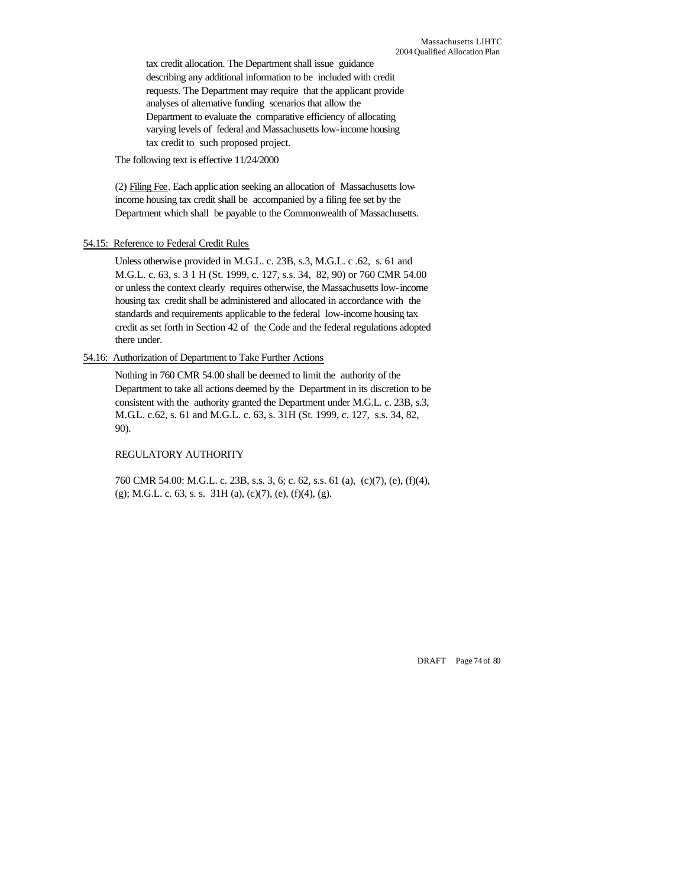tax credit allocation. The Department shall issue guidance describing any additional information to be included with credit requests. The Department may require that the applicant provide analyses of alternative funding scenarios that allow the Department to evaluate the comparative efficiency of allocating varying levels of federal and Massachusetts low-income housing tax credit to such proposed project.

The following text is effective 11/24/2000

(2) Filing Fee. Each application seeking an allocation of Massachusetts low-income housing tax credit shall be accompanied by a filing fee set by the Department which shall be payable to the Commonwealth of Massachusetts.

54.15: Reference to Federal Credit Rules

Unless otherwise provided in M.G.L. c. 23B, s.3, M.G.L. c .62, s. 61 and M.G.L. c. 63, s. 3 1 H (St. 1999, c. 127, s.s. 34, 82, 90) or 760 CMR 54.00 or unless the context clearly requires otherwise, the Massachusetts low-income housing tax credit shall be administered and allocated in accordance with the standards and requirements applicable to the federal low-income housing tax credit as set forth in Section 42 of the Code and the federal regulations adopted there under.

54.16: Authorization of Department to Take Further Actions

Nothing in 760 CMR 54.00 shall be deemed to limit the authority of the Department to take all actions deemed by the Department in its discretion to be consistent with the authority granted the Department under M.G.L. c. 23B, s.3, M.G.L. c.62, s. 61 and M.G.L. c. 63, s. 31H (St. 1999, c. 127, s.s. 34, 82, 90).

REGULATORY AUTHORITY

760 CMR 54.00: M.G.L. c. 23B, s.s. 3, 6; c. 62, s.s. 61 (a), (c)(7), (e), (f)(4), (g); M.G.L. c. 63, s. s. 31H (a), (c)(7), (e), (f)(4), (g).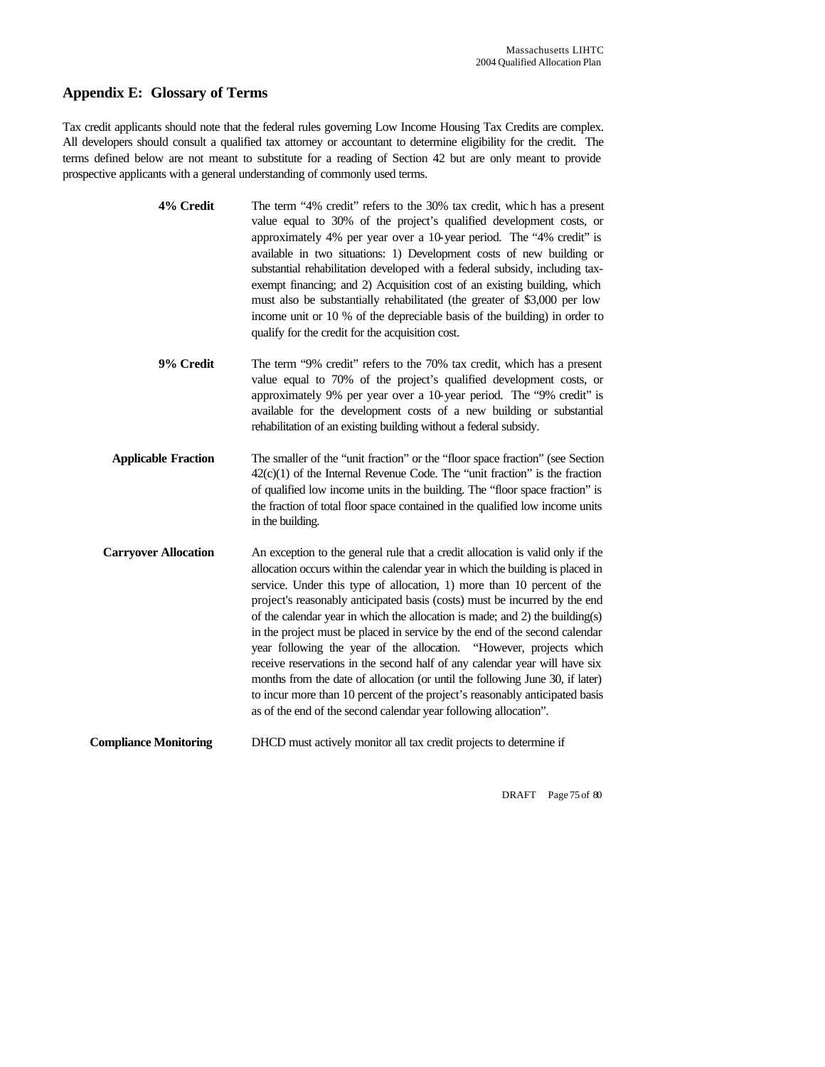## Appendix E: Glossary of Terms

Tax credit applicants should note that the federal rules governing Low Income Housing Tax Credits are complex. All developers should consult a qualified tax attorney or accountant to determine eligibility for the credit. The terms defined below are not meant to substitute for a reading of Section 42 but are only meant to provide prospective applicants with a general understanding of commonly used terms.

**4% Credit** The term "4% credit" refers to the 30% tax credit, which has a present value equal to 30% of the project's qualified development costs, or approximately 4% per year over a 10-year period. The "4% credit" is available in two situations: 1) Development costs of new building or substantial rehabilitation developed with a federal subsidy, including tax-exempt financing; and 2) Acquisition cost of an existing building, which must also be substantially rehabilitated (the greater of $3,000 per low income unit or 10 % of the depreciable basis of the building) in order to qualify for the credit for the acquisition cost.

**9% Credit** The term "9% credit" refers to the 70% tax credit, which has a present value equal to 70% of the project's qualified development costs, or approximately 9% per year over a 10-year period. The "9% credit" is available for the development costs of a new building or substantial rehabilitation of an existing building without a federal subsidy.

**Applicable Fraction** The smaller of the "unit fraction" or the "floor space fraction" (see Section 42(c)(1) of the Internal Revenue Code. The "unit fraction" is the fraction of qualified low income units in the building. The "floor space fraction" is the fraction of total floor space contained in the qualified low income units in the building.

**Carryover Allocation** An exception to the general rule that a credit allocation is valid only if the allocation occurs within the calendar year in which the building is placed in service. Under this type of allocation, 1) more than 10 percent of the project's reasonably anticipated basis (costs) must be incurred by the end of the calendar year in which the allocation is made; and 2) the building(s) in the project must be placed in service by the end of the second calendar year following the year of the allocation. "However, projects which receive reservations in the second half of any calendar year will have six months from the date of allocation (or until the following June 30, if later) to incur more than 10 percent of the project's reasonably anticipated basis as of the end of the second calendar year following allocation".

**Compliance Monitoring** DHCD must actively monitor all tax credit projects to determine if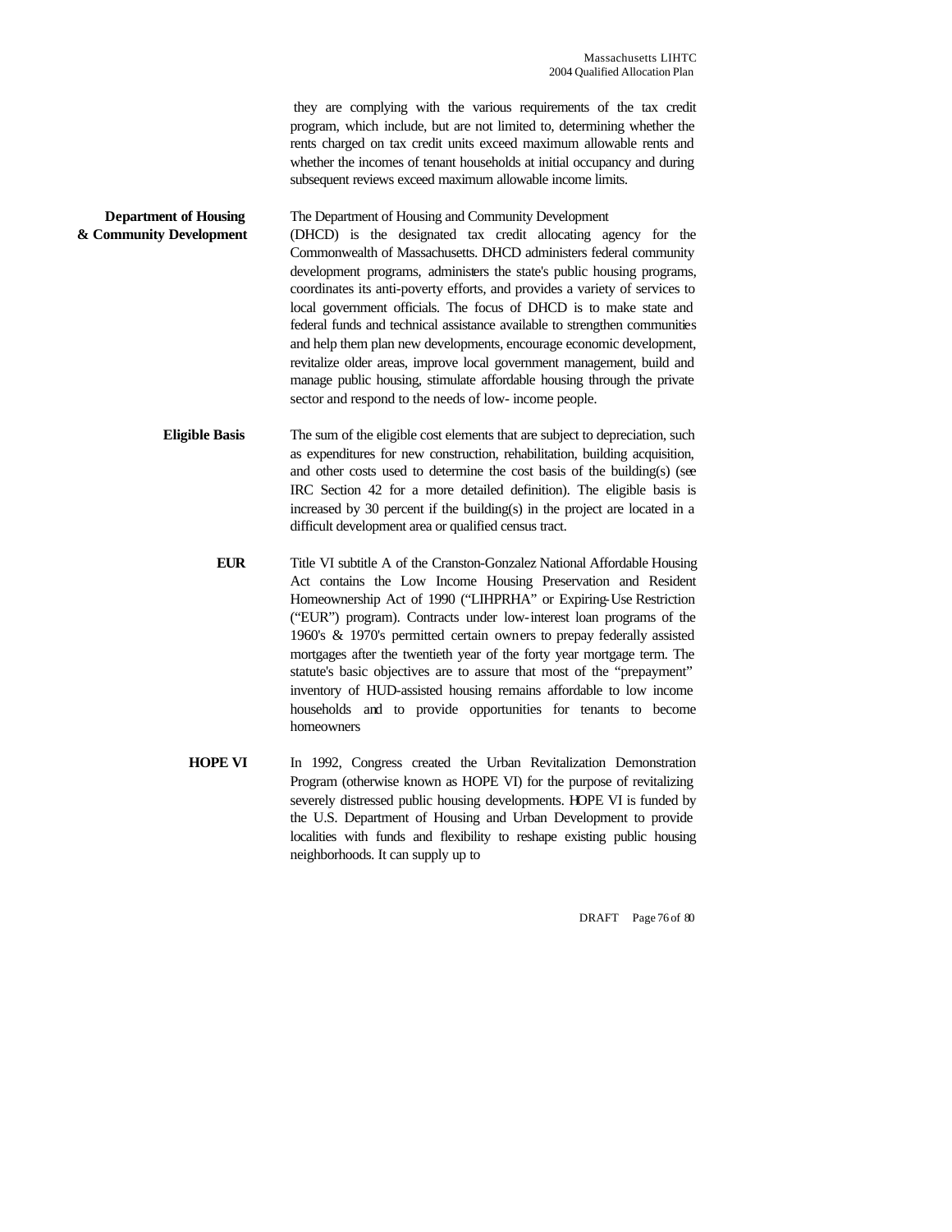they are complying with the various requirements of the tax credit program, which include, but are not limited to, determining whether the rents charged on tax credit units exceed maximum allowable rents and whether the incomes of tenant households at initial occupancy and during subsequent reviews exceed maximum allowable income limits.

**Department of Housing & Community Development**

The Department of Housing and Community Development (DHCD) is the designated tax credit allocating agency for the Commonwealth of Massachusetts. DHCD administers federal community development programs, administers the state's public housing programs, coordinates its anti-poverty efforts, and provides a variety of services to local government officials. The focus of DHCD is to make state and federal funds and technical assistance available to strengthen communities and help them plan new developments, encourage economic development, revitalize older areas, improve local government management, build and manage public housing, stimulate affordable housing through the private sector and respond to the needs of low- income people.

**Eligible Basis**

The sum of the eligible cost elements that are subject to depreciation, such as expenditures for new construction, rehabilitation, building acquisition, and other costs used to determine the cost basis of the building(s) (see IRC Section 42 for a more detailed definition). The eligible basis is increased by 30 percent if the building(s) in the project are located in a difficult development area or qualified census tract.

**EUR**

Title VI subtitle A of the Cranston-Gonzalez National Affordable Housing Act contains the Low Income Housing Preservation and Resident Homeownership Act of 1990 ("LIHPRHA" or Expiring-Use Restriction ("EUR") program). Contracts under low-interest loan programs of the 1960's & 1970's permitted certain owners to prepay federally assisted mortgages after the twentieth year of the forty year mortgage term. The statute's basic objectives are to assure that most of the "prepayment" inventory of HUD-assisted housing remains affordable to low income households and to provide opportunities for tenants to become homeowners

**HOPE VI**

In 1992, Congress created the Urban Revitalization Demonstration Program (otherwise known as HOPE VI) for the purpose of revitalizing severely distressed public housing developments. HOPE VI is funded by the U.S. Department of Housing and Urban Development to provide localities with funds and flexibility to reshape existing public housing neighborhoods. It can supply up to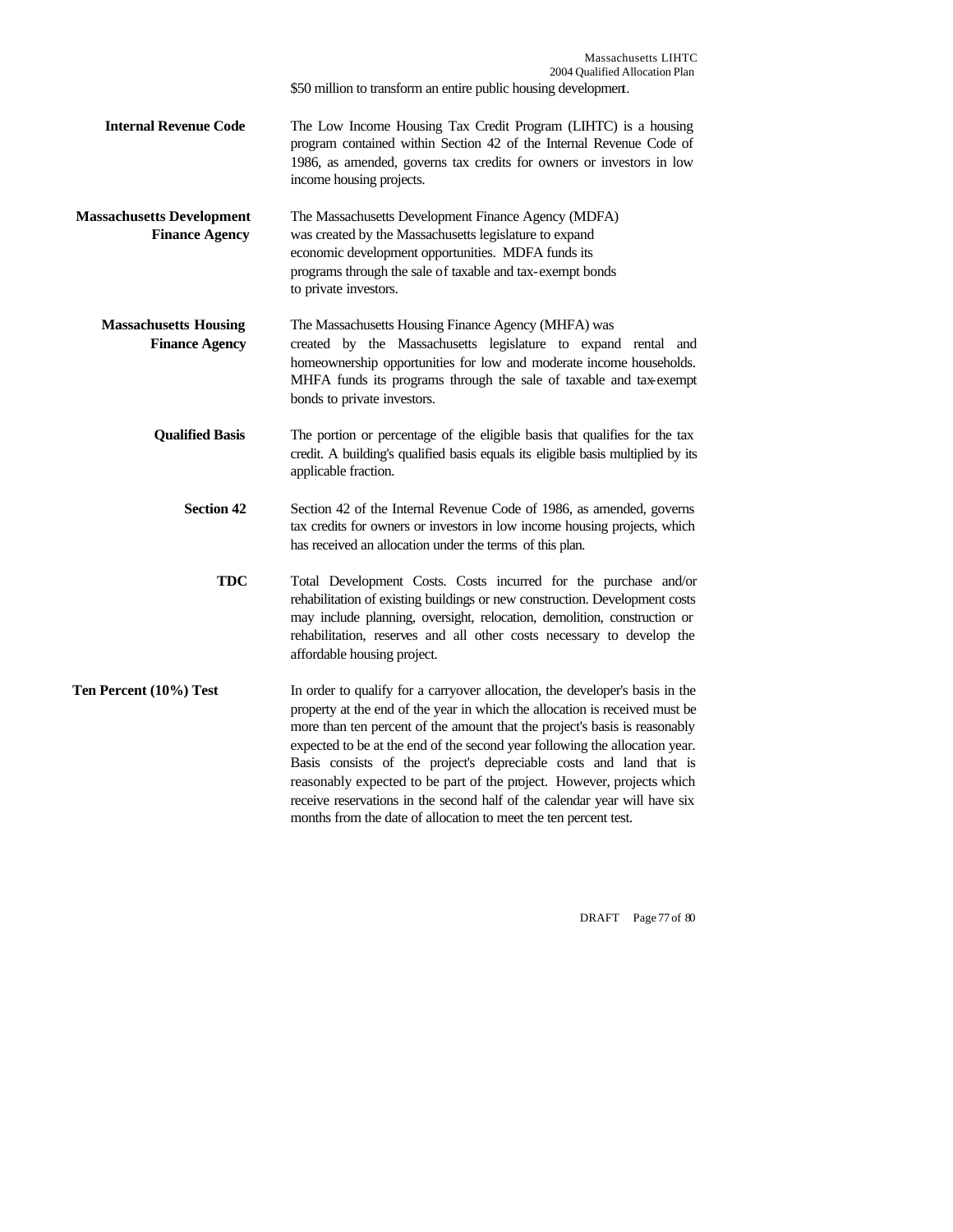$50 million to transform an entire public housing development.

**Internal Revenue Code** The Low Income Housing Tax Credit Program (LIHTC) is a housing program contained within Section 42 of the Internal Revenue Code of 1986, as amended, governs tax credits for owners or investors in low income housing projects.

**Massachusetts Development Finance Agency** The Massachusetts Development Finance Agency (MDFA) was created by the Massachusetts legislature to expand economic development opportunities. MDFA funds its programs through the sale of taxable and tax-exempt bonds to private investors.

**Massachusetts Housing Finance Agency** The Massachusetts Housing Finance Agency (MHFA) was created by the Massachusetts legislature to expand rental and homeownership opportunities for low and moderate income households. MHFA funds its programs through the sale of taxable and tax-exempt bonds to private investors.

**Qualified Basis** The portion or percentage of the eligible basis that qualifies for the tax credit. A building's qualified basis equals its eligible basis multiplied by its applicable fraction.

**Section 42** Section 42 of the Internal Revenue Code of 1986, as amended, governs tax credits for owners or investors in low income housing projects, which has received an allocation under the terms of this plan.

**TDC** Total Development Costs. Costs incurred for the purchase and/or rehabilitation of existing buildings or new construction. Development costs may include planning, oversight, relocation, demolition, construction or rehabilitation, reserves and all other costs necessary to develop the affordable housing project.

**Ten Percent (10%) Test** In order to qualify for a carryover allocation, the developer's basis in the property at the end of the year in which the allocation is received must be more than ten percent of the amount that the project's basis is reasonably expected to be at the end of the second year following the allocation year. Basis consists of the project's depreciable costs and land that is reasonably expected to be part of the project. However, projects which receive reservations in the second half of the calendar year will have six months from the date of allocation to meet the ten percent test.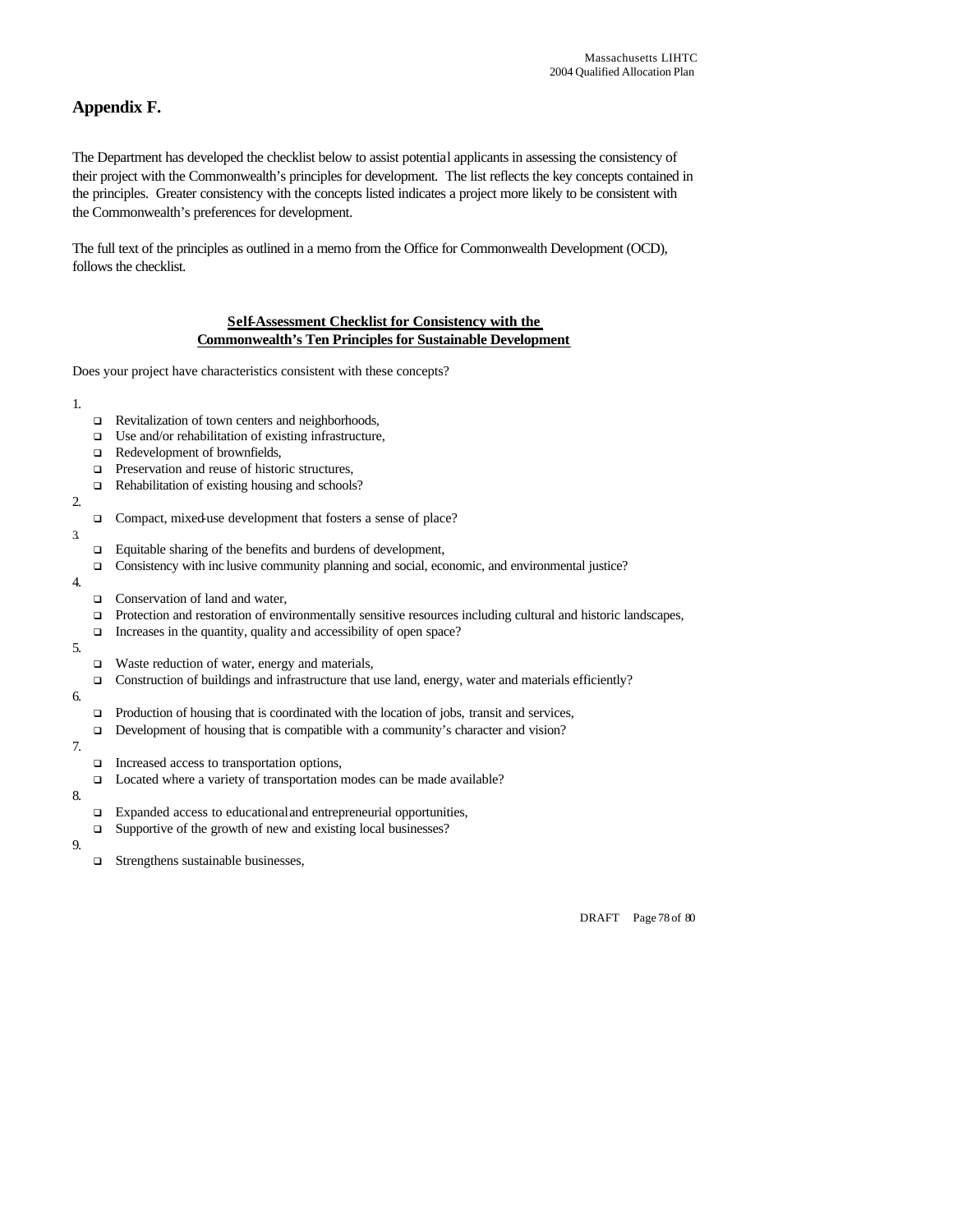## Appendix F.

The Department has developed the checklist below to assist potential applicants in assessing the consistency of their project with the Commonwealth's principles for development. The list reflects the key concepts contained in the principles. Greater consistency with the concepts listed indicates a project more likely to be consistent with the Commonwealth's preferences for development.

The full text of the principles as outlined in a memo from the Office for Commonwealth Development (OCD), follows the checklist.

**Self-Assessment Checklist for Consistency with the Commonwealth's Ten Principles for Sustainable Development**

Does your project have characteristics consistent with these concepts?

1.
   - ❑ Revitalization of town centers and neighborhoods,
   - ❑ Use and/or rehabilitation of existing infrastructure,
   - ❑ Redevelopment of brownfields,
   - ❑ Preservation and reuse of historic structures,
   - ❑ Rehabilitation of existing housing and schools?
2.
   - ❑ Compact, mixed-use development that fosters a sense of place?
3.
   - ❑ Equitable sharing of the benefits and burdens of development,
   - ❑ Consistency with inclusive community planning and social, economic, and environmental justice?
4.
   - ❑ Conservation of land and water,
   - ❑ Protection and restoration of environmentally sensitive resources including cultural and historic landscapes,
   - ❑ Increases in the quantity, quality and accessibility of open space?
5.
   - ❑ Waste reduction of water, energy and materials,
   - ❑ Construction of buildings and infrastructure that use land, energy, water and materials efficiently?
6.
   - ❑ Production of housing that is coordinated with the location of jobs, transit and services,
   - ❑ Development of housing that is compatible with a community's character and vision?
7.
   - ❑ Increased access to transportation options,
   - ❑ Located where a variety of transportation modes can be made available?
8.
   - ❑ Expanded access to educational and entrepreneurial opportunities,
   - ❑ Supportive of the growth of new and existing local businesses?
9.
   - ❑ Strengthens sustainable businesses,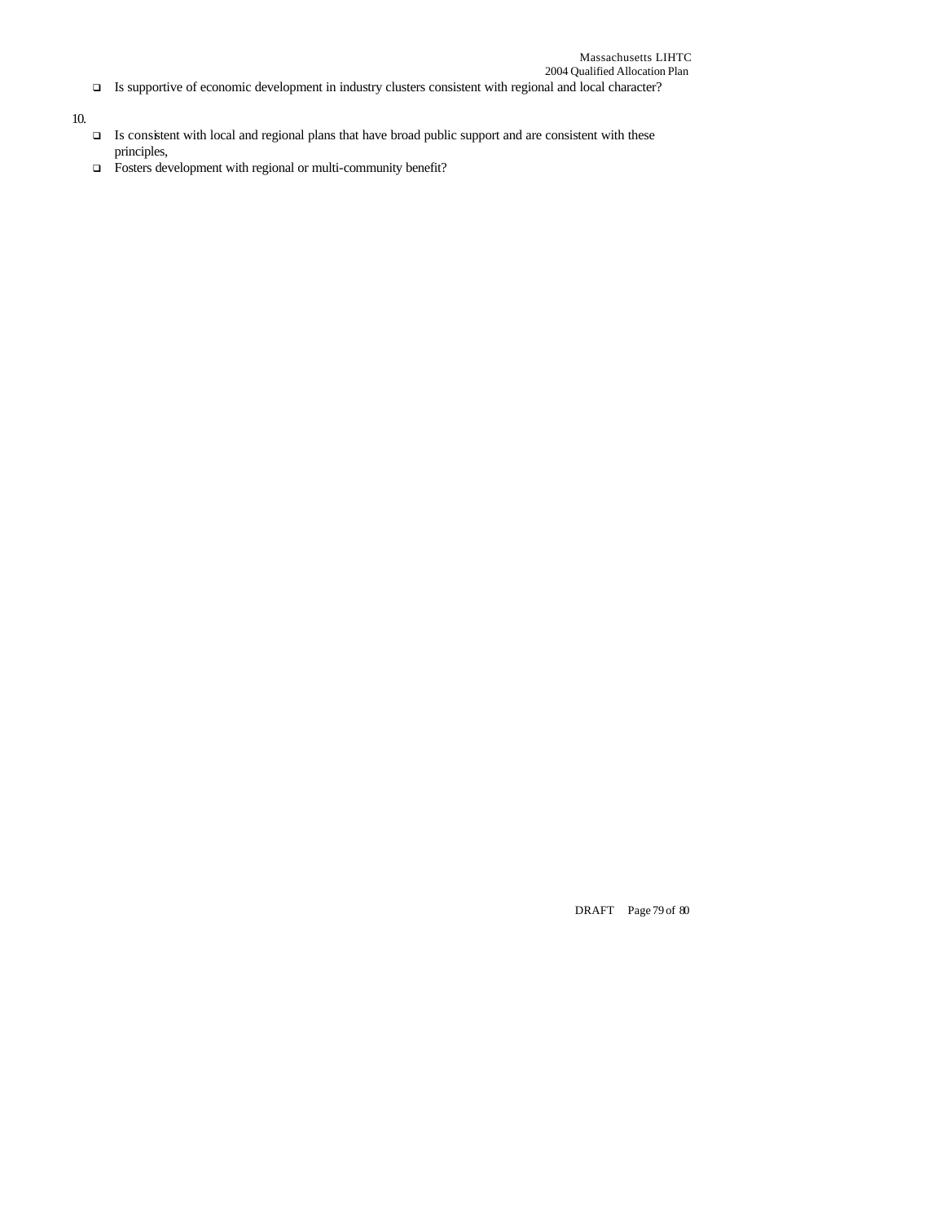- Is supportive of economic development in industry clusters consistent with regional and local character?

10.

- Is consistent with local and regional plans that have broad public support and are consistent with these principles,
- Fosters development with regional or multi-community benefit?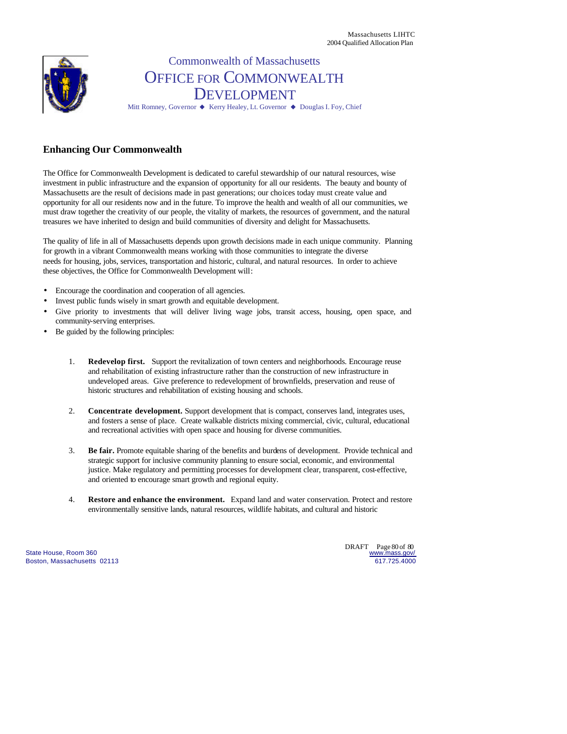Commonwealth of Massachusetts

# Office for Commonwealth Development

Mitt Romney, Governor ◆ Kerry Healey, Lt. Governor ◆ Douglas I. Foy, Chief

## Enhancing Our Commonwealth

The Office for Commonwealth Development is dedicated to careful stewardship of our natural resources, wise investment in public infrastructure and the expansion of opportunity for all our residents. The beauty and bounty of Massachusetts are the result of decisions made in past generations; our choices today must create value and opportunity for all our residents now and in the future. To improve the health and wealth of all our communities, we must draw together the creativity of our people, the vitality of markets, the resources of government, and the natural treasures we have inherited to design and build communities of diversity and delight for Massachusetts.

The quality of life in all of Massachusetts depends upon growth decisions made in each unique community. Planning for growth in a vibrant Commonwealth means working with those communities to integrate the diverse needs for housing, jobs, services, transportation and historic, cultural, and natural resources. In order to achieve these objectives, the Office for Commonwealth Development will:

- Encourage the coordination and cooperation of all agencies.
- Invest public funds wisely in smart growth and equitable development.
- Give priority to investments that will deliver living wage jobs, transit access, housing, open space, and community-serving enterprises.
- Be guided by the following principles:

1. **Redevelop first.** Support the revitalization of town centers and neighborhoods. Encourage reuse and rehabilitation of existing infrastructure rather than the construction of new infrastructure in undeveloped areas. Give preference to redevelopment of brownfields, preservation and reuse of historic structures and rehabilitation of existing housing and schools.

2. **Concentrate development.** Support development that is compact, conserves land, integrates uses, and fosters a sense of place. Create walkable districts mixing commercial, civic, cultural, educational and recreational activities with open space and housing for diverse communities.

3. **Be fair.** Promote equitable sharing of the benefits and burdens of development. Provide technical and strategic support for inclusive community planning to ensure social, economic, and environmental justice. Make regulatory and permitting processes for development clear, transparent, cost-effective, and oriented to encourage smart growth and regional equity.

4. **Restore and enhance the environment.** Expand land and water conservation. Protect and restore environmentally sensitive lands, natural resources, wildlife habitats, and cultural and historic

State House, Room 360
Boston, Massachusetts 02113

www.mass.gov/
617.725.4000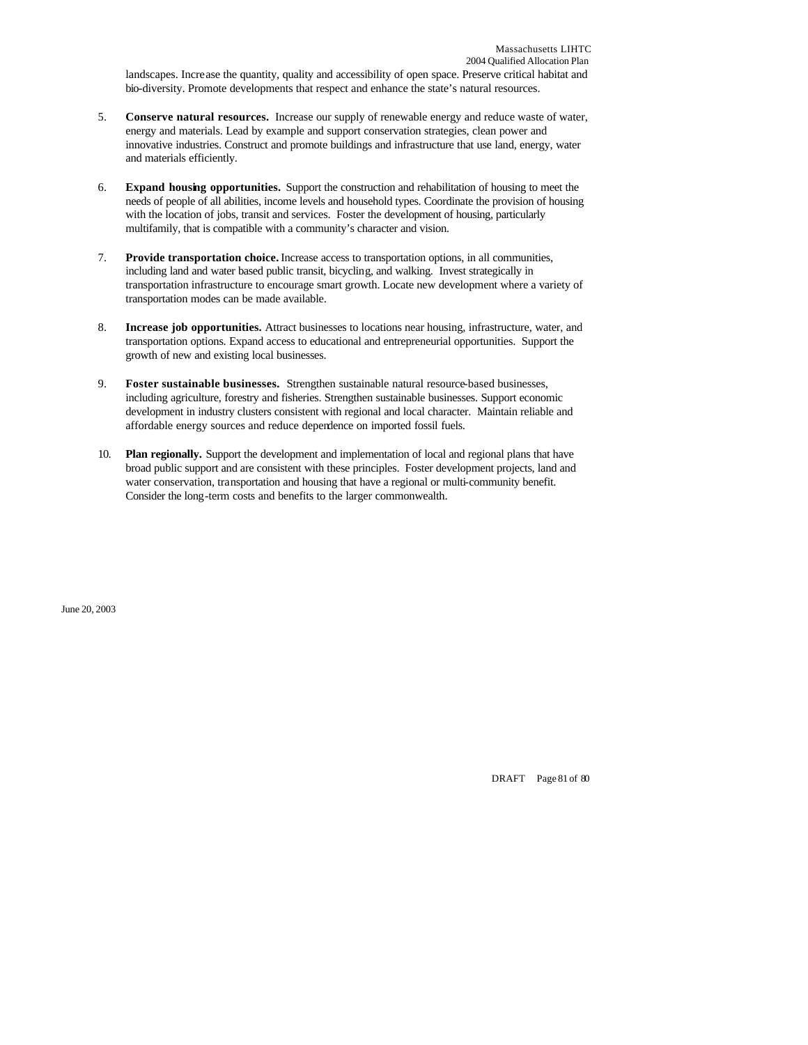landscapes. Increase the quantity, quality and accessibility of open space. Preserve critical habitat and bio-diversity. Promote developments that respect and enhance the state's natural resources.

5. **Conserve natural resources.** Increase our supply of renewable energy and reduce waste of water, energy and materials. Lead by example and support conservation strategies, clean power and innovative industries. Construct and promote buildings and infrastructure that use land, energy, water and materials efficiently.

6. **Expand housing opportunities.** Support the construction and rehabilitation of housing to meet the needs of people of all abilities, income levels and household types. Coordinate the provision of housing with the location of jobs, transit and services. Foster the development of housing, particularly multifamily, that is compatible with a community's character and vision.

7. **Provide transportation choice.** Increase access to transportation options, in all communities, including land and water based public transit, bicycling, and walking. Invest strategically in transportation infrastructure to encourage smart growth. Locate new development where a variety of transportation modes can be made available.

8. **Increase job opportunities.** Attract businesses to locations near housing, infrastructure, water, and transportation options. Expand access to educational and entrepreneurial opportunities. Support the growth of new and existing local businesses.

9. **Foster sustainable businesses.** Strengthen sustainable natural resource-based businesses, including agriculture, forestry and fisheries. Strengthen sustainable businesses. Support economic development in industry clusters consistent with regional and local character. Maintain reliable and affordable energy sources and reduce dependence on imported fossil fuels.

10. **Plan regionally.** Support the development and implementation of local and regional plans that have broad public support and are consistent with these principles. Foster development projects, land and water conservation, transportation and housing that have a regional or multi-community benefit. Consider the long-term costs and benefits to the larger commonwealth.